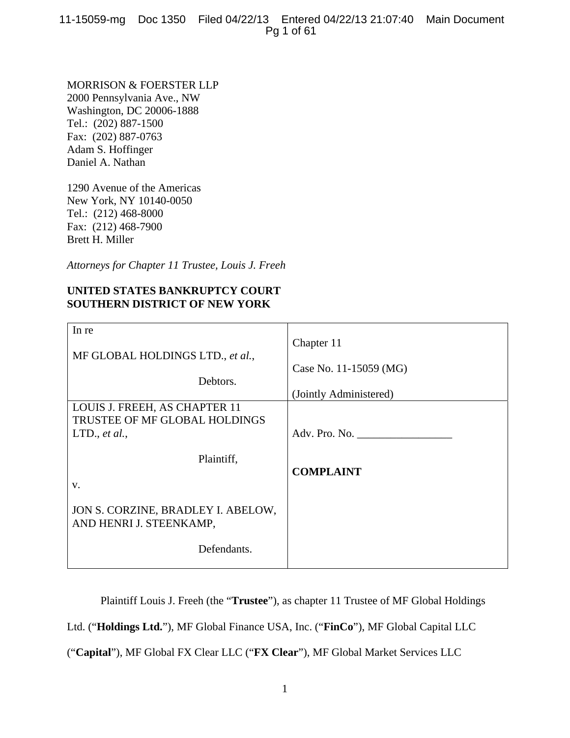MORRISON & FOERSTER LLP
2000 Pennsylvania Ave., NW
Washington, DC 20006-1888
Tel.: (202) 887-1500
Fax: (202) 887-0763
Adam S. Hoffinger
Daniel A. Nathan

1290 Avenue of the Americas
New York, NY 10140-0050
Tel.: (212) 468-8000
Fax: (212) 468-7900
Brett H. Miller

*Attorneys for Chapter 11 Trustee, Louis J. Freeh*

**UNITED STATES BANKRUPTCY COURT**
**SOUTHERN DISTRICT OF NEW YORK**

| | |
|---|---|
| In re<br><br>MF GLOBAL HOLDINGS LTD., *et al.*,<br><br>Debtors. | Chapter 11<br><br>Case No. 11-15059 (MG)<br><br>(Jointly Administered) |
| LOUIS J. FREEH, AS CHAPTER 11 TRUSTEE OF MF GLOBAL HOLDINGS LTD., *et al.*,<br><br>Plaintiff,<br><br>v.<br><br>JON S. CORZINE, BRADLEY I. ABELOW, AND HENRI J. STEENKAMP,<br><br>Defendants. | Adv. Pro. No. _________________<br><br>**COMPLAINT** |

Plaintiff Louis J. Freeh (the "**Trustee**"), as chapter 11 Trustee of MF Global Holdings Ltd. ("**Holdings Ltd.**"), MF Global Finance USA, Inc. ("**FinCo**"), MF Global Capital LLC ("**Capital**"), MF Global FX Clear LLC ("**FX Clear**"), MF Global Market Services LLC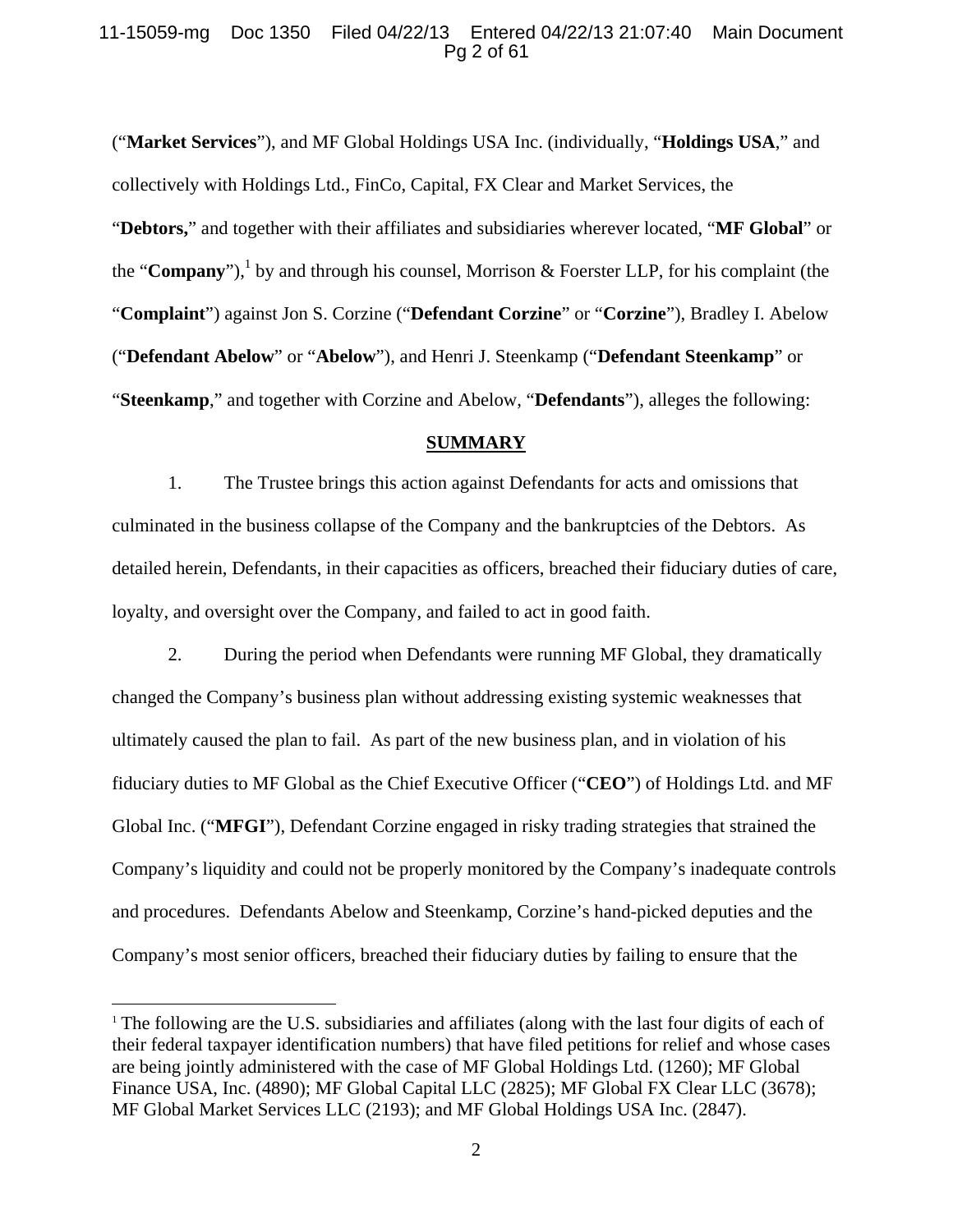("**Market Services**"), and MF Global Holdings USA Inc. (individually, "**Holdings USA**," and collectively with Holdings Ltd., FinCo, Capital, FX Clear and Market Services, the "**Debtors,**" and together with their affiliates and subsidiaries wherever located, "**MF Global**" or the "**Company**"),[1] by and through his counsel, Morrison & Foerster LLP, for his complaint (the "**Complaint**") against Jon S. Corzine ("**Defendant Corzine**" or "**Corzine**"), Bradley I. Abelow ("**Defendant Abelow**" or "**Abelow**"), and Henri J. Steenkamp ("**Defendant Steenkamp**" or "**Steenkamp**," and together with Corzine and Abelow, "**Defendants**"), alleges the following:

## SUMMARY

1. The Trustee brings this action against Defendants for acts and omissions that culminated in the business collapse of the Company and the bankruptcies of the Debtors. As detailed herein, Defendants, in their capacities as officers, breached their fiduciary duties of care, loyalty, and oversight over the Company, and failed to act in good faith.

2. During the period when Defendants were running MF Global, they dramatically changed the Company's business plan without addressing existing systemic weaknesses that ultimately caused the plan to fail. As part of the new business plan, and in violation of his fiduciary duties to MF Global as the Chief Executive Officer ("**CEO**") of Holdings Ltd. and MF Global Inc. ("**MFGI**"), Defendant Corzine engaged in risky trading strategies that strained the Company's liquidity and could not be properly monitored by the Company's inadequate controls and procedures. Defendants Abelow and Steenkamp, Corzine's hand-picked deputies and the Company's most senior officers, breached their fiduciary duties by failing to ensure that the

---

[1] The following are the U.S. subsidiaries and affiliates (along with the last four digits of each of their federal taxpayer identification numbers) that have filed petitions for relief and whose cases are being jointly administered with the case of MF Global Holdings Ltd. (1260); MF Global Finance USA, Inc. (4890); MF Global Capital LLC (2825); MF Global FX Clear LLC (3678); MF Global Market Services LLC (2193); and MF Global Holdings USA Inc. (2847).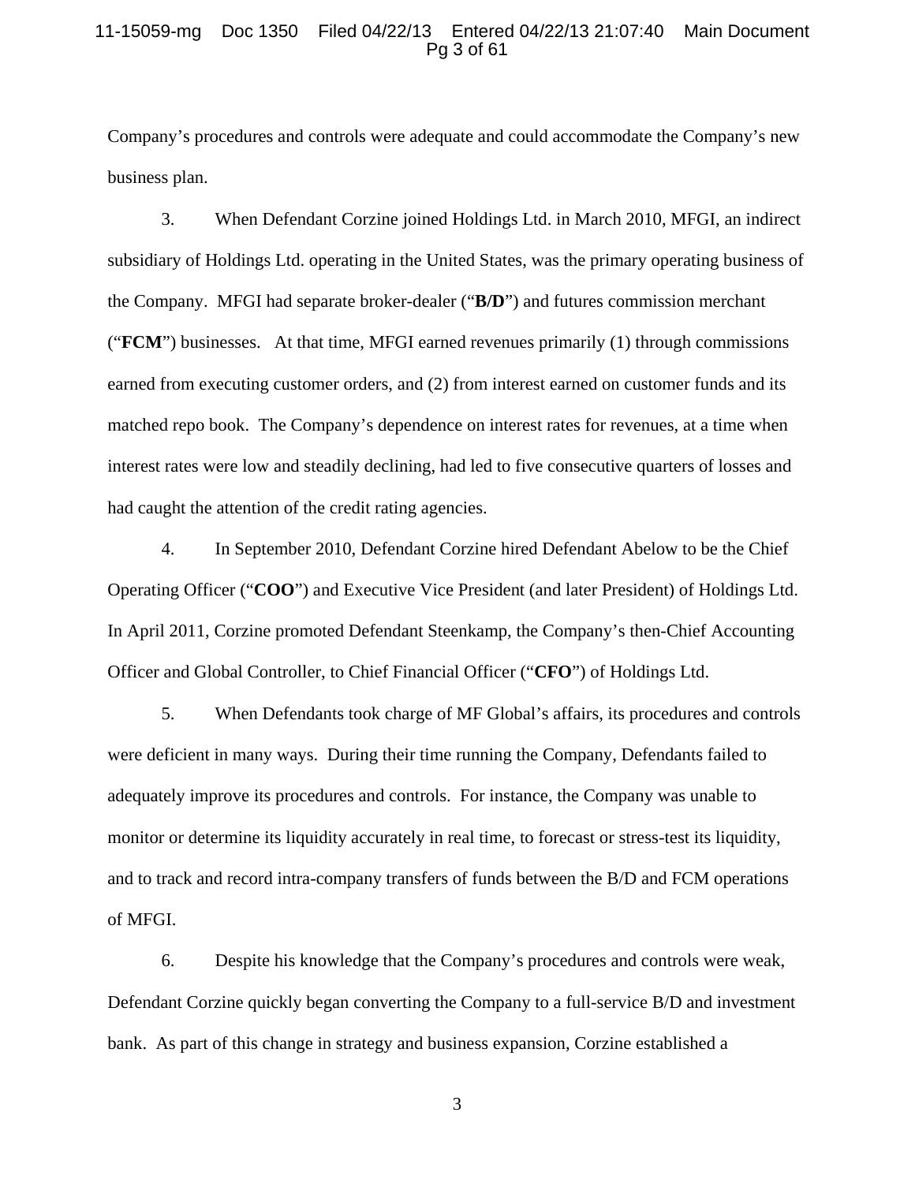Company's procedures and controls were adequate and could accommodate the Company's new business plan.

3. When Defendant Corzine joined Holdings Ltd. in March 2010, MFGI, an indirect subsidiary of Holdings Ltd. operating in the United States, was the primary operating business of the Company. MFGI had separate broker-dealer ("**B/D**") and futures commission merchant ("**FCM**") businesses. At that time, MFGI earned revenues primarily (1) through commissions earned from executing customer orders, and (2) from interest earned on customer funds and its matched repo book. The Company's dependence on interest rates for revenues, at a time when interest rates were low and steadily declining, had led to five consecutive quarters of losses and had caught the attention of the credit rating agencies.

4. In September 2010, Defendant Corzine hired Defendant Abelow to be the Chief Operating Officer ("**COO**") and Executive Vice President (and later President) of Holdings Ltd. In April 2011, Corzine promoted Defendant Steenkamp, the Company's then-Chief Accounting Officer and Global Controller, to Chief Financial Officer ("**CFO**") of Holdings Ltd.

5. When Defendants took charge of MF Global's affairs, its procedures and controls were deficient in many ways. During their time running the Company, Defendants failed to adequately improve its procedures and controls. For instance, the Company was unable to monitor or determine its liquidity accurately in real time, to forecast or stress-test its liquidity, and to track and record intra-company transfers of funds between the B/D and FCM operations of MFGI.

6. Despite his knowledge that the Company's procedures and controls were weak, Defendant Corzine quickly began converting the Company to a full-service B/D and investment bank. As part of this change in strategy and business expansion, Corzine established a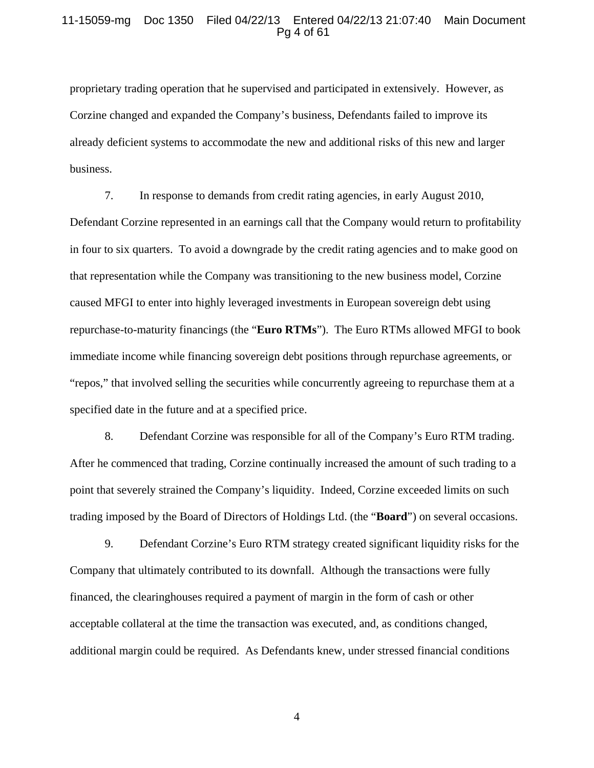proprietary trading operation that he supervised and participated in extensively. However, as Corzine changed and expanded the Company's business, Defendants failed to improve its already deficient systems to accommodate the new and additional risks of this new and larger business.

7. In response to demands from credit rating agencies, in early August 2010, Defendant Corzine represented in an earnings call that the Company would return to profitability in four to six quarters. To avoid a downgrade by the credit rating agencies and to make good on that representation while the Company was transitioning to the new business model, Corzine caused MFGI to enter into highly leveraged investments in European sovereign debt using repurchase-to-maturity financings (the "**Euro RTMs**"). The Euro RTMs allowed MFGI to book immediate income while financing sovereign debt positions through repurchase agreements, or "repos," that involved selling the securities while concurrently agreeing to repurchase them at a specified date in the future and at a specified price.

8. Defendant Corzine was responsible for all of the Company's Euro RTM trading. After he commenced that trading, Corzine continually increased the amount of such trading to a point that severely strained the Company's liquidity. Indeed, Corzine exceeded limits on such trading imposed by the Board of Directors of Holdings Ltd. (the "**Board**") on several occasions.

9. Defendant Corzine's Euro RTM strategy created significant liquidity risks for the Company that ultimately contributed to its downfall. Although the transactions were fully financed, the clearinghouses required a payment of margin in the form of cash or other acceptable collateral at the time the transaction was executed, and, as conditions changed, additional margin could be required. As Defendants knew, under stressed financial conditions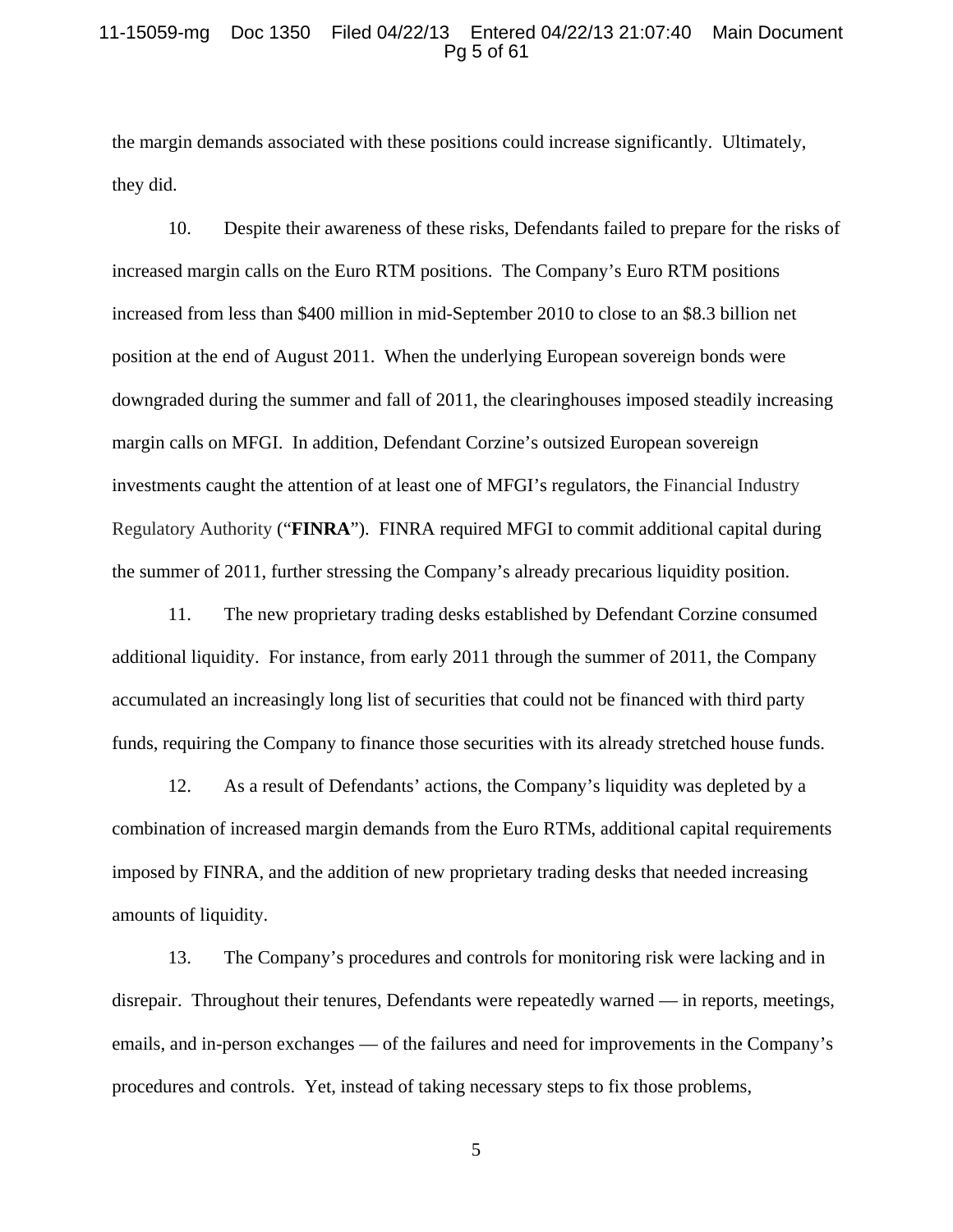the margin demands associated with these positions could increase significantly. Ultimately, they did.

10. Despite their awareness of these risks, Defendants failed to prepare for the risks of increased margin calls on the Euro RTM positions. The Company's Euro RTM positions increased from less than $400 million in mid-September 2010 to close to an $8.3 billion net position at the end of August 2011. When the underlying European sovereign bonds were downgraded during the summer and fall of 2011, the clearinghouses imposed steadily increasing margin calls on MFGI. In addition, Defendant Corzine's outsized European sovereign investments caught the attention of at least one of MFGI's regulators, the Financial Industry Regulatory Authority ("**FINRA**"). FINRA required MFGI to commit additional capital during the summer of 2011, further stressing the Company's already precarious liquidity position.

11. The new proprietary trading desks established by Defendant Corzine consumed additional liquidity. For instance, from early 2011 through the summer of 2011, the Company accumulated an increasingly long list of securities that could not be financed with third party funds, requiring the Company to finance those securities with its already stretched house funds.

12. As a result of Defendants' actions, the Company's liquidity was depleted by a combination of increased margin demands from the Euro RTMs, additional capital requirements imposed by FINRA, and the addition of new proprietary trading desks that needed increasing amounts of liquidity.

13. The Company's procedures and controls for monitoring risk were lacking and in disrepair. Throughout their tenures, Defendants were repeatedly warned — in reports, meetings, emails, and in-person exchanges — of the failures and need for improvements in the Company's procedures and controls. Yet, instead of taking necessary steps to fix those problems,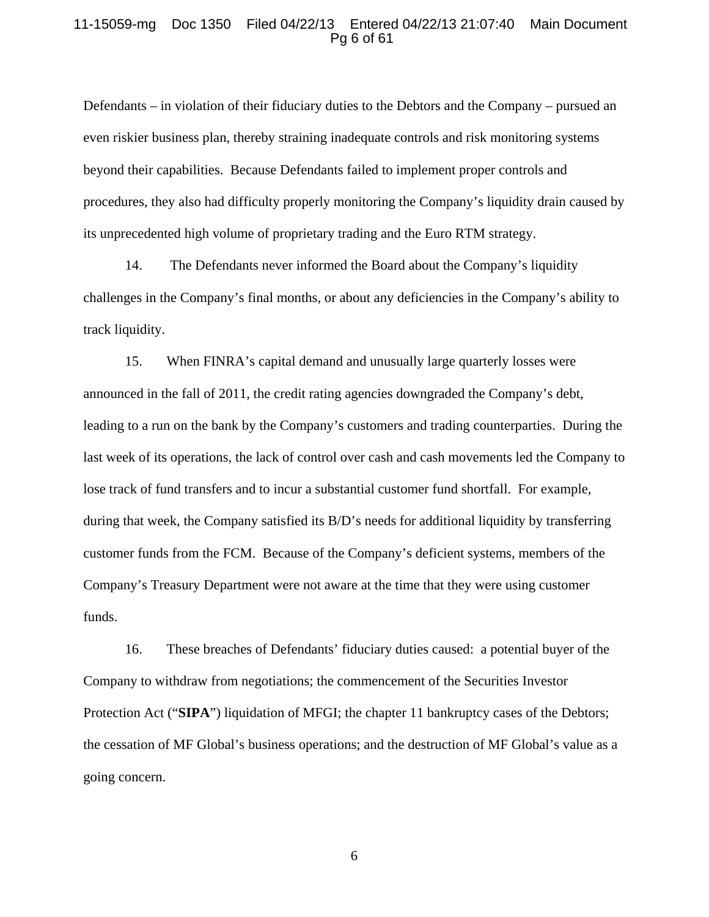Defendants – in violation of their fiduciary duties to the Debtors and the Company – pursued an even riskier business plan, thereby straining inadequate controls and risk monitoring systems beyond their capabilities. Because Defendants failed to implement proper controls and procedures, they also had difficulty properly monitoring the Company's liquidity drain caused by its unprecedented high volume of proprietary trading and the Euro RTM strategy.

14. The Defendants never informed the Board about the Company's liquidity challenges in the Company's final months, or about any deficiencies in the Company's ability to track liquidity.

15. When FINRA's capital demand and unusually large quarterly losses were announced in the fall of 2011, the credit rating agencies downgraded the Company's debt, leading to a run on the bank by the Company's customers and trading counterparties. During the last week of its operations, the lack of control over cash and cash movements led the Company to lose track of fund transfers and to incur a substantial customer fund shortfall. For example, during that week, the Company satisfied its B/D's needs for additional liquidity by transferring customer funds from the FCM. Because of the Company's deficient systems, members of the Company's Treasury Department were not aware at the time that they were using customer funds.

16. These breaches of Defendants' fiduciary duties caused: a potential buyer of the Company to withdraw from negotiations; the commencement of the Securities Investor Protection Act ("**SIPA**") liquidation of MFGI; the chapter 11 bankruptcy cases of the Debtors; the cessation of MF Global's business operations; and the destruction of MF Global's value as a going concern.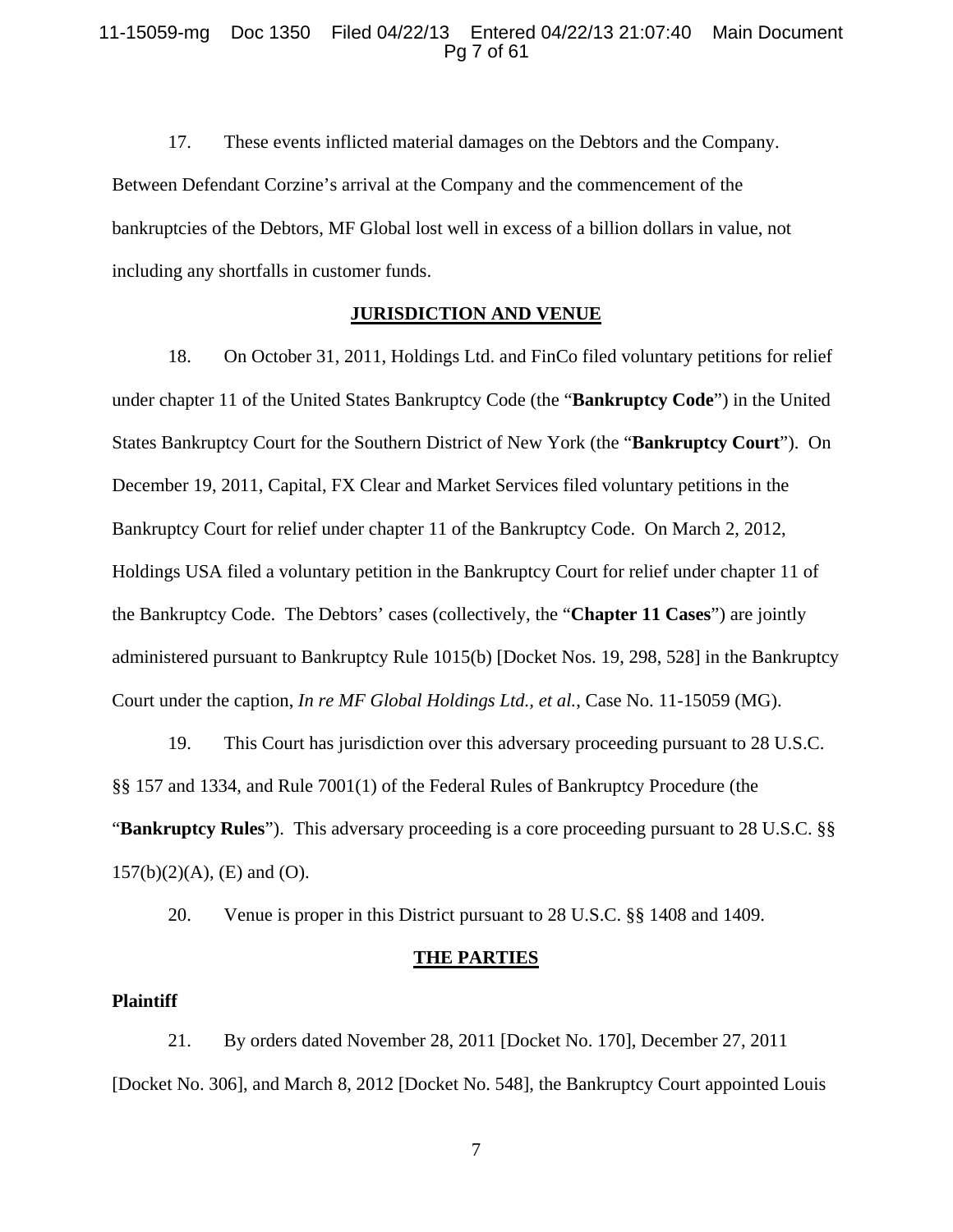17. These events inflicted material damages on the Debtors and the Company. Between Defendant Corzine's arrival at the Company and the commencement of the bankruptcies of the Debtors, MF Global lost well in excess of a billion dollars in value, not including any shortfalls in customer funds.

## JURISDICTION AND VENUE

18. On October 31, 2011, Holdings Ltd. and FinCo filed voluntary petitions for relief under chapter 11 of the United States Bankruptcy Code (the "**Bankruptcy Code**") in the United States Bankruptcy Court for the Southern District of New York (the "**Bankruptcy Court**"). On December 19, 2011, Capital, FX Clear and Market Services filed voluntary petitions in the Bankruptcy Court for relief under chapter 11 of the Bankruptcy Code. On March 2, 2012, Holdings USA filed a voluntary petition in the Bankruptcy Court for relief under chapter 11 of the Bankruptcy Code. The Debtors' cases (collectively, the "**Chapter 11 Cases**") are jointly administered pursuant to Bankruptcy Rule 1015(b) [Docket Nos. 19, 298, 528] in the Bankruptcy Court under the caption, *In re MF Global Holdings Ltd., et al.*, Case No. 11-15059 (MG).

19. This Court has jurisdiction over this adversary proceeding pursuant to 28 U.S.C. §§ 157 and 1334, and Rule 7001(1) of the Federal Rules of Bankruptcy Procedure (the "**Bankruptcy Rules**"). This adversary proceeding is a core proceeding pursuant to 28 U.S.C. §§ 157(b)(2)(A), (E) and (O).

20. Venue is proper in this District pursuant to 28 U.S.C. §§ 1408 and 1409.

## THE PARTIES

**Plaintiff**

21. By orders dated November 28, 2011 [Docket No. 170], December 27, 2011 [Docket No. 306], and March 8, 2012 [Docket No. 548], the Bankruptcy Court appointed Louis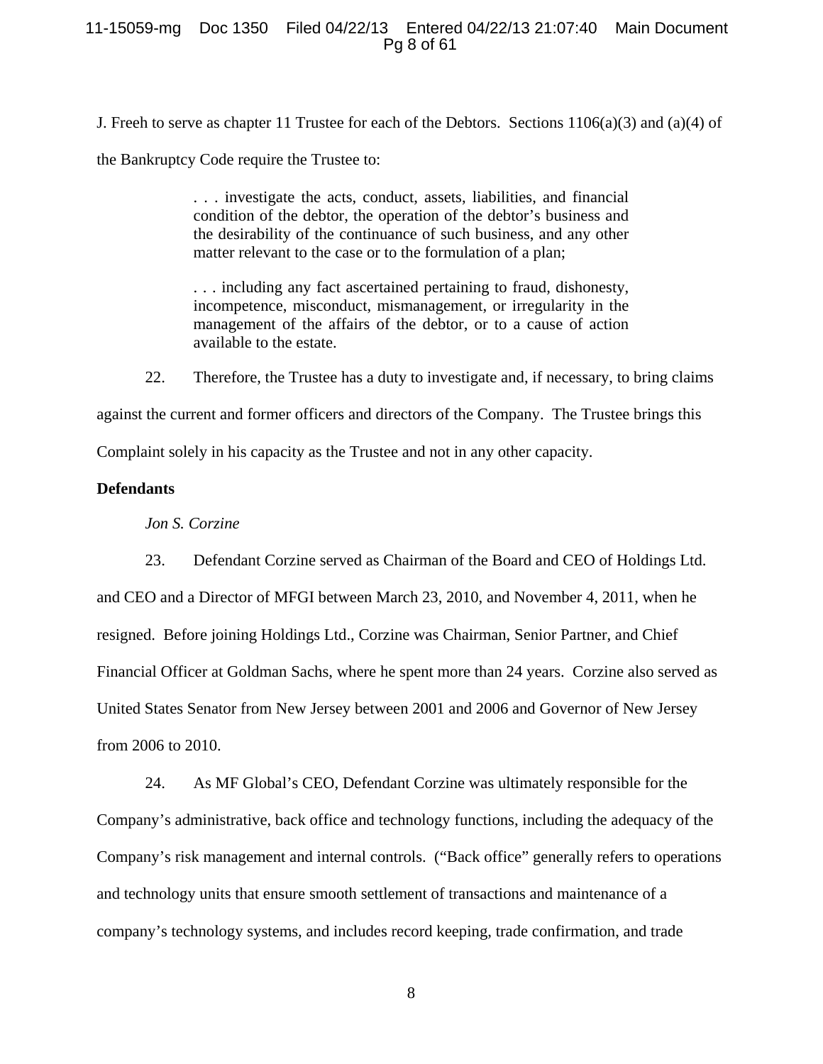J. Freeh to serve as chapter 11 Trustee for each of the Debtors. Sections 1106(a)(3) and (a)(4) of the Bankruptcy Code require the Trustee to:

> . . . investigate the acts, conduct, assets, liabilities, and financial condition of the debtor, the operation of the debtor's business and the desirability of the continuance of such business, and any other matter relevant to the case or to the formulation of a plan;
>
> . . . including any fact ascertained pertaining to fraud, dishonesty, incompetence, misconduct, mismanagement, or irregularity in the management of the affairs of the debtor, or to a cause of action available to the estate.

22. Therefore, the Trustee has a duty to investigate and, if necessary, to bring claims against the current and former officers and directors of the Company. The Trustee brings this Complaint solely in his capacity as the Trustee and not in any other capacity.

**Defendants**

*Jon S. Corzine*

23. Defendant Corzine served as Chairman of the Board and CEO of Holdings Ltd. and CEO and a Director of MFGI between March 23, 2010, and November 4, 2011, when he resigned. Before joining Holdings Ltd., Corzine was Chairman, Senior Partner, and Chief Financial Officer at Goldman Sachs, where he spent more than 24 years. Corzine also served as United States Senator from New Jersey between 2001 and 2006 and Governor of New Jersey from 2006 to 2010.

24. As MF Global's CEO, Defendant Corzine was ultimately responsible for the Company's administrative, back office and technology functions, including the adequacy of the Company's risk management and internal controls. ("Back office" generally refers to operations and technology units that ensure smooth settlement of transactions and maintenance of a company's technology systems, and includes record keeping, trade confirmation, and trade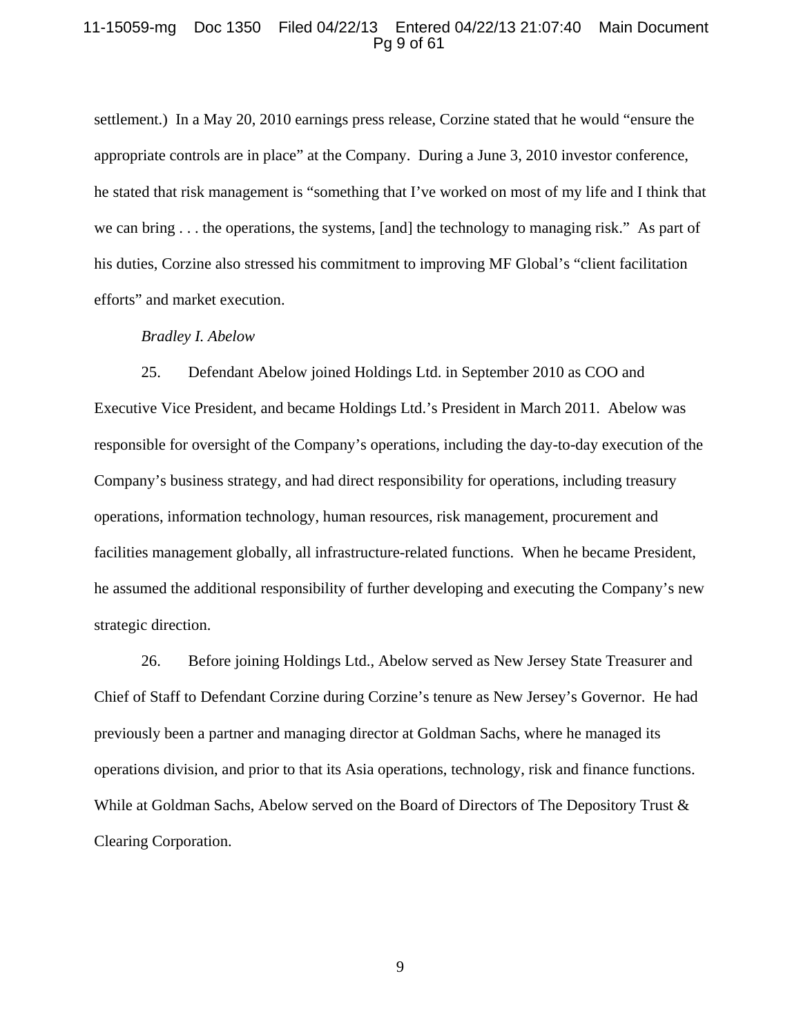settlement.) In a May 20, 2010 earnings press release, Corzine stated that he would "ensure the appropriate controls are in place" at the Company. During a June 3, 2010 investor conference, he stated that risk management is "something that I've worked on most of my life and I think that we can bring . . . the operations, the systems, [and] the technology to managing risk." As part of his duties, Corzine also stressed his commitment to improving MF Global's "client facilitation efforts" and market execution.

*Bradley I. Abelow*

25. Defendant Abelow joined Holdings Ltd. in September 2010 as COO and Executive Vice President, and became Holdings Ltd.'s President in March 2011. Abelow was responsible for oversight of the Company's operations, including the day-to-day execution of the Company's business strategy, and had direct responsibility for operations, including treasury operations, information technology, human resources, risk management, procurement and facilities management globally, all infrastructure-related functions. When he became President, he assumed the additional responsibility of further developing and executing the Company's new strategic direction.

26. Before joining Holdings Ltd., Abelow served as New Jersey State Treasurer and Chief of Staff to Defendant Corzine during Corzine's tenure as New Jersey's Governor. He had previously been a partner and managing director at Goldman Sachs, where he managed its operations division, and prior to that its Asia operations, technology, risk and finance functions. While at Goldman Sachs, Abelow served on the Board of Directors of The Depository Trust & Clearing Corporation.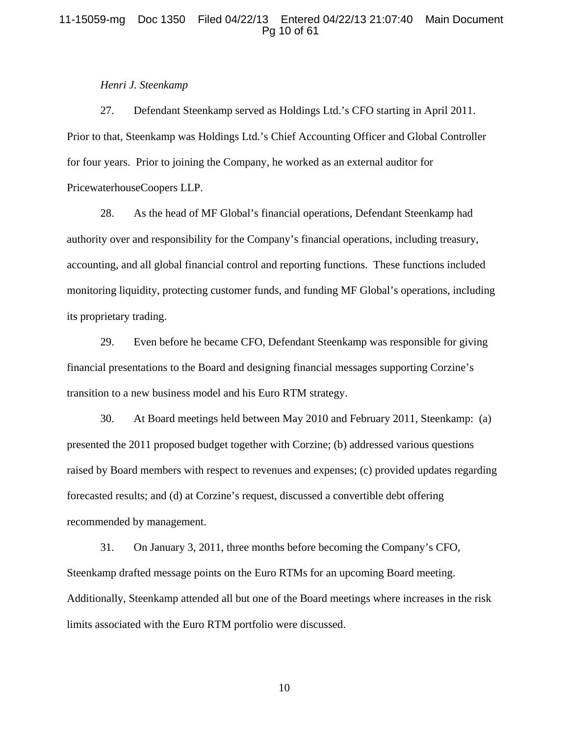*Henri J. Steenkamp*

27. Defendant Steenkamp served as Holdings Ltd.'s CFO starting in April 2011. Prior to that, Steenkamp was Holdings Ltd.'s Chief Accounting Officer and Global Controller for four years. Prior to joining the Company, he worked as an external auditor for PricewaterhouseCoopers LLP.

28. As the head of MF Global's financial operations, Defendant Steenkamp had authority over and responsibility for the Company's financial operations, including treasury, accounting, and all global financial control and reporting functions. These functions included monitoring liquidity, protecting customer funds, and funding MF Global's operations, including its proprietary trading.

29. Even before he became CFO, Defendant Steenkamp was responsible for giving financial presentations to the Board and designing financial messages supporting Corzine's transition to a new business model and his Euro RTM strategy.

30. At Board meetings held between May 2010 and February 2011, Steenkamp: (a) presented the 2011 proposed budget together with Corzine; (b) addressed various questions raised by Board members with respect to revenues and expenses; (c) provided updates regarding forecasted results; and (d) at Corzine's request, discussed a convertible debt offering recommended by management.

31. On January 3, 2011, three months before becoming the Company's CFO, Steenkamp drafted message points on the Euro RTMs for an upcoming Board meeting. Additionally, Steenkamp attended all but one of the Board meetings where increases in the risk limits associated with the Euro RTM portfolio were discussed.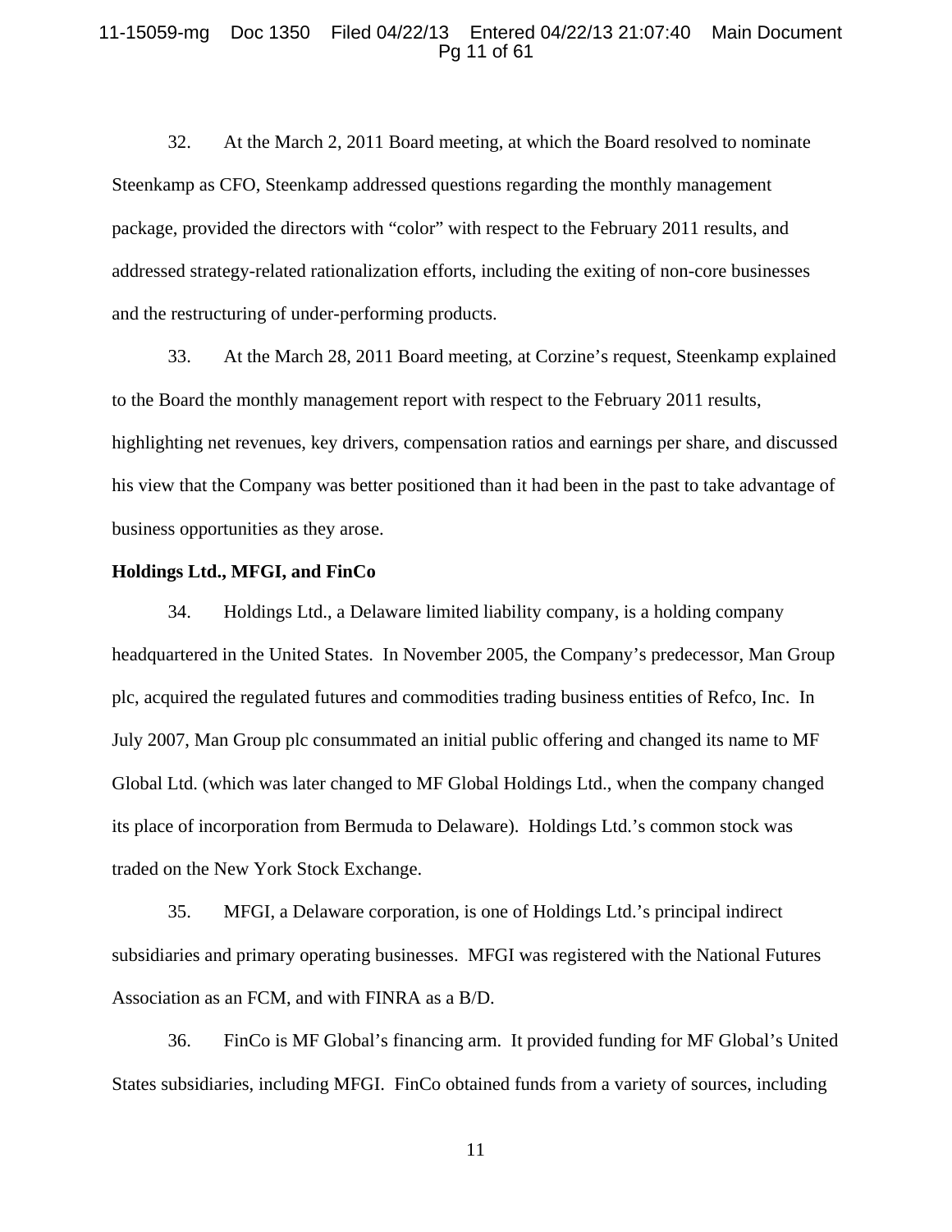32. At the March 2, 2011 Board meeting, at which the Board resolved to nominate Steenkamp as CFO, Steenkamp addressed questions regarding the monthly management package, provided the directors with "color" with respect to the February 2011 results, and addressed strategy-related rationalization efforts, including the exiting of non-core businesses and the restructuring of under-performing products.

33. At the March 28, 2011 Board meeting, at Corzine's request, Steenkamp explained to the Board the monthly management report with respect to the February 2011 results, highlighting net revenues, key drivers, compensation ratios and earnings per share, and discussed his view that the Company was better positioned than it had been in the past to take advantage of business opportunities as they arose.

**Holdings Ltd., MFGI, and FinCo**

34. Holdings Ltd., a Delaware limited liability company, is a holding company headquartered in the United States. In November 2005, the Company's predecessor, Man Group plc, acquired the regulated futures and commodities trading business entities of Refco, Inc. In July 2007, Man Group plc consummated an initial public offering and changed its name to MF Global Ltd. (which was later changed to MF Global Holdings Ltd., when the company changed its place of incorporation from Bermuda to Delaware). Holdings Ltd.'s common stock was traded on the New York Stock Exchange.

35. MFGI, a Delaware corporation, is one of Holdings Ltd.'s principal indirect subsidiaries and primary operating businesses. MFGI was registered with the National Futures Association as an FCM, and with FINRA as a B/D.

36. FinCo is MF Global's financing arm. It provided funding for MF Global's United States subsidiaries, including MFGI. FinCo obtained funds from a variety of sources, including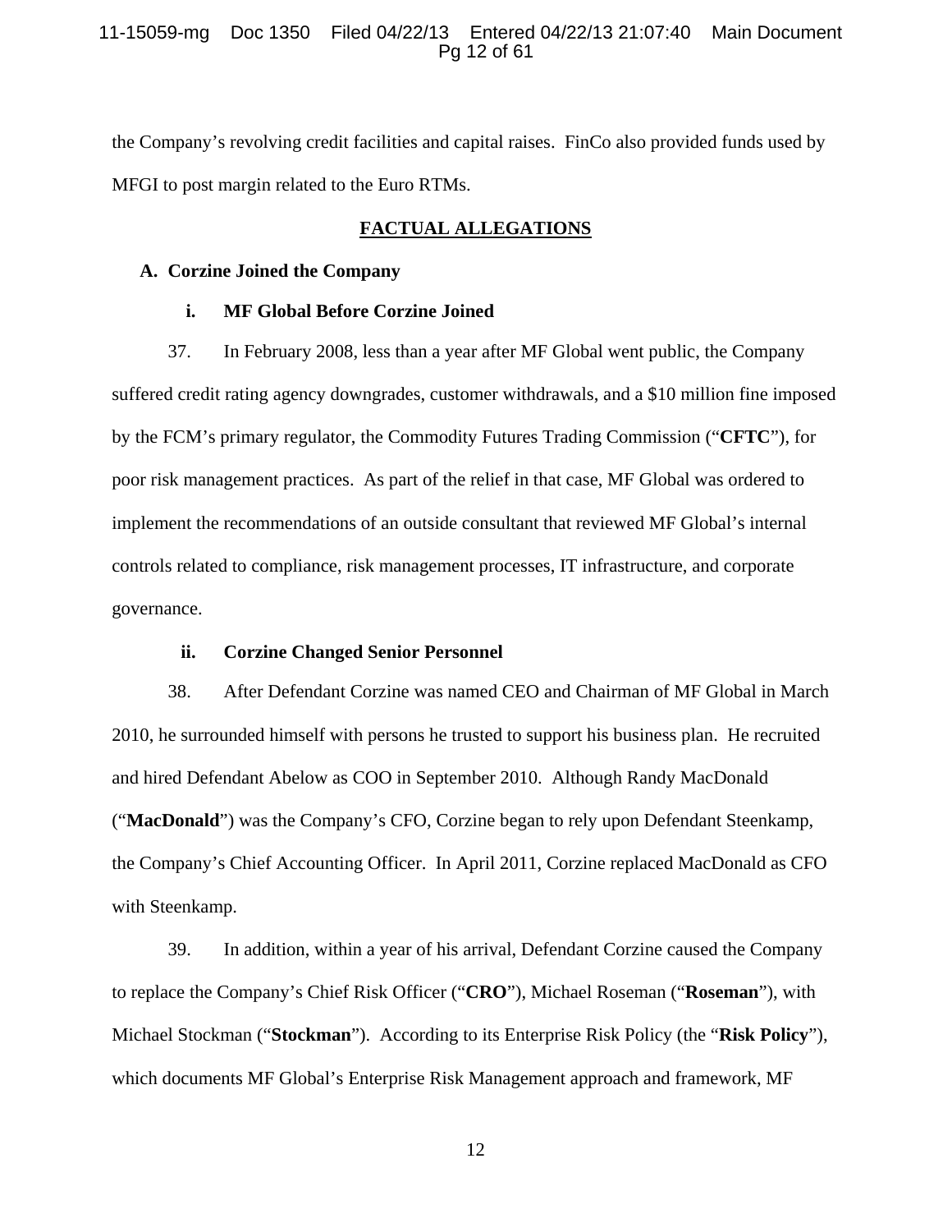the Company's revolving credit facilities and capital raises. FinCo also provided funds used by MFGI to post margin related to the Euro RTMs.

## FACTUAL ALLEGATIONS

### A. Corzine Joined the Company

#### i. MF Global Before Corzine Joined

37. In February 2008, less than a year after MF Global went public, the Company suffered credit rating agency downgrades, customer withdrawals, and a $10 million fine imposed by the FCM's primary regulator, the Commodity Futures Trading Commission ("**CFTC**"), for poor risk management practices. As part of the relief in that case, MF Global was ordered to implement the recommendations of an outside consultant that reviewed MF Global's internal controls related to compliance, risk management processes, IT infrastructure, and corporate governance.

#### ii. Corzine Changed Senior Personnel

38. After Defendant Corzine was named CEO and Chairman of MF Global in March 2010, he surrounded himself with persons he trusted to support his business plan. He recruited and hired Defendant Abelow as COO in September 2010. Although Randy MacDonald ("**MacDonald**") was the Company's CFO, Corzine began to rely upon Defendant Steenkamp, the Company's Chief Accounting Officer. In April 2011, Corzine replaced MacDonald as CFO with Steenkamp.

39. In addition, within a year of his arrival, Defendant Corzine caused the Company to replace the Company's Chief Risk Officer ("**CRO**"), Michael Roseman ("**Roseman**"), with Michael Stockman ("**Stockman**"). According to its Enterprise Risk Policy (the "**Risk Policy**"), which documents MF Global's Enterprise Risk Management approach and framework, MF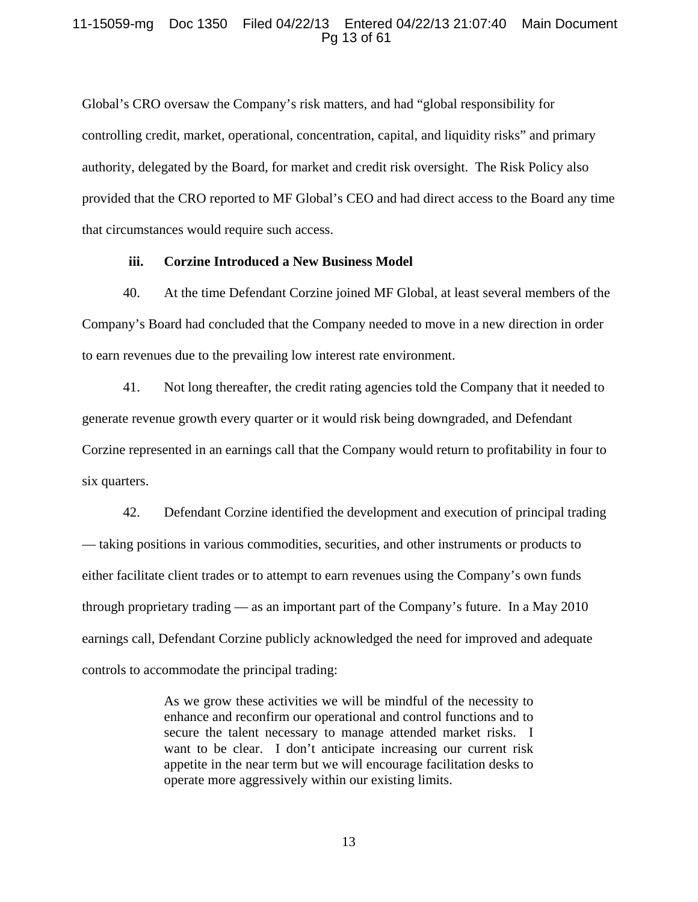Global's CRO oversaw the Company's risk matters, and had "global responsibility for controlling credit, market, operational, concentration, capital, and liquidity risks" and primary authority, delegated by the Board, for market and credit risk oversight. The Risk Policy also provided that the CRO reported to MF Global's CEO and had direct access to the Board any time that circumstances would require such access.

### iii. Corzine Introduced a New Business Model

40. At the time Defendant Corzine joined MF Global, at least several members of the Company's Board had concluded that the Company needed to move in a new direction in order to earn revenues due to the prevailing low interest rate environment.

41. Not long thereafter, the credit rating agencies told the Company that it needed to generate revenue growth every quarter or it would risk being downgraded, and Defendant Corzine represented in an earnings call that the Company would return to profitability in four to six quarters.

42. Defendant Corzine identified the development and execution of principal trading — taking positions in various commodities, securities, and other instruments or products to either facilitate client trades or to attempt to earn revenues using the Company's own funds through proprietary trading — as an important part of the Company's future. In a May 2010 earnings call, Defendant Corzine publicly acknowledged the need for improved and adequate controls to accommodate the principal trading:

> As we grow these activities we will be mindful of the necessity to enhance and reconfirm our operational and control functions and to secure the talent necessary to manage attended market risks. I want to be clear. I don't anticipate increasing our current risk appetite in the near term but we will encourage facilitation desks to operate more aggressively within our existing limits.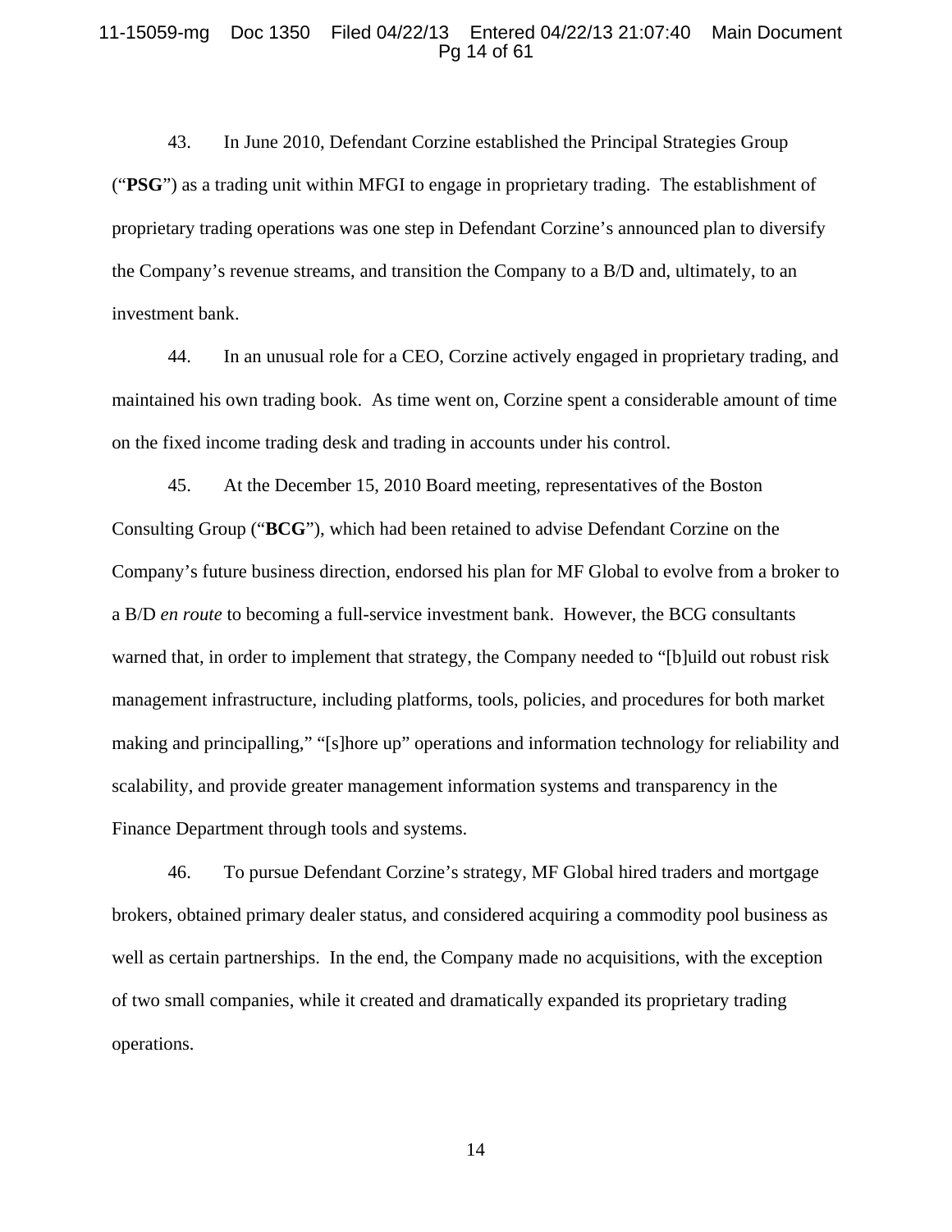43. In June 2010, Defendant Corzine established the Principal Strategies Group ("**PSG**") as a trading unit within MFGI to engage in proprietary trading. The establishment of proprietary trading operations was one step in Defendant Corzine's announced plan to diversify the Company's revenue streams, and transition the Company to a B/D and, ultimately, to an investment bank.

44. In an unusual role for a CEO, Corzine actively engaged in proprietary trading, and maintained his own trading book. As time went on, Corzine spent a considerable amount of time on the fixed income trading desk and trading in accounts under his control.

45. At the December 15, 2010 Board meeting, representatives of the Boston Consulting Group ("**BCG**"), which had been retained to advise Defendant Corzine on the Company's future business direction, endorsed his plan for MF Global to evolve from a broker to a B/D *en route* to becoming a full-service investment bank. However, the BCG consultants warned that, in order to implement that strategy, the Company needed to "[b]uild out robust risk management infrastructure, including platforms, tools, policies, and procedures for both market making and principalling," "[s]hore up" operations and information technology for reliability and scalability, and provide greater management information systems and transparency in the Finance Department through tools and systems.

46. To pursue Defendant Corzine's strategy, MF Global hired traders and mortgage brokers, obtained primary dealer status, and considered acquiring a commodity pool business as well as certain partnerships. In the end, the Company made no acquisitions, with the exception of two small companies, while it created and dramatically expanded its proprietary trading operations.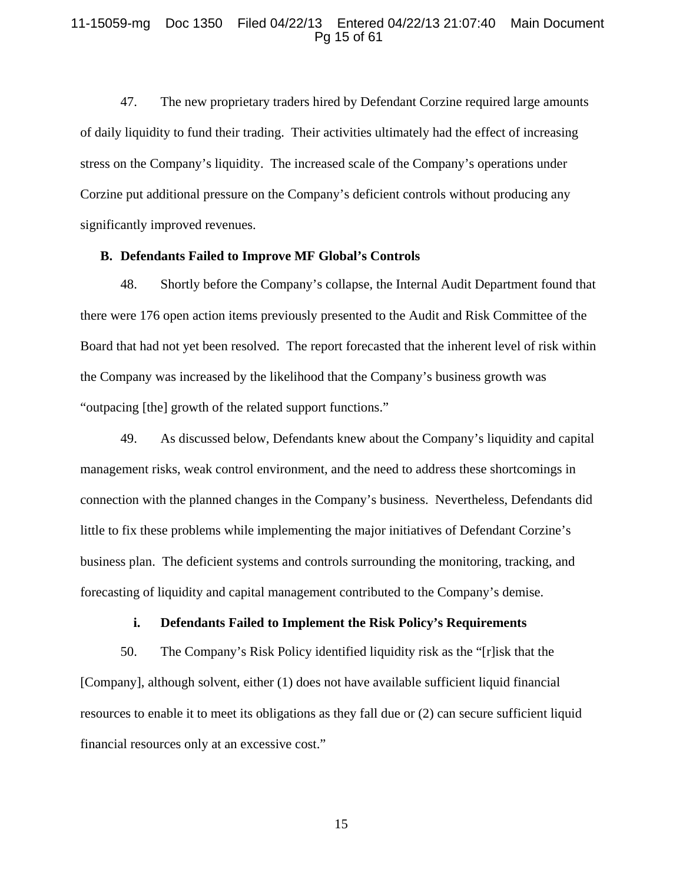47. The new proprietary traders hired by Defendant Corzine required large amounts of daily liquidity to fund their trading. Their activities ultimately had the effect of increasing stress on the Company's liquidity. The increased scale of the Company's operations under Corzine put additional pressure on the Company's deficient controls without producing any significantly improved revenues.

### B. Defendants Failed to Improve MF Global's Controls

48. Shortly before the Company's collapse, the Internal Audit Department found that there were 176 open action items previously presented to the Audit and Risk Committee of the Board that had not yet been resolved. The report forecasted that the inherent level of risk within the Company was increased by the likelihood that the Company's business growth was "outpacing [the] growth of the related support functions."

49. As discussed below, Defendants knew about the Company's liquidity and capital management risks, weak control environment, and the need to address these shortcomings in connection with the planned changes in the Company's business. Nevertheless, Defendants did little to fix these problems while implementing the major initiatives of Defendant Corzine's business plan. The deficient systems and controls surrounding the monitoring, tracking, and forecasting of liquidity and capital management contributed to the Company's demise.

#### i. Defendants Failed to Implement the Risk Policy's Requirements

50. The Company's Risk Policy identified liquidity risk as the "[r]isk that the [Company], although solvent, either (1) does not have available sufficient liquid financial resources to enable it to meet its obligations as they fall due or (2) can secure sufficient liquid financial resources only at an excessive cost."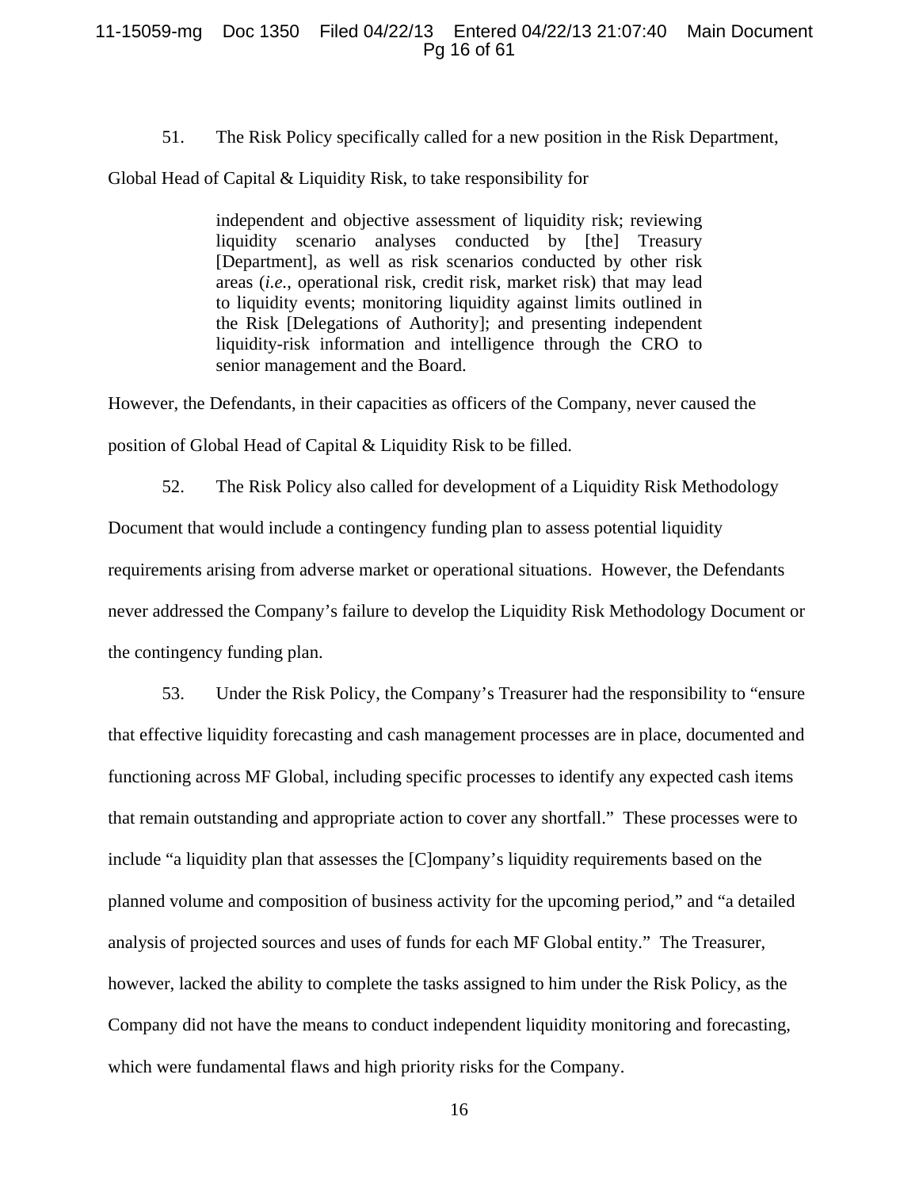51. The Risk Policy specifically called for a new position in the Risk Department, Global Head of Capital & Liquidity Risk, to take responsibility for

> independent and objective assessment of liquidity risk; reviewing liquidity scenario analyses conducted by [the] Treasury [Department], as well as risk scenarios conducted by other risk areas (*i.e.*, operational risk, credit risk, market risk) that may lead to liquidity events; monitoring liquidity against limits outlined in the Risk [Delegations of Authority]; and presenting independent liquidity-risk information and intelligence through the CRO to senior management and the Board.

However, the Defendants, in their capacities as officers of the Company, never caused the position of Global Head of Capital & Liquidity Risk to be filled.

52. The Risk Policy also called for development of a Liquidity Risk Methodology Document that would include a contingency funding plan to assess potential liquidity requirements arising from adverse market or operational situations. However, the Defendants never addressed the Company's failure to develop the Liquidity Risk Methodology Document or the contingency funding plan.

53. Under the Risk Policy, the Company's Treasurer had the responsibility to "ensure that effective liquidity forecasting and cash management processes are in place, documented and functioning across MF Global, including specific processes to identify any expected cash items that remain outstanding and appropriate action to cover any shortfall." These processes were to include "a liquidity plan that assesses the [C]ompany's liquidity requirements based on the planned volume and composition of business activity for the upcoming period," and "a detailed analysis of projected sources and uses of funds for each MF Global entity." The Treasurer, however, lacked the ability to complete the tasks assigned to him under the Risk Policy, as the Company did not have the means to conduct independent liquidity monitoring and forecasting, which were fundamental flaws and high priority risks for the Company.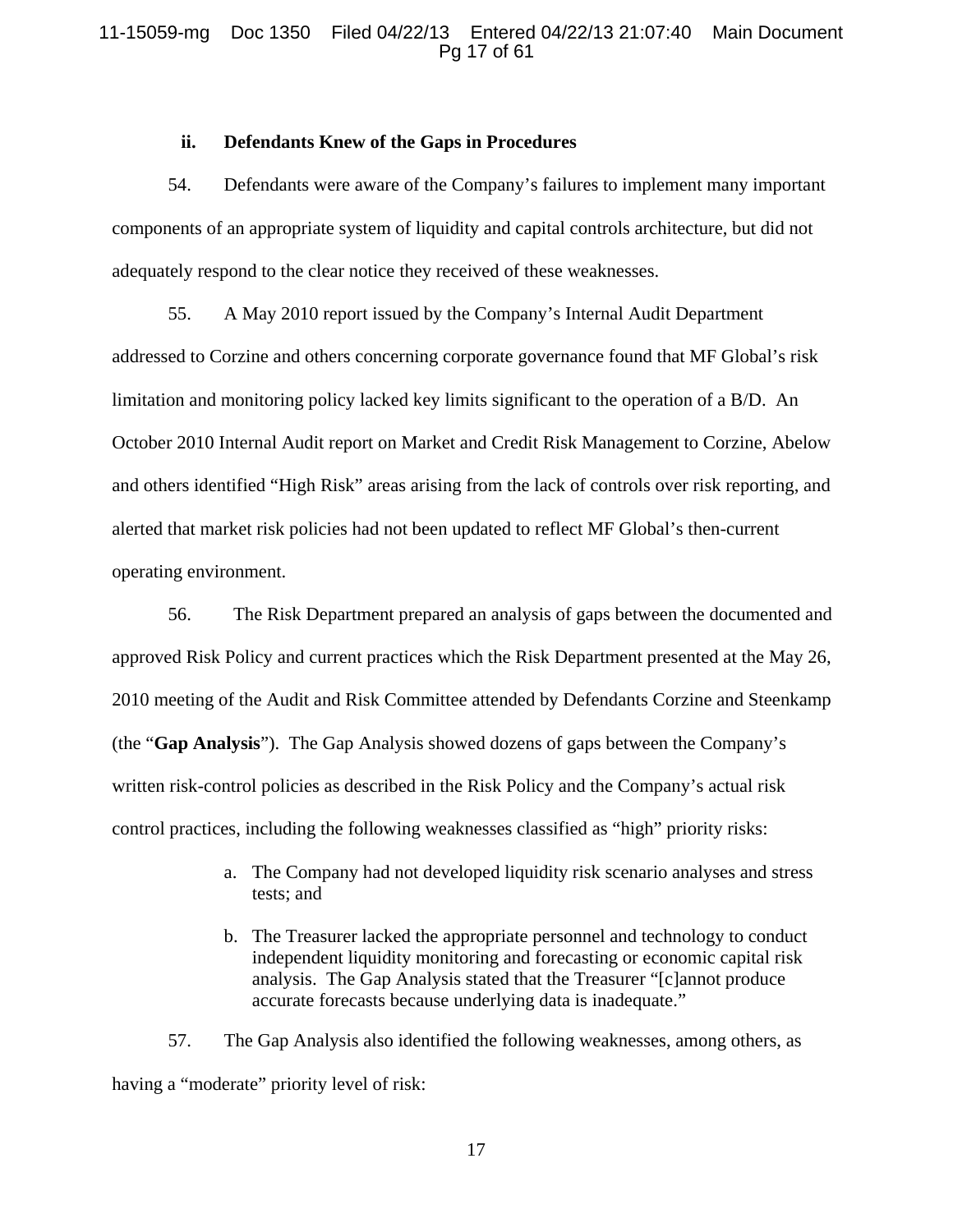### ii. Defendants Knew of the Gaps in Procedures

54. Defendants were aware of the Company's failures to implement many important components of an appropriate system of liquidity and capital controls architecture, but did not adequately respond to the clear notice they received of these weaknesses.

55. A May 2010 report issued by the Company's Internal Audit Department addressed to Corzine and others concerning corporate governance found that MF Global's risk limitation and monitoring policy lacked key limits significant to the operation of a B/D. An October 2010 Internal Audit report on Market and Credit Risk Management to Corzine, Abelow and others identified "High Risk" areas arising from the lack of controls over risk reporting, and alerted that market risk policies had not been updated to reflect MF Global's then-current operating environment.

56. The Risk Department prepared an analysis of gaps between the documented and approved Risk Policy and current practices which the Risk Department presented at the May 26, 2010 meeting of the Audit and Risk Committee attended by Defendants Corzine and Steenkamp (the "**Gap Analysis**"). The Gap Analysis showed dozens of gaps between the Company's written risk-control policies as described in the Risk Policy and the Company's actual risk control practices, including the following weaknesses classified as "high" priority risks:

a. The Company had not developed liquidity risk scenario analyses and stress tests; and

b. The Treasurer lacked the appropriate personnel and technology to conduct independent liquidity monitoring and forecasting or economic capital risk analysis. The Gap Analysis stated that the Treasurer "[c]annot produce accurate forecasts because underlying data is inadequate."

57. The Gap Analysis also identified the following weaknesses, among others, as having a "moderate" priority level of risk: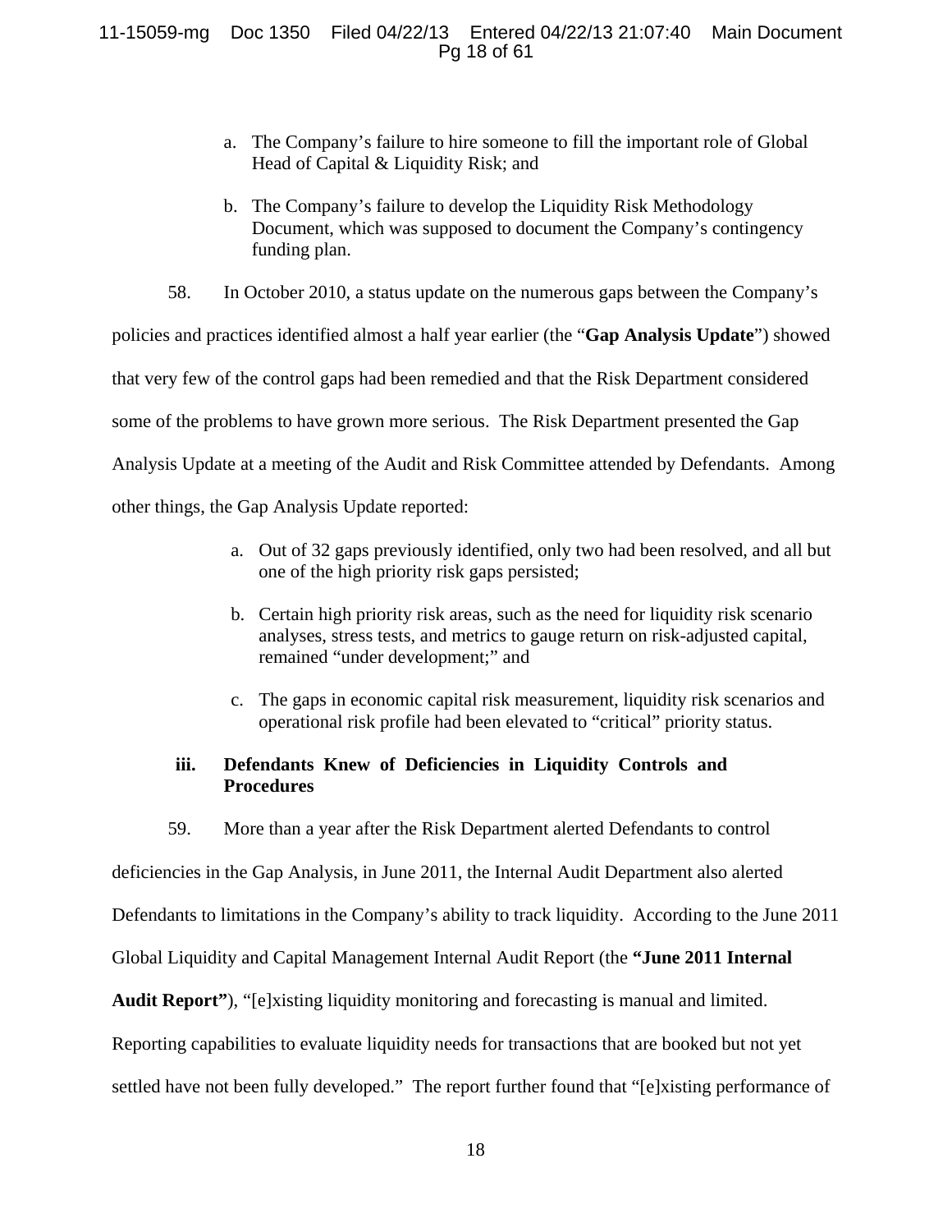a. The Company's failure to hire someone to fill the important role of Global Head of Capital & Liquidity Risk; and

b. The Company's failure to develop the Liquidity Risk Methodology Document, which was supposed to document the Company's contingency funding plan.

58. In October 2010, a status update on the numerous gaps between the Company's policies and practices identified almost a half year earlier (the "**Gap Analysis Update**") showed that very few of the control gaps had been remedied and that the Risk Department considered some of the problems to have grown more serious. The Risk Department presented the Gap Analysis Update at a meeting of the Audit and Risk Committee attended by Defendants. Among other things, the Gap Analysis Update reported:

a. Out of 32 gaps previously identified, only two had been resolved, and all but one of the high priority risk gaps persisted;

b. Certain high priority risk areas, such as the need for liquidity risk scenario analyses, stress tests, and metrics to gauge return on risk-adjusted capital, remained "under development;" and

c. The gaps in economic capital risk measurement, liquidity risk scenarios and operational risk profile had been elevated to "critical" priority status.

### iii. Defendants Knew of Deficiencies in Liquidity Controls and Procedures

59. More than a year after the Risk Department alerted Defendants to control deficiencies in the Gap Analysis, in June 2011, the Internal Audit Department also alerted Defendants to limitations in the Company's ability to track liquidity. According to the June 2011 Global Liquidity and Capital Management Internal Audit Report (the **"June 2011 Internal Audit Report"**), "[e]xisting liquidity monitoring and forecasting is manual and limited. Reporting capabilities to evaluate liquidity needs for transactions that are booked but not yet settled have not been fully developed." The report further found that "[e]xisting performance of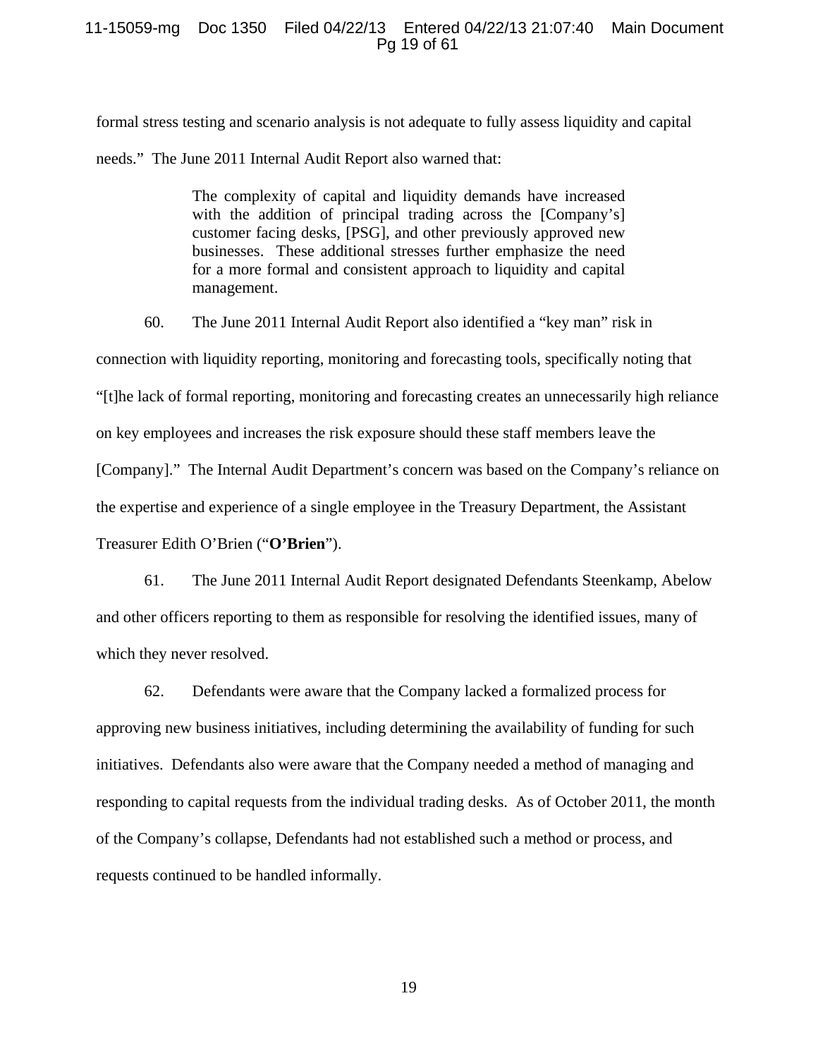formal stress testing and scenario analysis is not adequate to fully assess liquidity and capital needs." The June 2011 Internal Audit Report also warned that:

> The complexity of capital and liquidity demands have increased with the addition of principal trading across the [Company's] customer facing desks, [PSG], and other previously approved new businesses. These additional stresses further emphasize the need for a more formal and consistent approach to liquidity and capital management.

60. The June 2011 Internal Audit Report also identified a "key man" risk in connection with liquidity reporting, monitoring and forecasting tools, specifically noting that "[t]he lack of formal reporting, monitoring and forecasting creates an unnecessarily high reliance on key employees and increases the risk exposure should these staff members leave the [Company]." The Internal Audit Department's concern was based on the Company's reliance on the expertise and experience of a single employee in the Treasury Department, the Assistant Treasurer Edith O'Brien ("**O'Brien**").

61. The June 2011 Internal Audit Report designated Defendants Steenkamp, Abelow and other officers reporting to them as responsible for resolving the identified issues, many of which they never resolved.

62. Defendants were aware that the Company lacked a formalized process for approving new business initiatives, including determining the availability of funding for such initiatives. Defendants also were aware that the Company needed a method of managing and responding to capital requests from the individual trading desks. As of October 2011, the month of the Company's collapse, Defendants had not established such a method or process, and requests continued to be handled informally.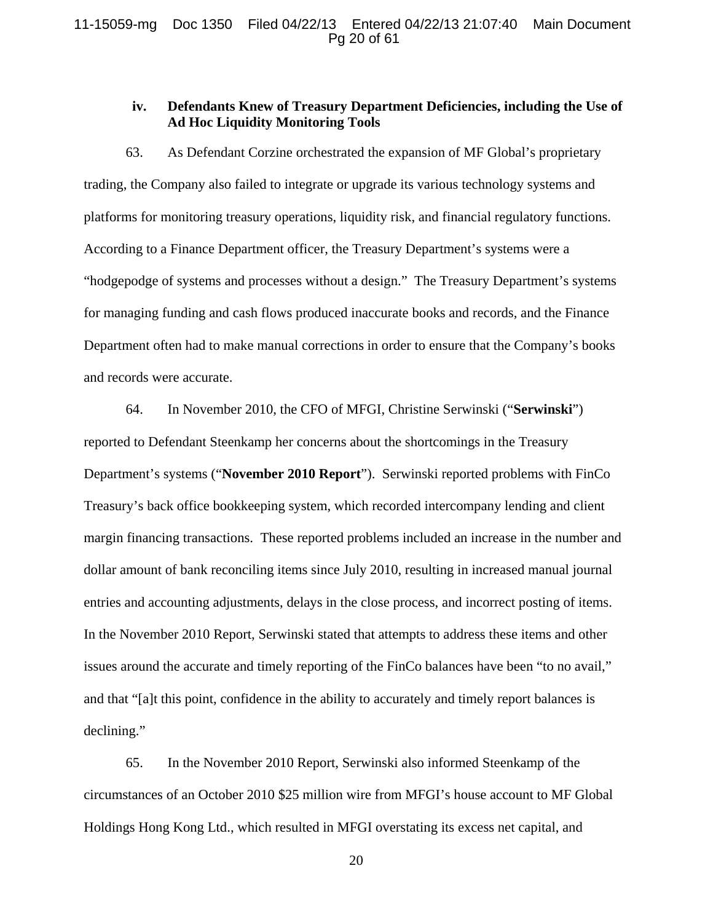### iv. Defendants Knew of Treasury Department Deficiencies, including the Use of Ad Hoc Liquidity Monitoring Tools

63. As Defendant Corzine orchestrated the expansion of MF Global's proprietary trading, the Company also failed to integrate or upgrade its various technology systems and platforms for monitoring treasury operations, liquidity risk, and financial regulatory functions. According to a Finance Department officer, the Treasury Department's systems were a "hodgepodge of systems and processes without a design." The Treasury Department's systems for managing funding and cash flows produced inaccurate books and records, and the Finance Department often had to make manual corrections in order to ensure that the Company's books and records were accurate.

64. In November 2010, the CFO of MFGI, Christine Serwinski ("**Serwinski**") reported to Defendant Steenkamp her concerns about the shortcomings in the Treasury Department's systems ("**November 2010 Report**"). Serwinski reported problems with FinCo Treasury's back office bookkeeping system, which recorded intercompany lending and client margin financing transactions. These reported problems included an increase in the number and dollar amount of bank reconciling items since July 2010, resulting in increased manual journal entries and accounting adjustments, delays in the close process, and incorrect posting of items. In the November 2010 Report, Serwinski stated that attempts to address these items and other issues around the accurate and timely reporting of the FinCo balances have been "to no avail," and that "[a]t this point, confidence in the ability to accurately and timely report balances is declining."

65. In the November 2010 Report, Serwinski also informed Steenkamp of the circumstances of an October 2010 $25 million wire from MFGI's house account to MF Global Holdings Hong Kong Ltd., which resulted in MFGI overstating its excess net capital, and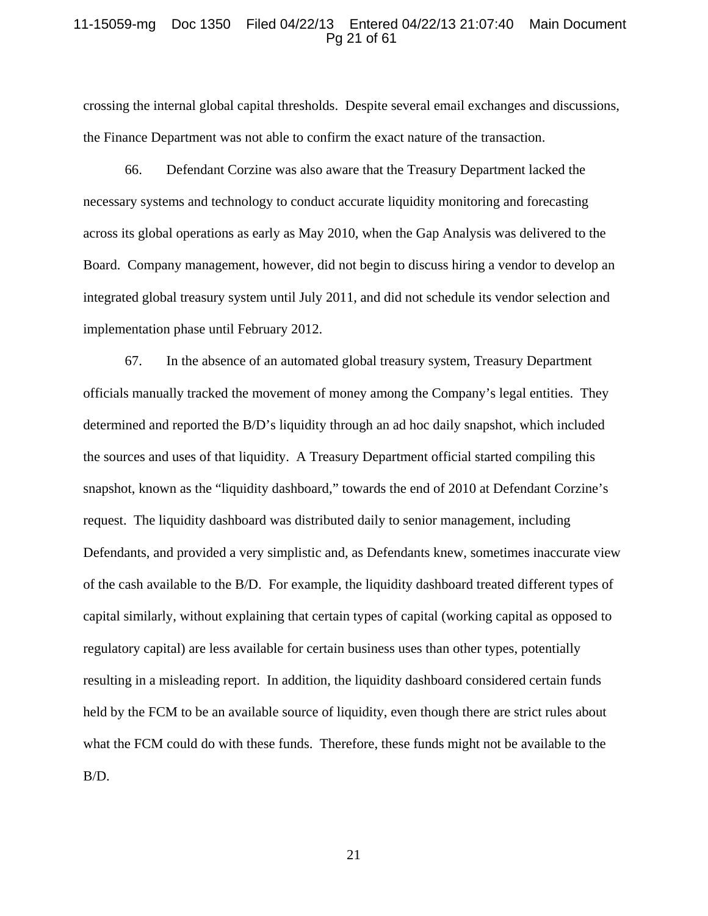crossing the internal global capital thresholds. Despite several email exchanges and discussions, the Finance Department was not able to confirm the exact nature of the transaction.

66. Defendant Corzine was also aware that the Treasury Department lacked the necessary systems and technology to conduct accurate liquidity monitoring and forecasting across its global operations as early as May 2010, when the Gap Analysis was delivered to the Board. Company management, however, did not begin to discuss hiring a vendor to develop an integrated global treasury system until July 2011, and did not schedule its vendor selection and implementation phase until February 2012.

67. In the absence of an automated global treasury system, Treasury Department officials manually tracked the movement of money among the Company's legal entities. They determined and reported the B/D's liquidity through an ad hoc daily snapshot, which included the sources and uses of that liquidity. A Treasury Department official started compiling this snapshot, known as the "liquidity dashboard," towards the end of 2010 at Defendant Corzine's request. The liquidity dashboard was distributed daily to senior management, including Defendants, and provided a very simplistic and, as Defendants knew, sometimes inaccurate view of the cash available to the B/D. For example, the liquidity dashboard treated different types of capital similarly, without explaining that certain types of capital (working capital as opposed to regulatory capital) are less available for certain business uses than other types, potentially resulting in a misleading report. In addition, the liquidity dashboard considered certain funds held by the FCM to be an available source of liquidity, even though there are strict rules about what the FCM could do with these funds. Therefore, these funds might not be available to the B/D.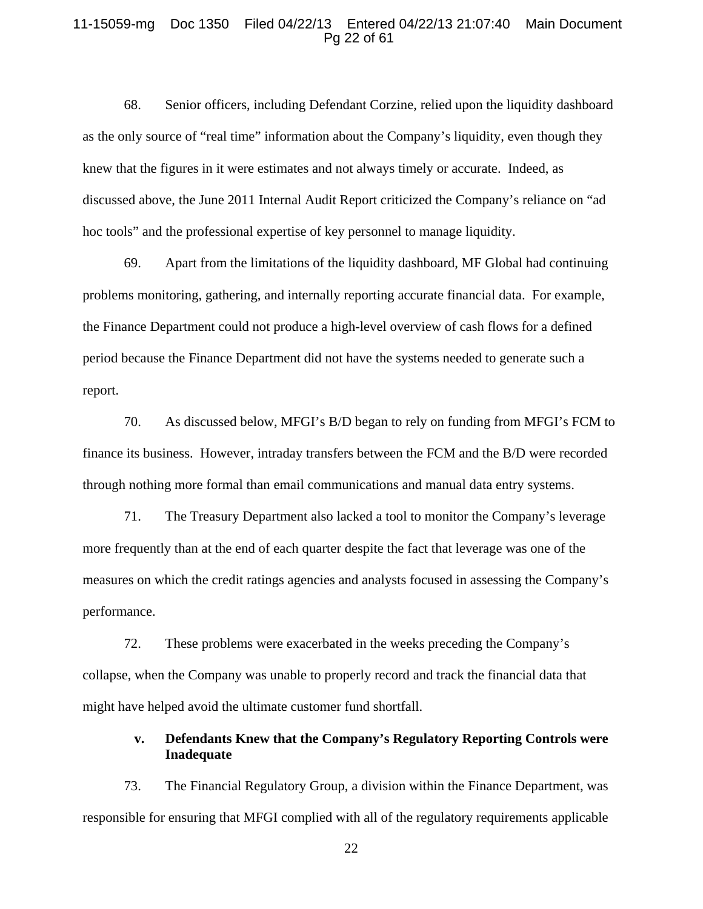68. Senior officers, including Defendant Corzine, relied upon the liquidity dashboard as the only source of "real time" information about the Company's liquidity, even though they knew that the figures in it were estimates and not always timely or accurate. Indeed, as discussed above, the June 2011 Internal Audit Report criticized the Company's reliance on "ad hoc tools" and the professional expertise of key personnel to manage liquidity.

69. Apart from the limitations of the liquidity dashboard, MF Global had continuing problems monitoring, gathering, and internally reporting accurate financial data. For example, the Finance Department could not produce a high-level overview of cash flows for a defined period because the Finance Department did not have the systems needed to generate such a report.

70. As discussed below, MFGI's B/D began to rely on funding from MFGI's FCM to finance its business. However, intraday transfers between the FCM and the B/D were recorded through nothing more formal than email communications and manual data entry systems.

71. The Treasury Department also lacked a tool to monitor the Company's leverage more frequently than at the end of each quarter despite the fact that leverage was one of the measures on which the credit ratings agencies and analysts focused in assessing the Company's performance.

72. These problems were exacerbated in the weeks preceding the Company's collapse, when the Company was unable to properly record and track the financial data that might have helped avoid the ultimate customer fund shortfall.

**v. Defendants Knew that the Company's Regulatory Reporting Controls were Inadequate**

73. The Financial Regulatory Group, a division within the Finance Department, was responsible for ensuring that MFGI complied with all of the regulatory requirements applicable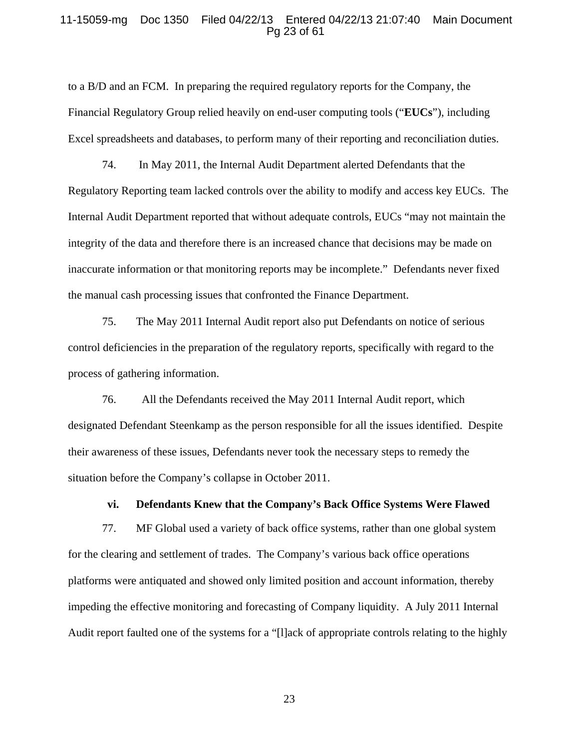to a B/D and an FCM. In preparing the required regulatory reports for the Company, the Financial Regulatory Group relied heavily on end-user computing tools ("**EUCs**"), including Excel spreadsheets and databases, to perform many of their reporting and reconciliation duties.

74. In May 2011, the Internal Audit Department alerted Defendants that the Regulatory Reporting team lacked controls over the ability to modify and access key EUCs. The Internal Audit Department reported that without adequate controls, EUCs "may not maintain the integrity of the data and therefore there is an increased chance that decisions may be made on inaccurate information or that monitoring reports may be incomplete." Defendants never fixed the manual cash processing issues that confronted the Finance Department.

75. The May 2011 Internal Audit report also put Defendants on notice of serious control deficiencies in the preparation of the regulatory reports, specifically with regard to the process of gathering information.

76. All the Defendants received the May 2011 Internal Audit report, which designated Defendant Steenkamp as the person responsible for all the issues identified. Despite their awareness of these issues, Defendants never took the necessary steps to remedy the situation before the Company's collapse in October 2011.

### vi. Defendants Knew that the Company's Back Office Systems Were Flawed

77. MF Global used a variety of back office systems, rather than one global system for the clearing and settlement of trades. The Company's various back office operations platforms were antiquated and showed only limited position and account information, thereby impeding the effective monitoring and forecasting of Company liquidity. A July 2011 Internal Audit report faulted one of the systems for a "[l]ack of appropriate controls relating to the highly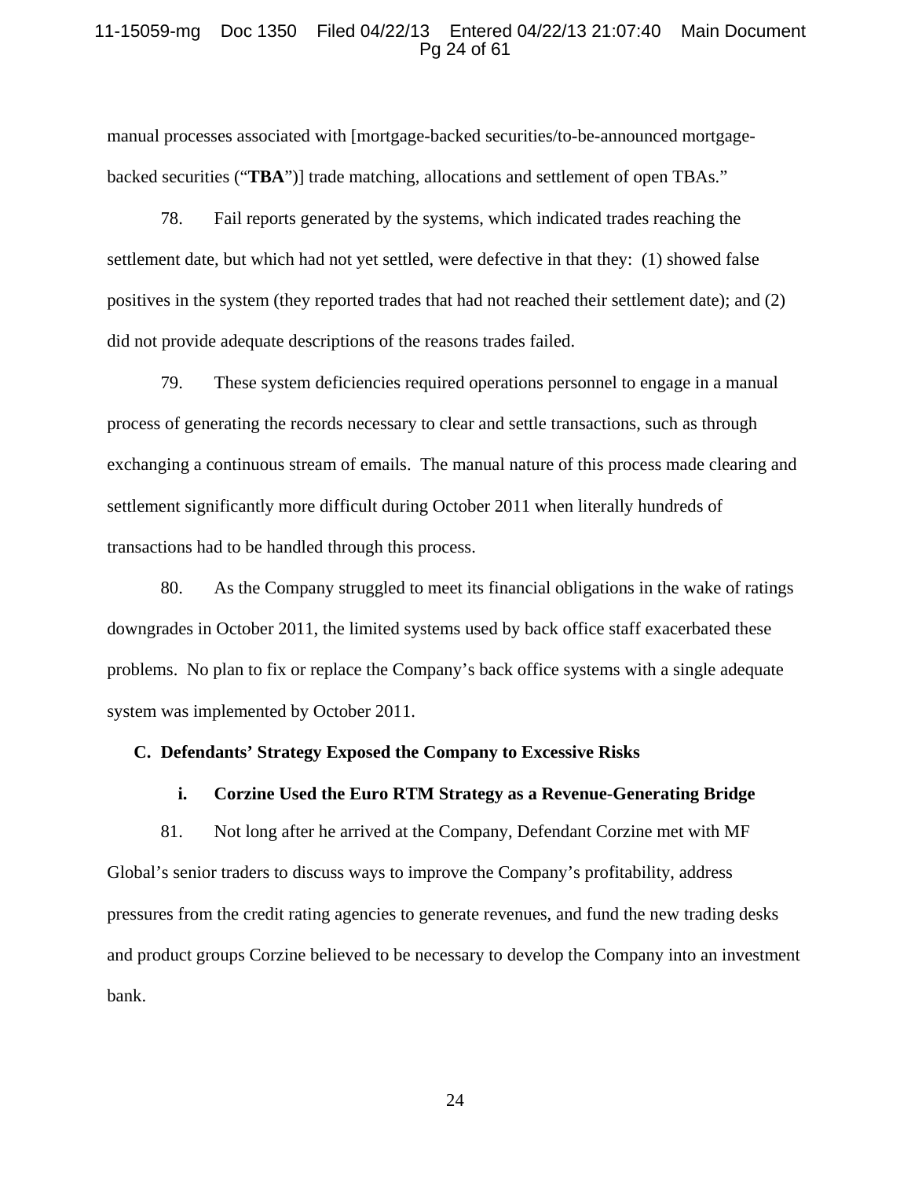manual processes associated with [mortgage-backed securities/to-be-announced mortgage-backed securities ("**TBA**")] trade matching, allocations and settlement of open TBAs."

78. Fail reports generated by the systems, which indicated trades reaching the settlement date, but which had not yet settled, were defective in that they: (1) showed false positives in the system (they reported trades that had not reached their settlement date); and (2) did not provide adequate descriptions of the reasons trades failed.

79. These system deficiencies required operations personnel to engage in a manual process of generating the records necessary to clear and settle transactions, such as through exchanging a continuous stream of emails. The manual nature of this process made clearing and settlement significantly more difficult during October 2011 when literally hundreds of transactions had to be handled through this process.

80. As the Company struggled to meet its financial obligations in the wake of ratings downgrades in October 2011, the limited systems used by back office staff exacerbated these problems. No plan to fix or replace the Company's back office systems with a single adequate system was implemented by October 2011.

## C. Defendants' Strategy Exposed the Company to Excessive Risks

### i. Corzine Used the Euro RTM Strategy as a Revenue-Generating Bridge

81. Not long after he arrived at the Company, Defendant Corzine met with MF Global's senior traders to discuss ways to improve the Company's profitability, address pressures from the credit rating agencies to generate revenues, and fund the new trading desks and product groups Corzine believed to be necessary to develop the Company into an investment bank.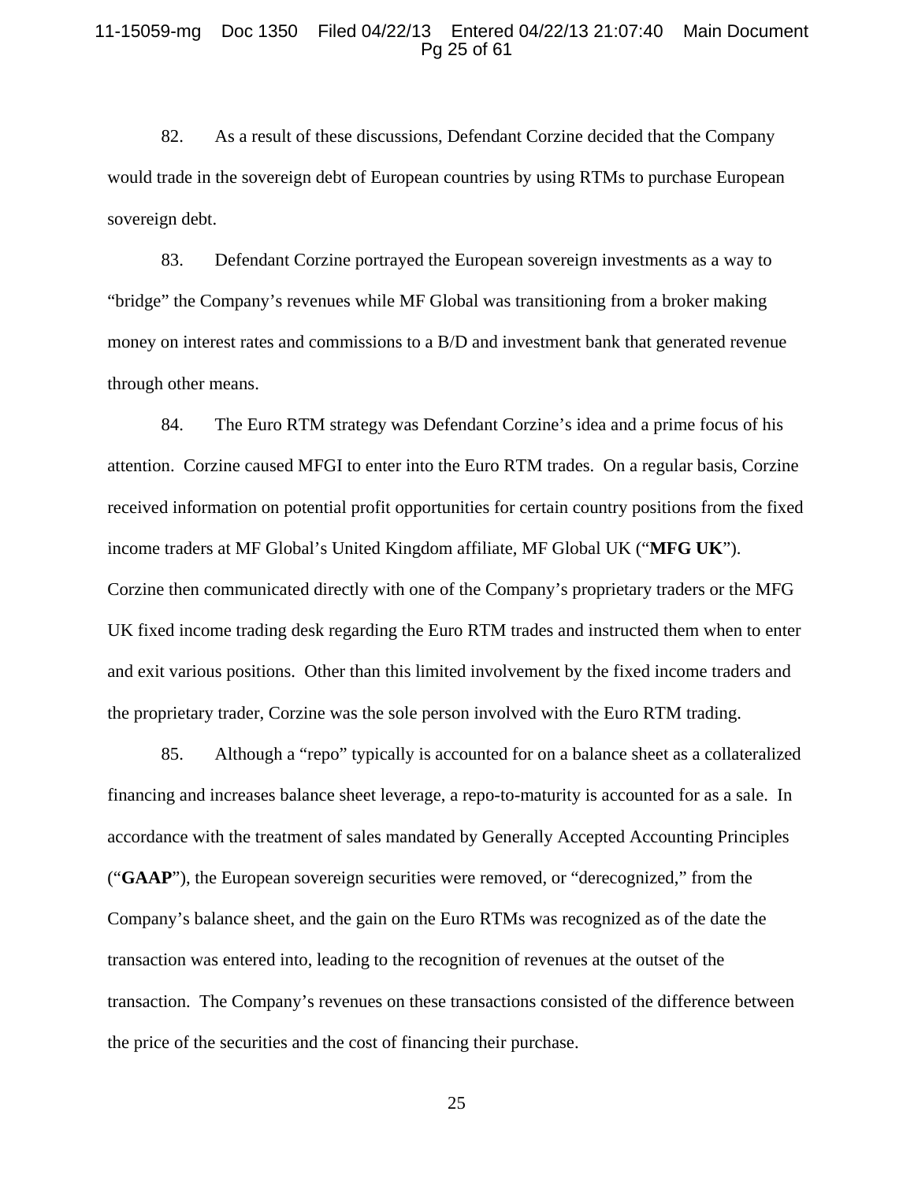82. As a result of these discussions, Defendant Corzine decided that the Company would trade in the sovereign debt of European countries by using RTMs to purchase European sovereign debt.

83. Defendant Corzine portrayed the European sovereign investments as a way to "bridge" the Company's revenues while MF Global was transitioning from a broker making money on interest rates and commissions to a B/D and investment bank that generated revenue through other means.

84. The Euro RTM strategy was Defendant Corzine's idea and a prime focus of his attention. Corzine caused MFGI to enter into the Euro RTM trades. On a regular basis, Corzine received information on potential profit opportunities for certain country positions from the fixed income traders at MF Global's United Kingdom affiliate, MF Global UK ("**MFG UK**"). Corzine then communicated directly with one of the Company's proprietary traders or the MFG UK fixed income trading desk regarding the Euro RTM trades and instructed them when to enter and exit various positions. Other than this limited involvement by the fixed income traders and the proprietary trader, Corzine was the sole person involved with the Euro RTM trading.

85. Although a "repo" typically is accounted for on a balance sheet as a collateralized financing and increases balance sheet leverage, a repo-to-maturity is accounted for as a sale. In accordance with the treatment of sales mandated by Generally Accepted Accounting Principles ("**GAAP**"), the European sovereign securities were removed, or "derecognized," from the Company's balance sheet, and the gain on the Euro RTMs was recognized as of the date the transaction was entered into, leading to the recognition of revenues at the outset of the transaction. The Company's revenues on these transactions consisted of the difference between the price of the securities and the cost of financing their purchase.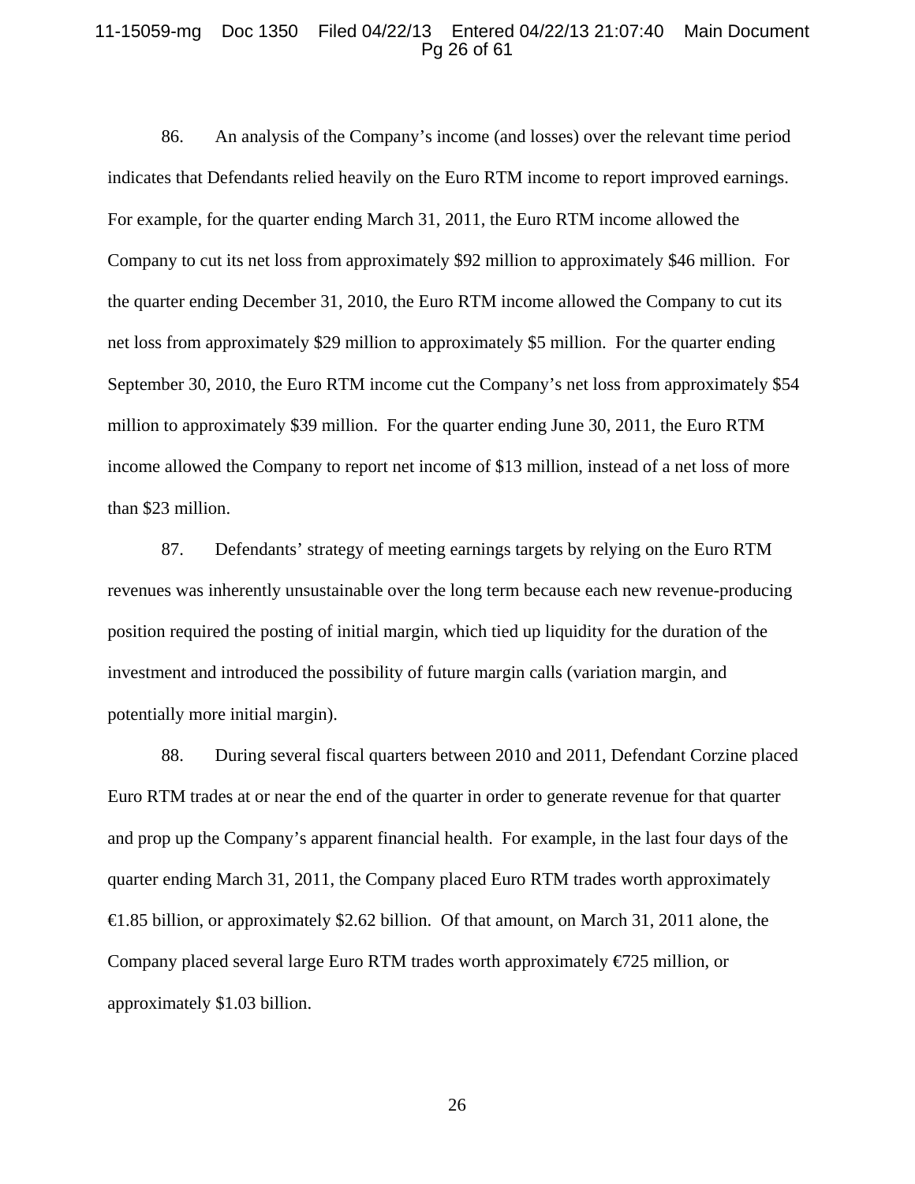86. An analysis of the Company's income (and losses) over the relevant time period indicates that Defendants relied heavily on the Euro RTM income to report improved earnings. For example, for the quarter ending March 31, 2011, the Euro RTM income allowed the Company to cut its net loss from approximately $92 million to approximately $46 million. For the quarter ending December 31, 2010, the Euro RTM income allowed the Company to cut its net loss from approximately $29 million to approximately $5 million. For the quarter ending September 30, 2010, the Euro RTM income cut the Company's net loss from approximately $54 million to approximately $39 million. For the quarter ending June 30, 2011, the Euro RTM income allowed the Company to report net income of $13 million, instead of a net loss of more than $23 million.

87. Defendants' strategy of meeting earnings targets by relying on the Euro RTM revenues was inherently unsustainable over the long term because each new revenue-producing position required the posting of initial margin, which tied up liquidity for the duration of the investment and introduced the possibility of future margin calls (variation margin, and potentially more initial margin).

88. During several fiscal quarters between 2010 and 2011, Defendant Corzine placed Euro RTM trades at or near the end of the quarter in order to generate revenue for that quarter and prop up the Company's apparent financial health. For example, in the last four days of the quarter ending March 31, 2011, the Company placed Euro RTM trades worth approximately €1.85 billion, or approximately $2.62 billion. Of that amount, on March 31, 2011 alone, the Company placed several large Euro RTM trades worth approximately €725 million, or approximately $1.03 billion.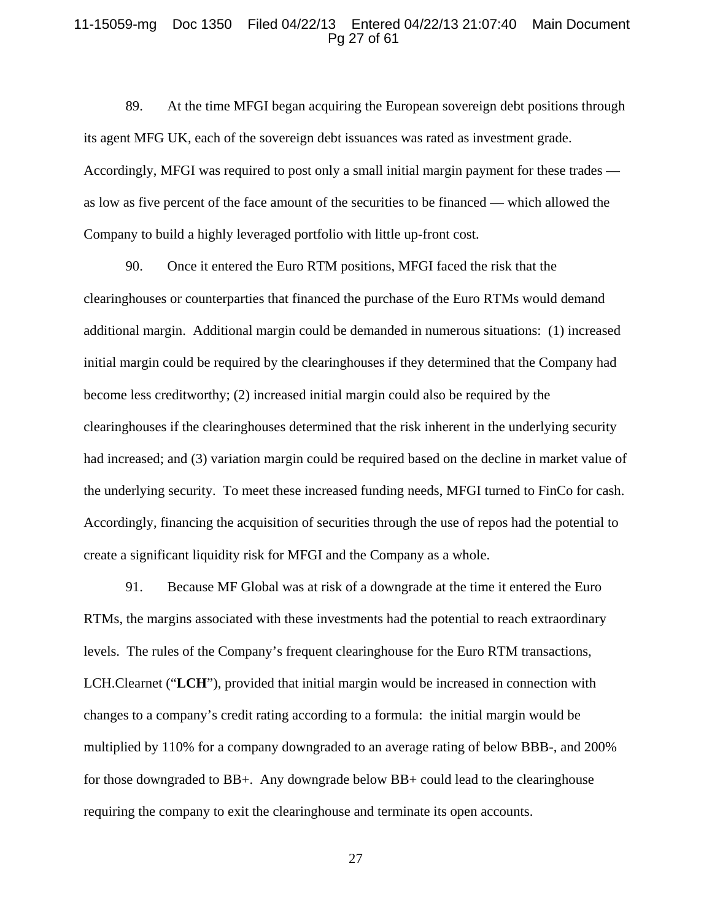89. At the time MFGI began acquiring the European sovereign debt positions through its agent MFG UK, each of the sovereign debt issuances was rated as investment grade. Accordingly, MFGI was required to post only a small initial margin payment for these trades — as low as five percent of the face amount of the securities to be financed — which allowed the Company to build a highly leveraged portfolio with little up-front cost.

90. Once it entered the Euro RTM positions, MFGI faced the risk that the clearinghouses or counterparties that financed the purchase of the Euro RTMs would demand additional margin. Additional margin could be demanded in numerous situations: (1) increased initial margin could be required by the clearinghouses if they determined that the Company had become less creditworthy; (2) increased initial margin could also be required by the clearinghouses if the clearinghouses determined that the risk inherent in the underlying security had increased; and (3) variation margin could be required based on the decline in market value of the underlying security. To meet these increased funding needs, MFGI turned to FinCo for cash. Accordingly, financing the acquisition of securities through the use of repos had the potential to create a significant liquidity risk for MFGI and the Company as a whole.

91. Because MF Global was at risk of a downgrade at the time it entered the Euro RTMs, the margins associated with these investments had the potential to reach extraordinary levels. The rules of the Company's frequent clearinghouse for the Euro RTM transactions, LCH.Clearnet ("**LCH**"), provided that initial margin would be increased in connection with changes to a company's credit rating according to a formula: the initial margin would be multiplied by 110% for a company downgraded to an average rating of below BBB-, and 200% for those downgraded to BB+. Any downgrade below BB+ could lead to the clearinghouse requiring the company to exit the clearinghouse and terminate its open accounts.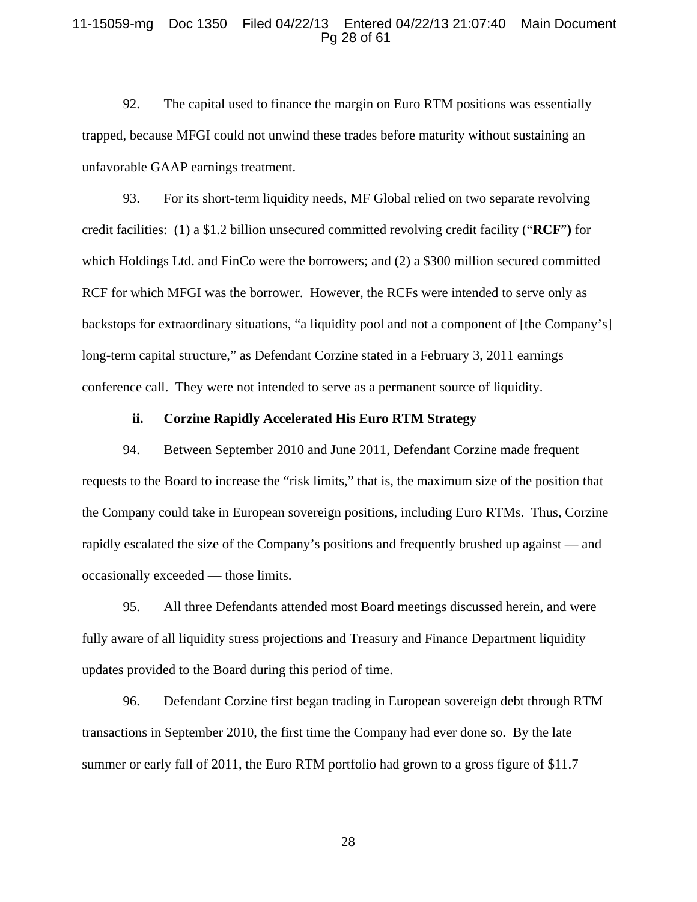92. The capital used to finance the margin on Euro RTM positions was essentially trapped, because MFGI could not unwind these trades before maturity without sustaining an unfavorable GAAP earnings treatment.

93. For its short-term liquidity needs, MF Global relied on two separate revolving credit facilities: (1) a $1.2 billion unsecured committed revolving credit facility ("**RCF**") for which Holdings Ltd. and FinCo were the borrowers; and (2) a $300 million secured committed RCF for which MFGI was the borrower. However, the RCFs were intended to serve only as backstops for extraordinary situations, "a liquidity pool and not a component of [the Company's] long-term capital structure," as Defendant Corzine stated in a February 3, 2011 earnings conference call. They were not intended to serve as a permanent source of liquidity.

### ii. Corzine Rapidly Accelerated His Euro RTM Strategy

94. Between September 2010 and June 2011, Defendant Corzine made frequent requests to the Board to increase the "risk limits," that is, the maximum size of the position that the Company could take in European sovereign positions, including Euro RTMs. Thus, Corzine rapidly escalated the size of the Company's positions and frequently brushed up against — and occasionally exceeded — those limits.

95. All three Defendants attended most Board meetings discussed herein, and were fully aware of all liquidity stress projections and Treasury and Finance Department liquidity updates provided to the Board during this period of time.

96. Defendant Corzine first began trading in European sovereign debt through RTM transactions in September 2010, the first time the Company had ever done so. By the late summer or early fall of 2011, the Euro RTM portfolio had grown to a gross figure of $11.7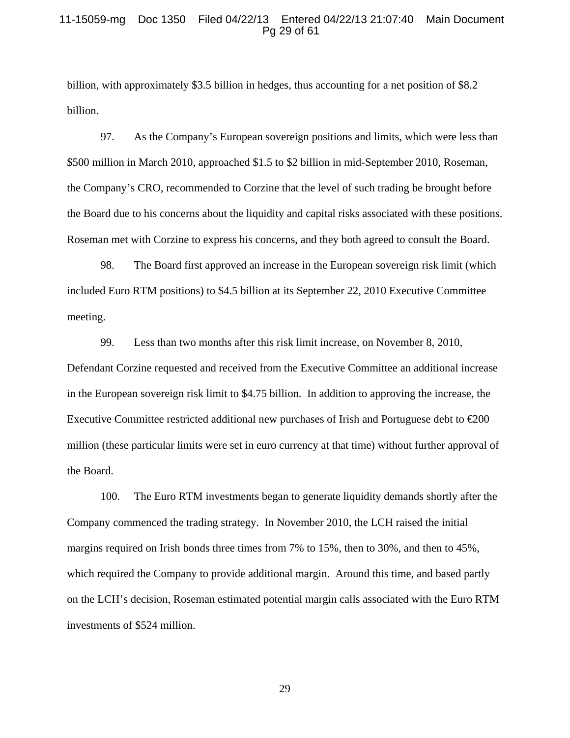billion, with approximately $3.5 billion in hedges, thus accounting for a net position of $8.2 billion.

97. As the Company's European sovereign positions and limits, which were less than $500 million in March 2010, approached $1.5 to $2 billion in mid-September 2010, Roseman, the Company's CRO, recommended to Corzine that the level of such trading be brought before the Board due to his concerns about the liquidity and capital risks associated with these positions. Roseman met with Corzine to express his concerns, and they both agreed to consult the Board.

98. The Board first approved an increase in the European sovereign risk limit (which included Euro RTM positions) to $4.5 billion at its September 22, 2010 Executive Committee meeting.

99. Less than two months after this risk limit increase, on November 8, 2010, Defendant Corzine requested and received from the Executive Committee an additional increase in the European sovereign risk limit to $4.75 billion. In addition to approving the increase, the Executive Committee restricted additional new purchases of Irish and Portuguese debt to €200 million (these particular limits were set in euro currency at that time) without further approval of the Board.

100. The Euro RTM investments began to generate liquidity demands shortly after the Company commenced the trading strategy. In November 2010, the LCH raised the initial margins required on Irish bonds three times from 7% to 15%, then to 30%, and then to 45%, which required the Company to provide additional margin. Around this time, and based partly on the LCH's decision, Roseman estimated potential margin calls associated with the Euro RTM investments of $524 million.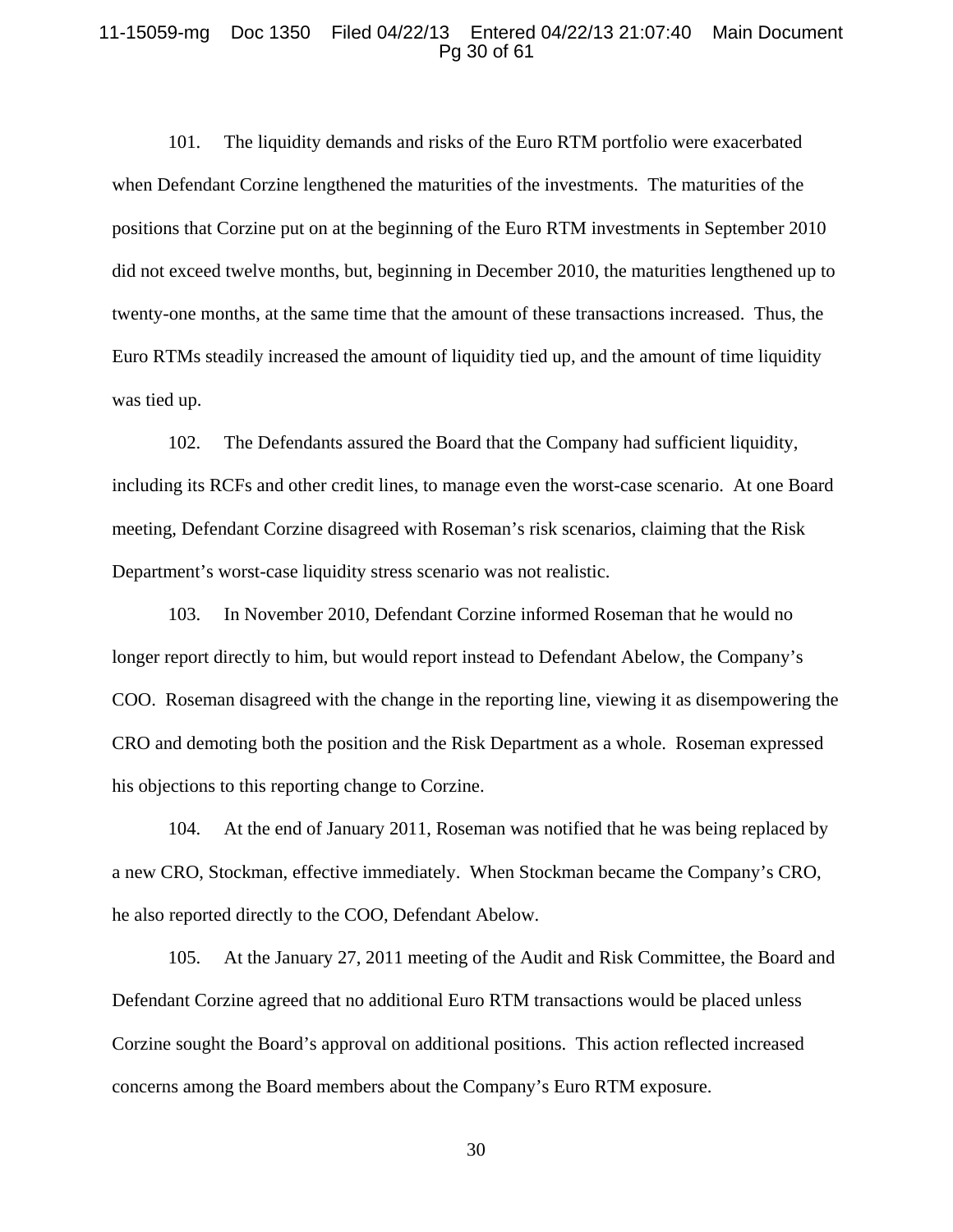101. The liquidity demands and risks of the Euro RTM portfolio were exacerbated when Defendant Corzine lengthened the maturities of the investments. The maturities of the positions that Corzine put on at the beginning of the Euro RTM investments in September 2010 did not exceed twelve months, but, beginning in December 2010, the maturities lengthened up to twenty-one months, at the same time that the amount of these transactions increased. Thus, the Euro RTMs steadily increased the amount of liquidity tied up, and the amount of time liquidity was tied up.

102. The Defendants assured the Board that the Company had sufficient liquidity, including its RCFs and other credit lines, to manage even the worst-case scenario. At one Board meeting, Defendant Corzine disagreed with Roseman's risk scenarios, claiming that the Risk Department's worst-case liquidity stress scenario was not realistic.

103. In November 2010, Defendant Corzine informed Roseman that he would no longer report directly to him, but would report instead to Defendant Abelow, the Company's COO. Roseman disagreed with the change in the reporting line, viewing it as disempowering the CRO and demoting both the position and the Risk Department as a whole. Roseman expressed his objections to this reporting change to Corzine.

104. At the end of January 2011, Roseman was notified that he was being replaced by a new CRO, Stockman, effective immediately. When Stockman became the Company's CRO, he also reported directly to the COO, Defendant Abelow.

105. At the January 27, 2011 meeting of the Audit and Risk Committee, the Board and Defendant Corzine agreed that no additional Euro RTM transactions would be placed unless Corzine sought the Board's approval on additional positions. This action reflected increased concerns among the Board members about the Company's Euro RTM exposure.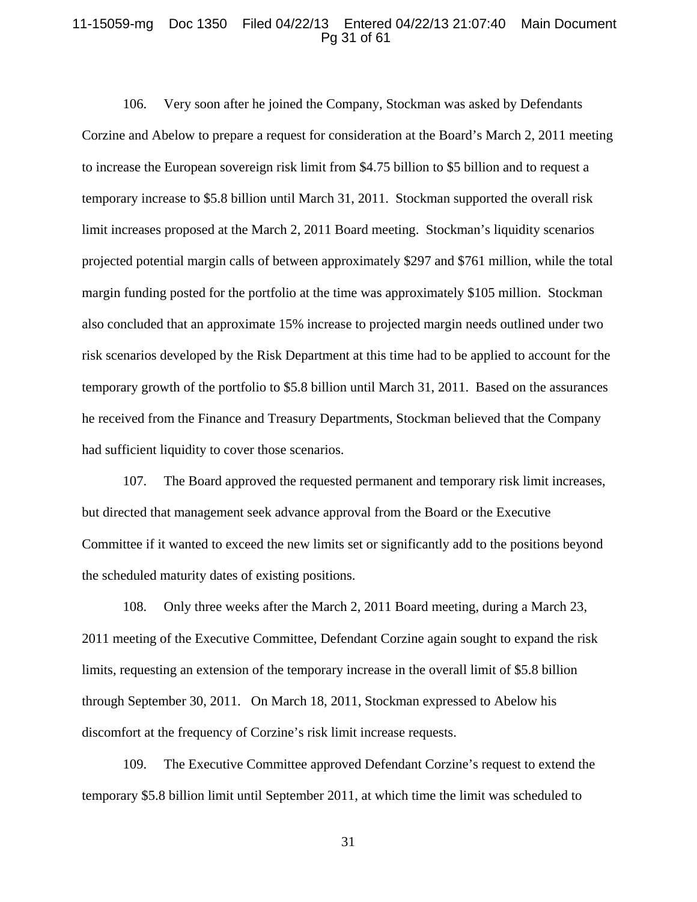106. Very soon after he joined the Company, Stockman was asked by Defendants Corzine and Abelow to prepare a request for consideration at the Board's March 2, 2011 meeting to increase the European sovereign risk limit from $4.75 billion to $5 billion and to request a temporary increase to $5.8 billion until March 31, 2011. Stockman supported the overall risk limit increases proposed at the March 2, 2011 Board meeting. Stockman's liquidity scenarios projected potential margin calls of between approximately $297 and $761 million, while the total margin funding posted for the portfolio at the time was approximately $105 million. Stockman also concluded that an approximate 15% increase to projected margin needs outlined under two risk scenarios developed by the Risk Department at this time had to be applied to account for the temporary growth of the portfolio to $5.8 billion until March 31, 2011. Based on the assurances he received from the Finance and Treasury Departments, Stockman believed that the Company had sufficient liquidity to cover those scenarios.

107. The Board approved the requested permanent and temporary risk limit increases, but directed that management seek advance approval from the Board or the Executive Committee if it wanted to exceed the new limits set or significantly add to the positions beyond the scheduled maturity dates of existing positions.

108. Only three weeks after the March 2, 2011 Board meeting, during a March 23, 2011 meeting of the Executive Committee, Defendant Corzine again sought to expand the risk limits, requesting an extension of the temporary increase in the overall limit of $5.8 billion through September 30, 2011. On March 18, 2011, Stockman expressed to Abelow his discomfort at the frequency of Corzine's risk limit increase requests.

109. The Executive Committee approved Defendant Corzine's request to extend the temporary $5.8 billion limit until September 2011, at which time the limit was scheduled to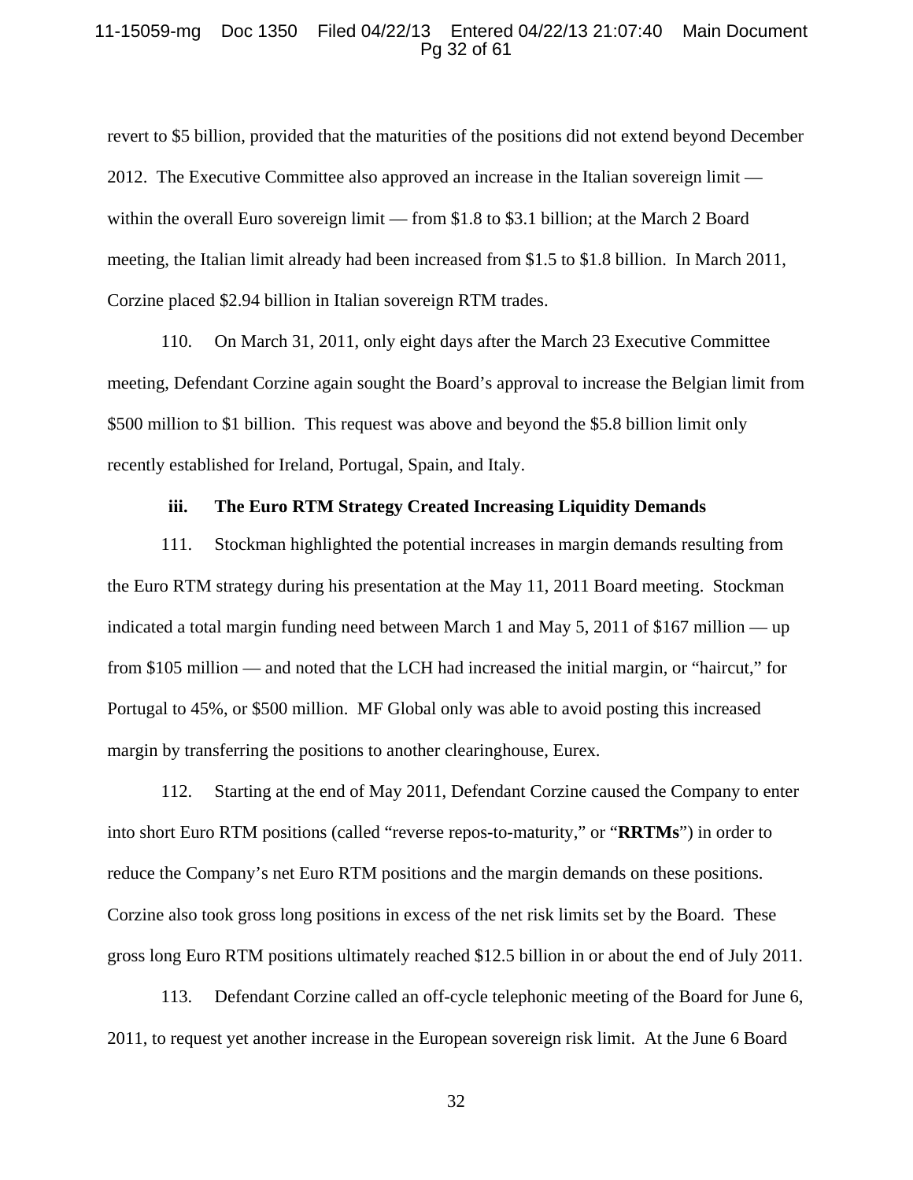revert to $5 billion, provided that the maturities of the positions did not extend beyond December 2012. The Executive Committee also approved an increase in the Italian sovereign limit — within the overall Euro sovereign limit — from $1.8 to $3.1 billion; at the March 2 Board meeting, the Italian limit already had been increased from $1.5 to $1.8 billion. In March 2011, Corzine placed $2.94 billion in Italian sovereign RTM trades.

110. On March 31, 2011, only eight days after the March 23 Executive Committee meeting, Defendant Corzine again sought the Board's approval to increase the Belgian limit from $500 million to $1 billion. This request was above and beyond the $5.8 billion limit only recently established for Ireland, Portugal, Spain, and Italy.

### iii. The Euro RTM Strategy Created Increasing Liquidity Demands

111. Stockman highlighted the potential increases in margin demands resulting from the Euro RTM strategy during his presentation at the May 11, 2011 Board meeting. Stockman indicated a total margin funding need between March 1 and May 5, 2011 of $167 million — up from $105 million — and noted that the LCH had increased the initial margin, or "haircut," for Portugal to 45%, or $500 million. MF Global only was able to avoid posting this increased margin by transferring the positions to another clearinghouse, Eurex.

112. Starting at the end of May 2011, Defendant Corzine caused the Company to enter into short Euro RTM positions (called "reverse repos-to-maturity," or "**RRTMs**") in order to reduce the Company's net Euro RTM positions and the margin demands on these positions. Corzine also took gross long positions in excess of the net risk limits set by the Board. These gross long Euro RTM positions ultimately reached $12.5 billion in or about the end of July 2011.

113. Defendant Corzine called an off-cycle telephonic meeting of the Board for June 6, 2011, to request yet another increase in the European sovereign risk limit. At the June 6 Board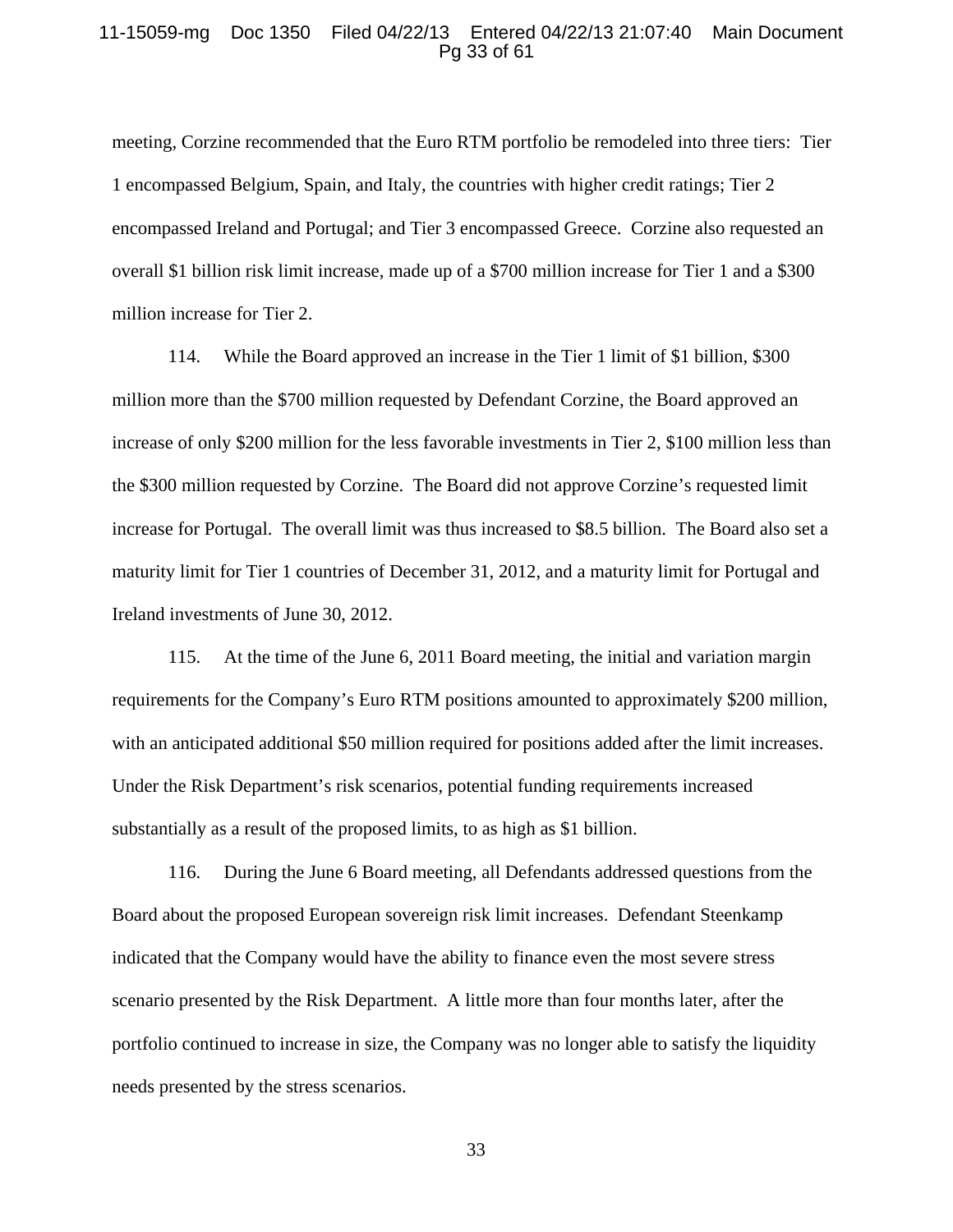meeting, Corzine recommended that the Euro RTM portfolio be remodeled into three tiers: Tier 1 encompassed Belgium, Spain, and Italy, the countries with higher credit ratings; Tier 2 encompassed Ireland and Portugal; and Tier 3 encompassed Greece. Corzine also requested an overall $1 billion risk limit increase, made up of a $700 million increase for Tier 1 and a $300 million increase for Tier 2.

114. While the Board approved an increase in the Tier 1 limit of $1 billion, $300 million more than the $700 million requested by Defendant Corzine, the Board approved an increase of only $200 million for the less favorable investments in Tier 2, $100 million less than the $300 million requested by Corzine. The Board did not approve Corzine's requested limit increase for Portugal. The overall limit was thus increased to $8.5 billion. The Board also set a maturity limit for Tier 1 countries of December 31, 2012, and a maturity limit for Portugal and Ireland investments of June 30, 2012.

115. At the time of the June 6, 2011 Board meeting, the initial and variation margin requirements for the Company's Euro RTM positions amounted to approximately $200 million, with an anticipated additional $50 million required for positions added after the limit increases. Under the Risk Department's risk scenarios, potential funding requirements increased substantially as a result of the proposed limits, to as high as $1 billion.

116. During the June 6 Board meeting, all Defendants addressed questions from the Board about the proposed European sovereign risk limit increases. Defendant Steenkamp indicated that the Company would have the ability to finance even the most severe stress scenario presented by the Risk Department. A little more than four months later, after the portfolio continued to increase in size, the Company was no longer able to satisfy the liquidity needs presented by the stress scenarios.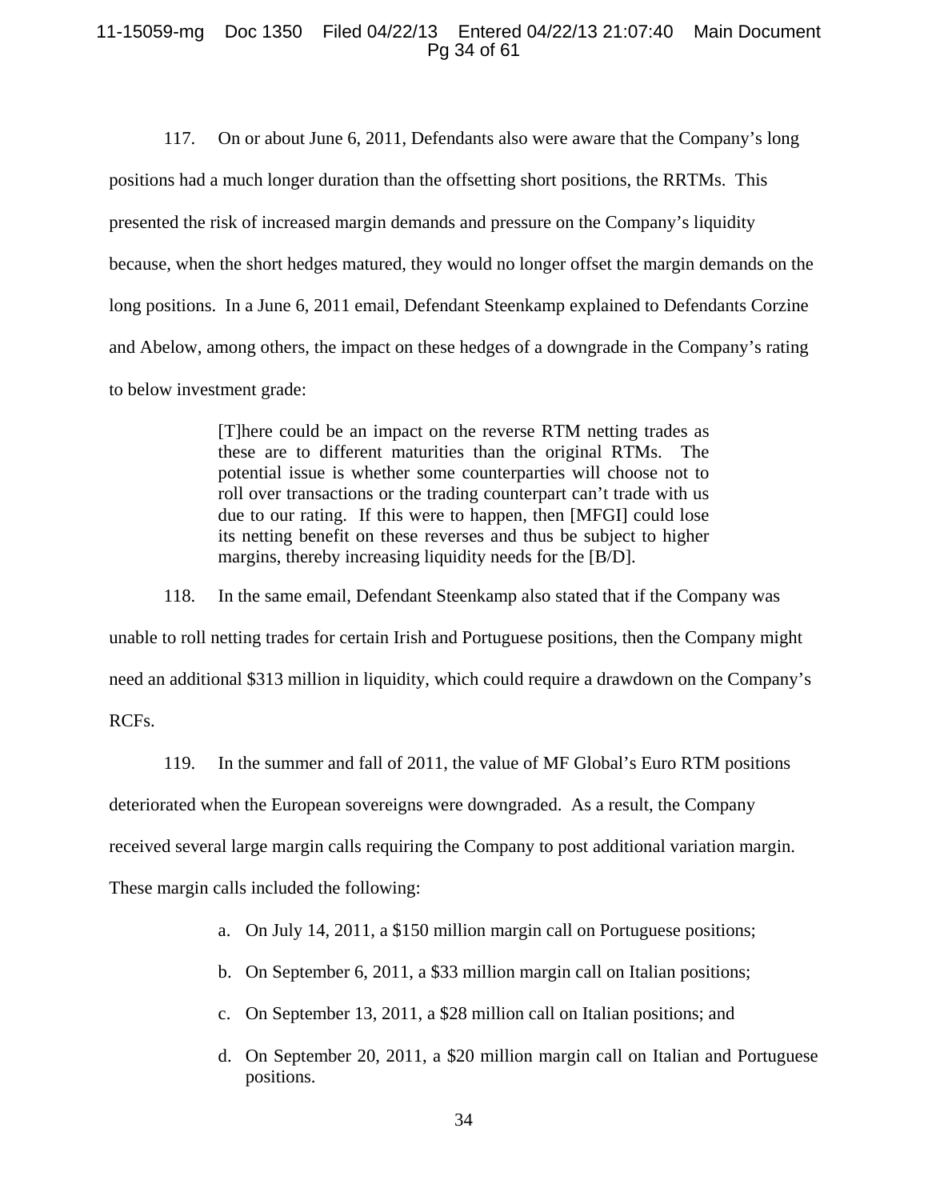117. On or about June 6, 2011, Defendants also were aware that the Company's long positions had a much longer duration than the offsetting short positions, the RRTMs. This presented the risk of increased margin demands and pressure on the Company's liquidity because, when the short hedges matured, they would no longer offset the margin demands on the long positions. In a June 6, 2011 email, Defendant Steenkamp explained to Defendants Corzine and Abelow, among others, the impact on these hedges of a downgrade in the Company's rating to below investment grade:

> [T]here could be an impact on the reverse RTM netting trades as these are to different maturities than the original RTMs. The potential issue is whether some counterparties will choose not to roll over transactions or the trading counterpart can't trade with us due to our rating. If this were to happen, then [MFGI] could lose its netting benefit on these reverses and thus be subject to higher margins, thereby increasing liquidity needs for the [B/D].

118. In the same email, Defendant Steenkamp also stated that if the Company was unable to roll netting trades for certain Irish and Portuguese positions, then the Company might need an additional $313 million in liquidity, which could require a drawdown on the Company's RCFs.

119. In the summer and fall of 2011, the value of MF Global's Euro RTM positions deteriorated when the European sovereigns were downgraded. As a result, the Company received several large margin calls requiring the Company to post additional variation margin. These margin calls included the following:

a. On July 14, 2011, a $150 million margin call on Portuguese positions;

b. On September 6, 2011, a $33 million margin call on Italian positions;

c. On September 13, 2011, a $28 million call on Italian positions; and

d. On September 20, 2011, a $20 million margin call on Italian and Portuguese positions.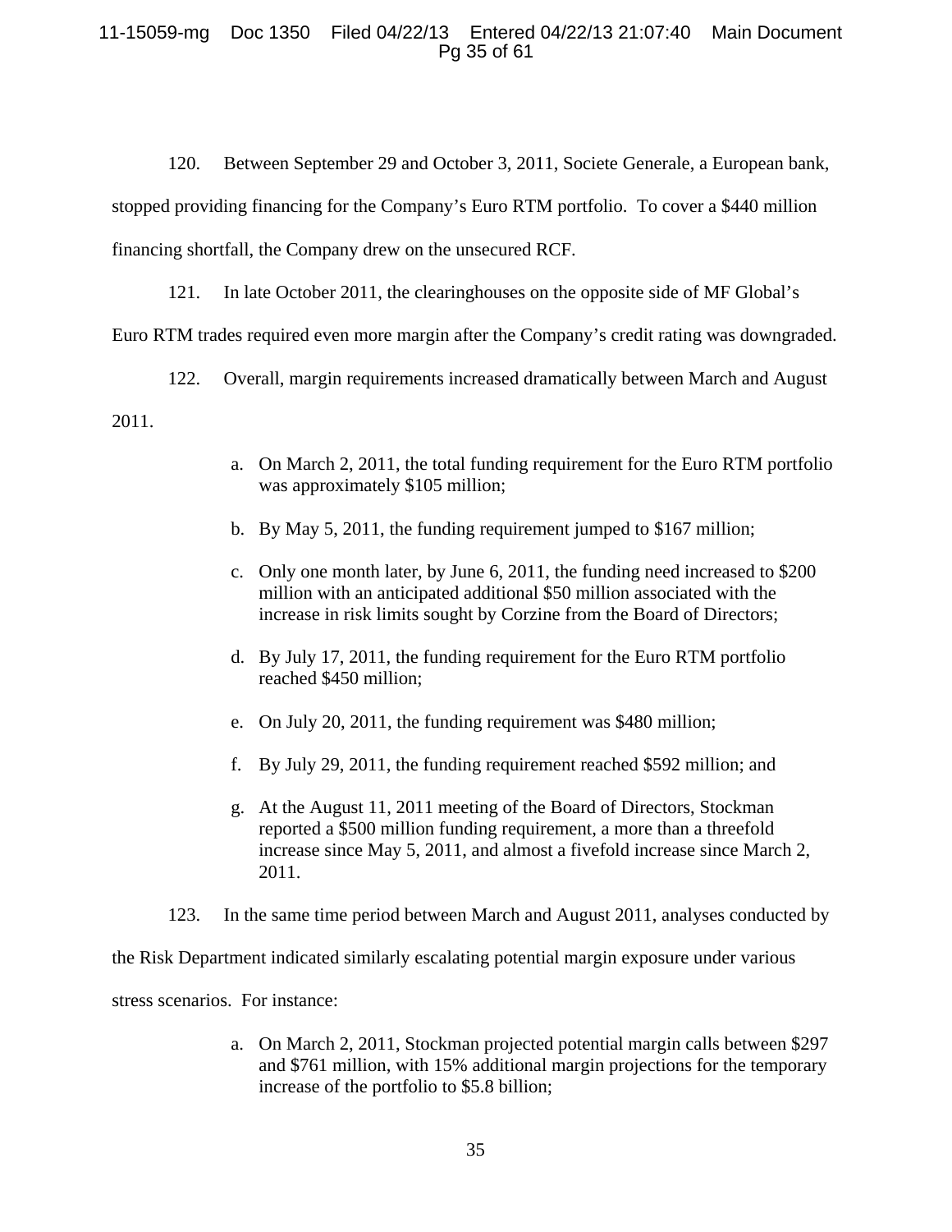120. Between September 29 and October 3, 2011, Societe Generale, a European bank, stopped providing financing for the Company's Euro RTM portfolio. To cover a $440 million financing shortfall, the Company drew on the unsecured RCF.

121. In late October 2011, the clearinghouses on the opposite side of MF Global's Euro RTM trades required even more margin after the Company's credit rating was downgraded.

122. Overall, margin requirements increased dramatically between March and August 2011.

a. On March 2, 2011, the total funding requirement for the Euro RTM portfolio was approximately $105 million;

b. By May 5, 2011, the funding requirement jumped to $167 million;

c. Only one month later, by June 6, 2011, the funding need increased to $200 million with an anticipated additional $50 million associated with the increase in risk limits sought by Corzine from the Board of Directors;

d. By July 17, 2011, the funding requirement for the Euro RTM portfolio reached $450 million;

e. On July 20, 2011, the funding requirement was $480 million;

f. By July 29, 2011, the funding requirement reached $592 million; and

g. At the August 11, 2011 meeting of the Board of Directors, Stockman reported a $500 million funding requirement, a more than a threefold increase since May 5, 2011, and almost a fivefold increase since March 2, 2011.

123. In the same time period between March and August 2011, analyses conducted by the Risk Department indicated similarly escalating potential margin exposure under various stress scenarios. For instance:

a. On March 2, 2011, Stockman projected potential margin calls between $297 and $761 million, with 15% additional margin projections for the temporary increase of the portfolio to $5.8 billion;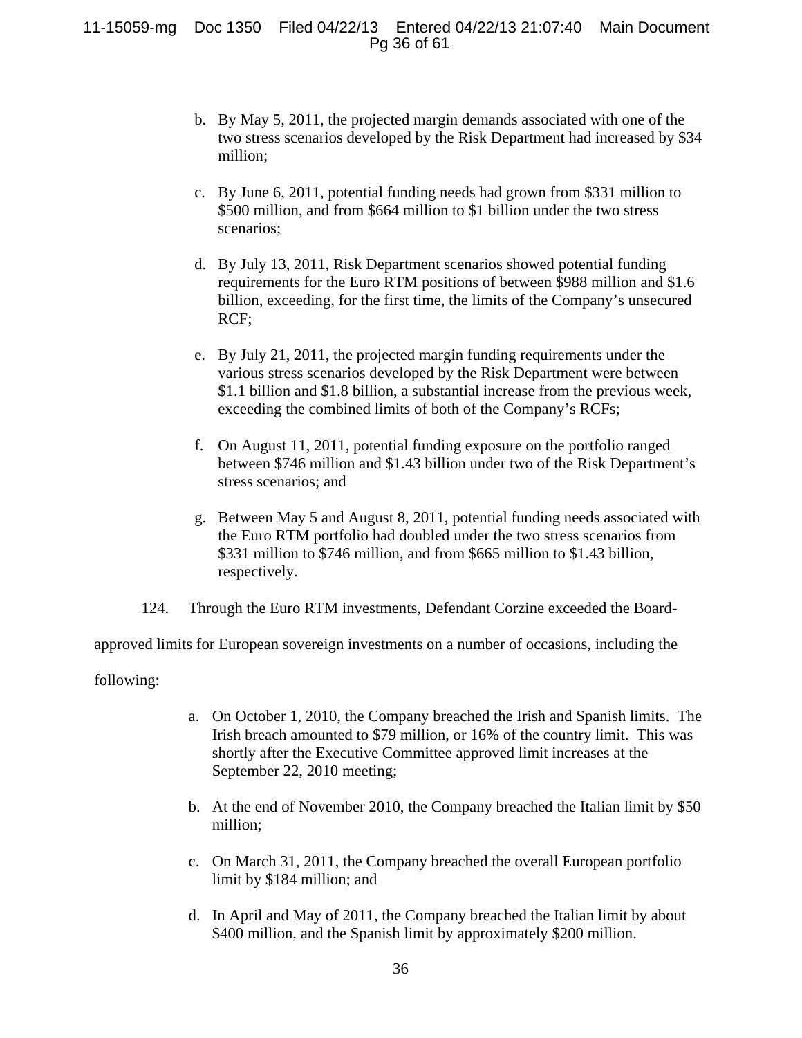b. By May 5, 2011, the projected margin demands associated with one of the two stress scenarios developed by the Risk Department had increased by $34 million;

c. By June 6, 2011, potential funding needs had grown from $331 million to $500 million, and from $664 million to $1 billion under the two stress scenarios;

d. By July 13, 2011, Risk Department scenarios showed potential funding requirements for the Euro RTM positions of between $988 million and $1.6 billion, exceeding, for the first time, the limits of the Company's unsecured RCF;

e. By July 21, 2011, the projected margin funding requirements under the various stress scenarios developed by the Risk Department were between $1.1 billion and $1.8 billion, a substantial increase from the previous week, exceeding the combined limits of both of the Company's RCFs;

f. On August 11, 2011, potential funding exposure on the portfolio ranged between $746 million and $1.43 billion under two of the Risk Department's stress scenarios; and

g. Between May 5 and August 8, 2011, potential funding needs associated with the Euro RTM portfolio had doubled under the two stress scenarios from $331 million to $746 million, and from $665 million to $1.43 billion, respectively.

124. Through the Euro RTM investments, Defendant Corzine exceeded the Board-approved limits for European sovereign investments on a number of occasions, including the following:

a. On October 1, 2010, the Company breached the Irish and Spanish limits. The Irish breach amounted to $79 million, or 16% of the country limit. This was shortly after the Executive Committee approved limit increases at the September 22, 2010 meeting;

b. At the end of November 2010, the Company breached the Italian limit by $50 million;

c. On March 31, 2011, the Company breached the overall European portfolio limit by $184 million; and

d. In April and May of 2011, the Company breached the Italian limit by about $400 million, and the Spanish limit by approximately $200 million.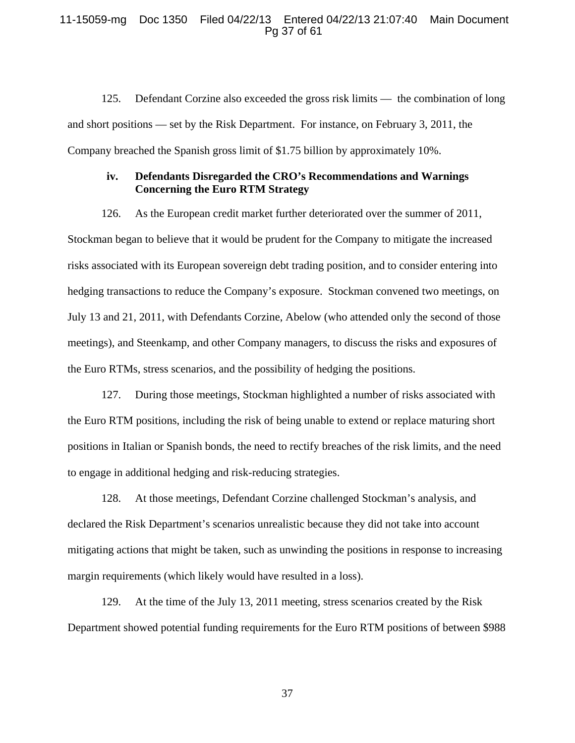125. Defendant Corzine also exceeded the gross risk limits — the combination of long and short positions — set by the Risk Department. For instance, on February 3, 2011, the Company breached the Spanish gross limit of $1.75 billion by approximately 10%.

### iv. Defendants Disregarded the CRO's Recommendations and Warnings Concerning the Euro RTM Strategy

126. As the European credit market further deteriorated over the summer of 2011, Stockman began to believe that it would be prudent for the Company to mitigate the increased risks associated with its European sovereign debt trading position, and to consider entering into hedging transactions to reduce the Company's exposure. Stockman convened two meetings, on July 13 and 21, 2011, with Defendants Corzine, Abelow (who attended only the second of those meetings), and Steenkamp, and other Company managers, to discuss the risks and exposures of the Euro RTMs, stress scenarios, and the possibility of hedging the positions.

127. During those meetings, Stockman highlighted a number of risks associated with the Euro RTM positions, including the risk of being unable to extend or replace maturing short positions in Italian or Spanish bonds, the need to rectify breaches of the risk limits, and the need to engage in additional hedging and risk-reducing strategies.

128. At those meetings, Defendant Corzine challenged Stockman's analysis, and declared the Risk Department's scenarios unrealistic because they did not take into account mitigating actions that might be taken, such as unwinding the positions in response to increasing margin requirements (which likely would have resulted in a loss).

129. At the time of the July 13, 2011 meeting, stress scenarios created by the Risk Department showed potential funding requirements for the Euro RTM positions of between $988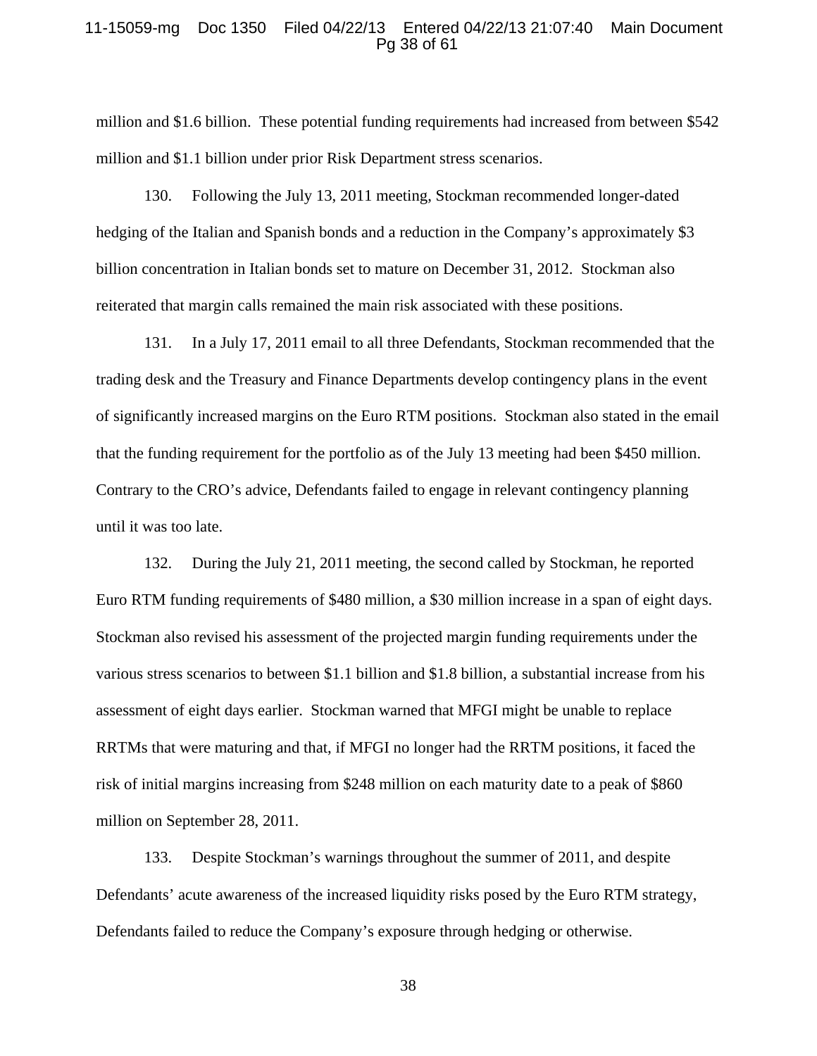million and $1.6 billion. These potential funding requirements had increased from between $542 million and $1.1 billion under prior Risk Department stress scenarios.

130. Following the July 13, 2011 meeting, Stockman recommended longer-dated hedging of the Italian and Spanish bonds and a reduction in the Company's approximately $3 billion concentration in Italian bonds set to mature on December 31, 2012. Stockman also reiterated that margin calls remained the main risk associated with these positions.

131. In a July 17, 2011 email to all three Defendants, Stockman recommended that the trading desk and the Treasury and Finance Departments develop contingency plans in the event of significantly increased margins on the Euro RTM positions. Stockman also stated in the email that the funding requirement for the portfolio as of the July 13 meeting had been $450 million. Contrary to the CRO's advice, Defendants failed to engage in relevant contingency planning until it was too late.

132. During the July 21, 2011 meeting, the second called by Stockman, he reported Euro RTM funding requirements of $480 million, a $30 million increase in a span of eight days. Stockman also revised his assessment of the projected margin funding requirements under the various stress scenarios to between $1.1 billion and $1.8 billion, a substantial increase from his assessment of eight days earlier. Stockman warned that MFGI might be unable to replace RRTMs that were maturing and that, if MFGI no longer had the RRTM positions, it faced the risk of initial margins increasing from $248 million on each maturity date to a peak of $860 million on September 28, 2011.

133. Despite Stockman's warnings throughout the summer of 2011, and despite Defendants' acute awareness of the increased liquidity risks posed by the Euro RTM strategy, Defendants failed to reduce the Company's exposure through hedging or otherwise.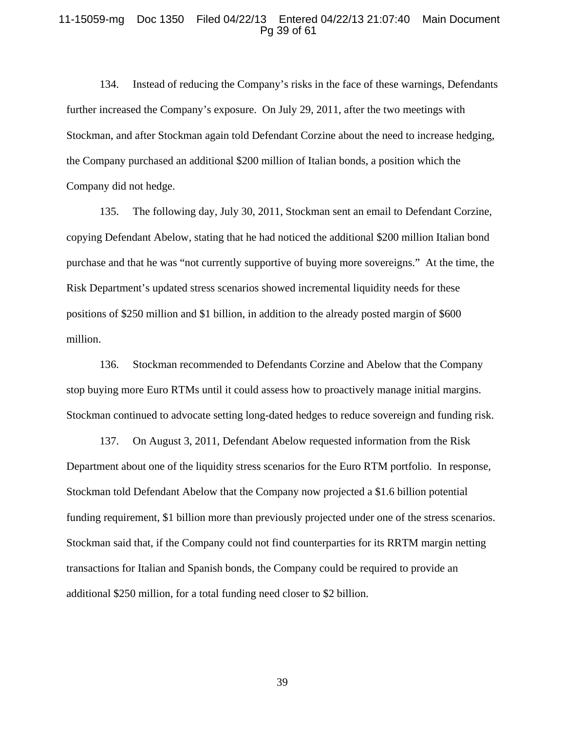134. Instead of reducing the Company's risks in the face of these warnings, Defendants further increased the Company's exposure. On July 29, 2011, after the two meetings with Stockman, and after Stockman again told Defendant Corzine about the need to increase hedging, the Company purchased an additional $200 million of Italian bonds, a position which the Company did not hedge.

135. The following day, July 30, 2011, Stockman sent an email to Defendant Corzine, copying Defendant Abelow, stating that he had noticed the additional $200 million Italian bond purchase and that he was "not currently supportive of buying more sovereigns." At the time, the Risk Department's updated stress scenarios showed incremental liquidity needs for these positions of $250 million and $1 billion, in addition to the already posted margin of $600 million.

136. Stockman recommended to Defendants Corzine and Abelow that the Company stop buying more Euro RTMs until it could assess how to proactively manage initial margins. Stockman continued to advocate setting long-dated hedges to reduce sovereign and funding risk.

137. On August 3, 2011, Defendant Abelow requested information from the Risk Department about one of the liquidity stress scenarios for the Euro RTM portfolio. In response, Stockman told Defendant Abelow that the Company now projected a $1.6 billion potential funding requirement, $1 billion more than previously projected under one of the stress scenarios. Stockman said that, if the Company could not find counterparties for its RRTM margin netting transactions for Italian and Spanish bonds, the Company could be required to provide an additional $250 million, for a total funding need closer to $2 billion.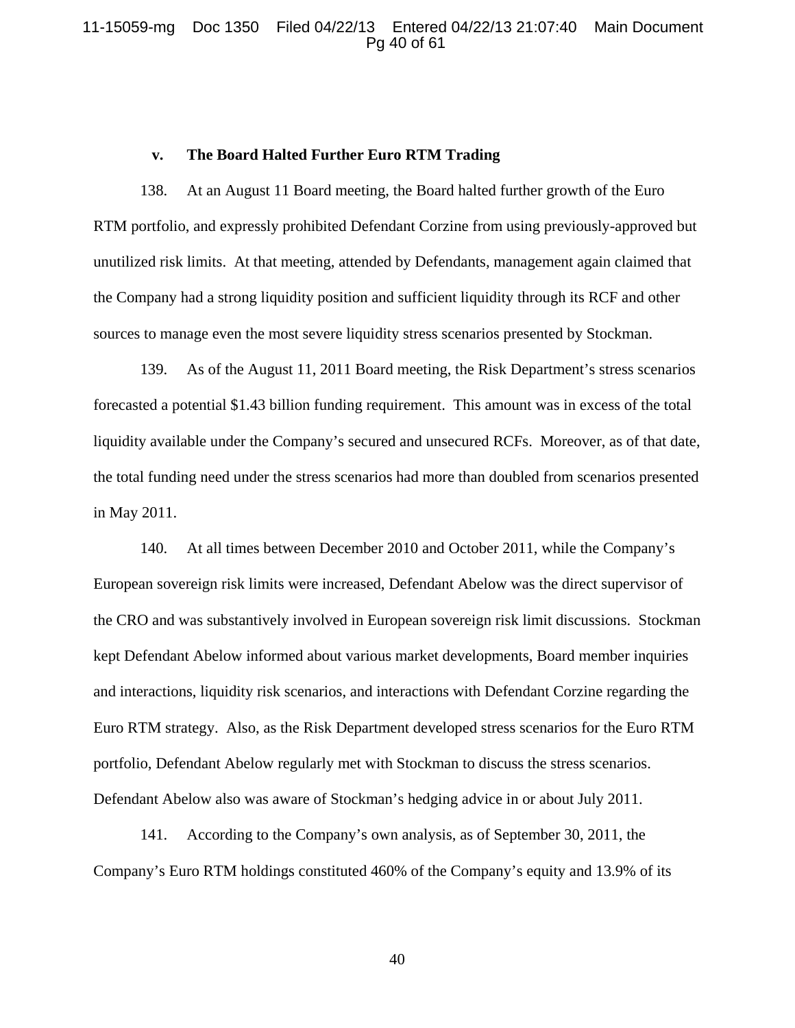### v. The Board Halted Further Euro RTM Trading

138. At an August 11 Board meeting, the Board halted further growth of the Euro RTM portfolio, and expressly prohibited Defendant Corzine from using previously-approved but unutilized risk limits. At that meeting, attended by Defendants, management again claimed that the Company had a strong liquidity position and sufficient liquidity through its RCF and other sources to manage even the most severe liquidity stress scenarios presented by Stockman.

139. As of the August 11, 2011 Board meeting, the Risk Department's stress scenarios forecasted a potential $1.43 billion funding requirement. This amount was in excess of the total liquidity available under the Company's secured and unsecured RCFs. Moreover, as of that date, the total funding need under the stress scenarios had more than doubled from scenarios presented in May 2011.

140. At all times between December 2010 and October 2011, while the Company's European sovereign risk limits were increased, Defendant Abelow was the direct supervisor of the CRO and was substantively involved in European sovereign risk limit discussions. Stockman kept Defendant Abelow informed about various market developments, Board member inquiries and interactions, liquidity risk scenarios, and interactions with Defendant Corzine regarding the Euro RTM strategy. Also, as the Risk Department developed stress scenarios for the Euro RTM portfolio, Defendant Abelow regularly met with Stockman to discuss the stress scenarios. Defendant Abelow also was aware of Stockman's hedging advice in or about July 2011.

141. According to the Company's own analysis, as of September 30, 2011, the Company's Euro RTM holdings constituted 460% of the Company's equity and 13.9% of its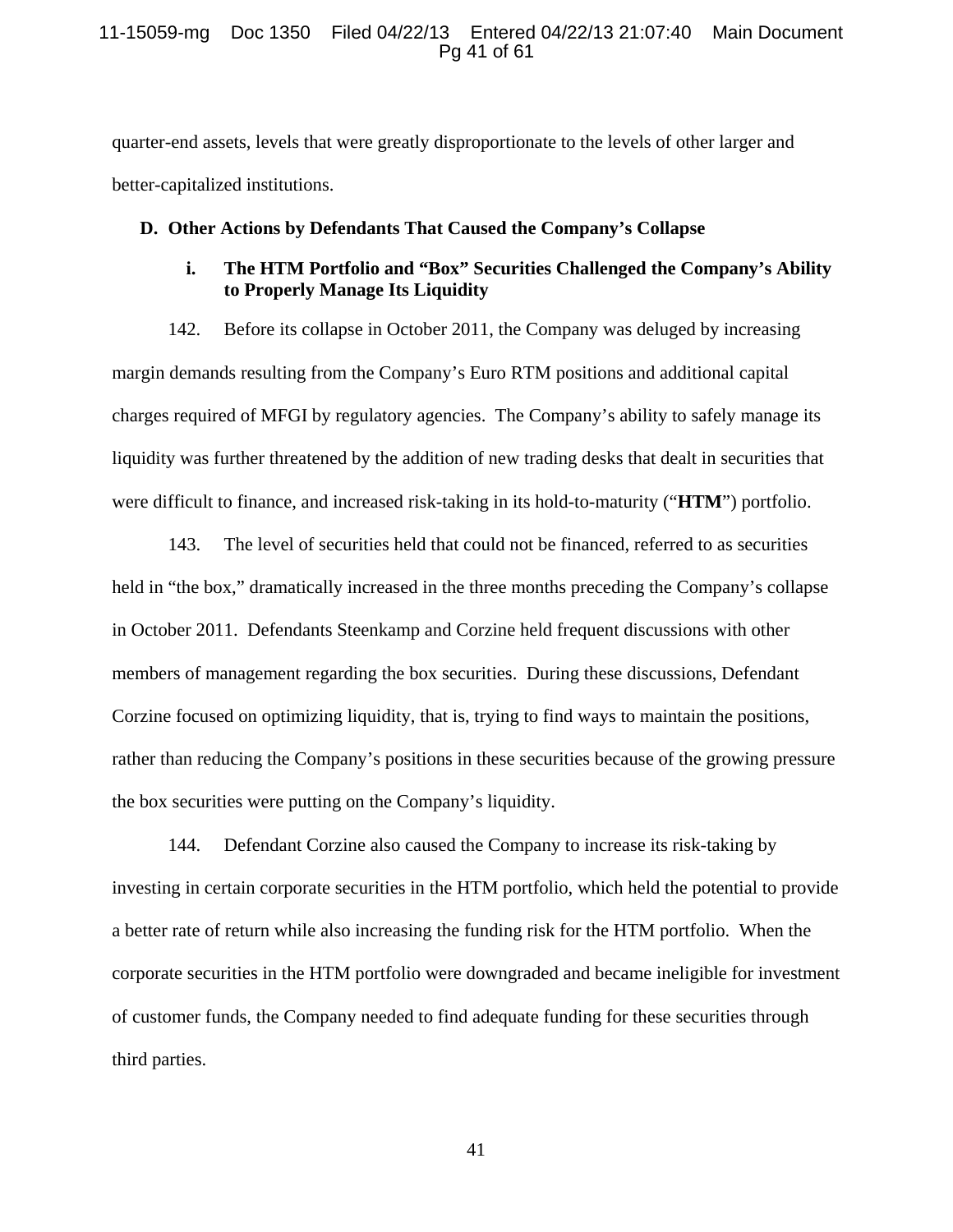quarter-end assets, levels that were greatly disproportionate to the levels of other larger and better-capitalized institutions.

## D. Other Actions by Defendants That Caused the Company's Collapse

### i. The HTM Portfolio and "Box" Securities Challenged the Company's Ability to Properly Manage Its Liquidity

142. Before its collapse in October 2011, the Company was deluged by increasing margin demands resulting from the Company's Euro RTM positions and additional capital charges required of MFGI by regulatory agencies. The Company's ability to safely manage its liquidity was further threatened by the addition of new trading desks that dealt in securities that were difficult to finance, and increased risk-taking in its hold-to-maturity ("**HTM**") portfolio.

143. The level of securities held that could not be financed, referred to as securities held in "the box," dramatically increased in the three months preceding the Company's collapse in October 2011. Defendants Steenkamp and Corzine held frequent discussions with other members of management regarding the box securities. During these discussions, Defendant Corzine focused on optimizing liquidity, that is, trying to find ways to maintain the positions, rather than reducing the Company's positions in these securities because of the growing pressure the box securities were putting on the Company's liquidity.

144. Defendant Corzine also caused the Company to increase its risk-taking by investing in certain corporate securities in the HTM portfolio, which held the potential to provide a better rate of return while also increasing the funding risk for the HTM portfolio. When the corporate securities in the HTM portfolio were downgraded and became ineligible for investment of customer funds, the Company needed to find adequate funding for these securities through third parties.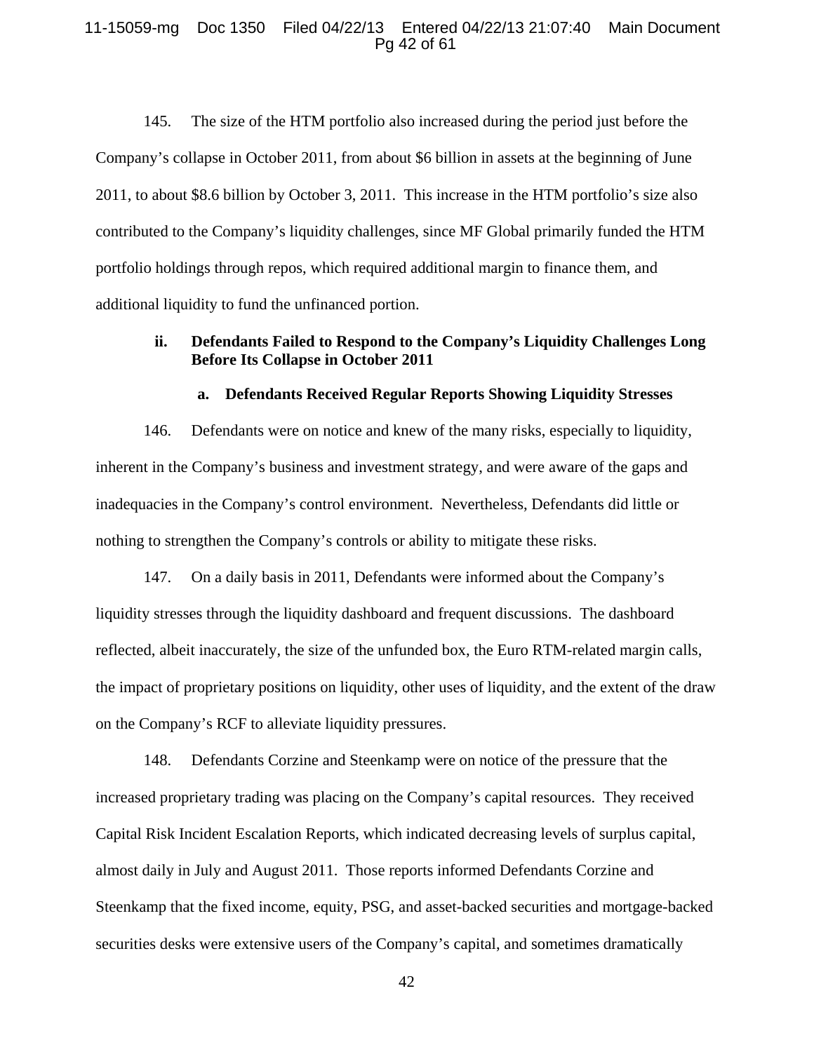145. The size of the HTM portfolio also increased during the period just before the Company's collapse in October 2011, from about $6 billion in assets at the beginning of June 2011, to about $8.6 billion by October 3, 2011. This increase in the HTM portfolio's size also contributed to the Company's liquidity challenges, since MF Global primarily funded the HTM portfolio holdings through repos, which required additional margin to finance them, and additional liquidity to fund the unfinanced portion.

### ii. Defendants Failed to Respond to the Company's Liquidity Challenges Long Before Its Collapse in October 2011

#### a. Defendants Received Regular Reports Showing Liquidity Stresses

146. Defendants were on notice and knew of the many risks, especially to liquidity, inherent in the Company's business and investment strategy, and were aware of the gaps and inadequacies in the Company's control environment. Nevertheless, Defendants did little or nothing to strengthen the Company's controls or ability to mitigate these risks.

147. On a daily basis in 2011, Defendants were informed about the Company's liquidity stresses through the liquidity dashboard and frequent discussions. The dashboard reflected, albeit inaccurately, the size of the unfunded box, the Euro RTM-related margin calls, the impact of proprietary positions on liquidity, other uses of liquidity, and the extent of the draw on the Company's RCF to alleviate liquidity pressures.

148. Defendants Corzine and Steenkamp were on notice of the pressure that the increased proprietary trading was placing on the Company's capital resources. They received Capital Risk Incident Escalation Reports, which indicated decreasing levels of surplus capital, almost daily in July and August 2011. Those reports informed Defendants Corzine and Steenkamp that the fixed income, equity, PSG, and asset-backed securities and mortgage-backed securities desks were extensive users of the Company's capital, and sometimes dramatically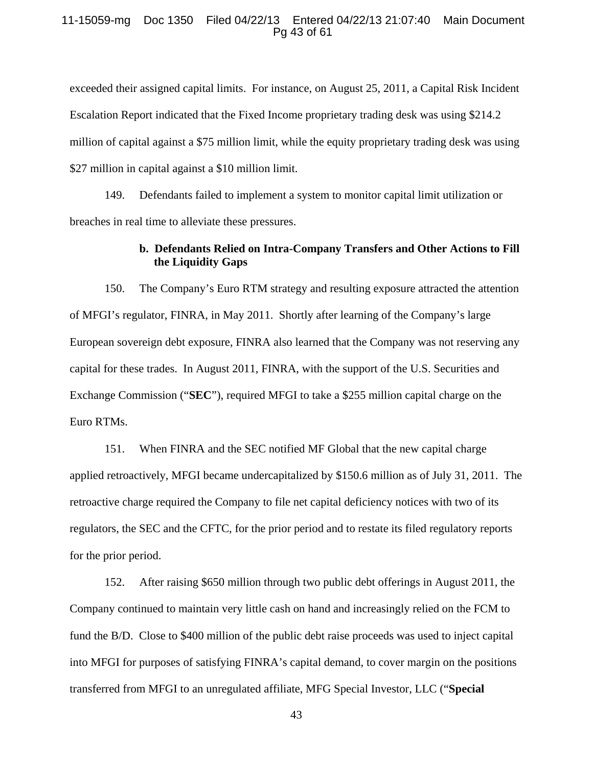exceeded their assigned capital limits. For instance, on August 25, 2011, a Capital Risk Incident Escalation Report indicated that the Fixed Income proprietary trading desk was using $214.2 million of capital against a $75 million limit, while the equity proprietary trading desk was using $27 million in capital against a $10 million limit.

149. Defendants failed to implement a system to monitor capital limit utilization or breaches in real time to alleviate these pressures.

### b. Defendants Relied on Intra-Company Transfers and Other Actions to Fill the Liquidity Gaps

150. The Company's Euro RTM strategy and resulting exposure attracted the attention of MFGI's regulator, FINRA, in May 2011. Shortly after learning of the Company's large European sovereign debt exposure, FINRA also learned that the Company was not reserving any capital for these trades. In August 2011, FINRA, with the support of the U.S. Securities and Exchange Commission ("**SEC**"), required MFGI to take a $255 million capital charge on the Euro RTMs.

151. When FINRA and the SEC notified MF Global that the new capital charge applied retroactively, MFGI became undercapitalized by $150.6 million as of July 31, 2011. The retroactive charge required the Company to file net capital deficiency notices with two of its regulators, the SEC and the CFTC, for the prior period and to restate its filed regulatory reports for the prior period.

152. After raising $650 million through two public debt offerings in August 2011, the Company continued to maintain very little cash on hand and increasingly relied on the FCM to fund the B/D. Close to $400 million of the public debt raise proceeds was used to inject capital into MFGI for purposes of satisfying FINRA's capital demand, to cover margin on the positions transferred from MFGI to an unregulated affiliate, MFG Special Investor, LLC ("**Special**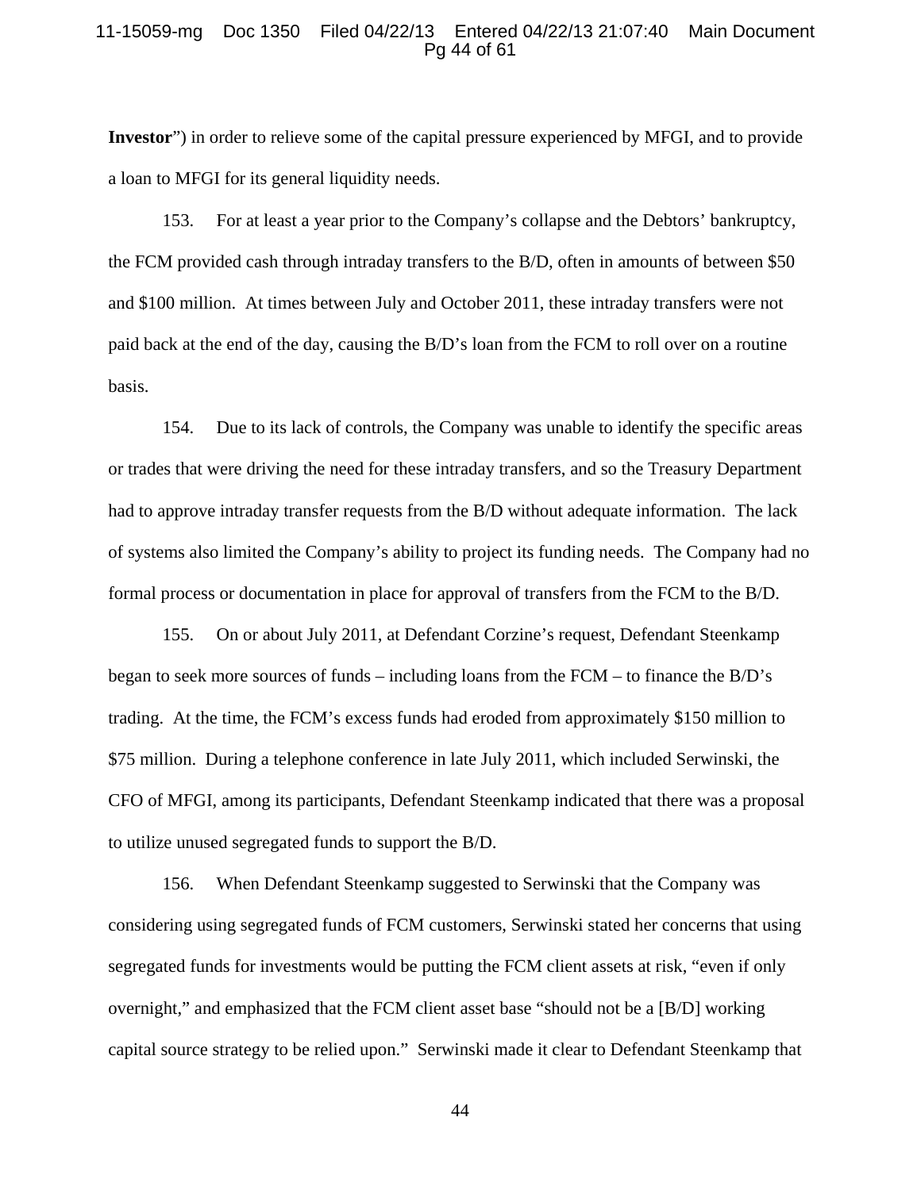**Investor**") in order to relieve some of the capital pressure experienced by MFGI, and to provide a loan to MFGI for its general liquidity needs.

153. For at least a year prior to the Company's collapse and the Debtors' bankruptcy, the FCM provided cash through intraday transfers to the B/D, often in amounts of between $50 and $100 million. At times between July and October 2011, these intraday transfers were not paid back at the end of the day, causing the B/D's loan from the FCM to roll over on a routine basis.

154. Due to its lack of controls, the Company was unable to identify the specific areas or trades that were driving the need for these intraday transfers, and so the Treasury Department had to approve intraday transfer requests from the B/D without adequate information. The lack of systems also limited the Company's ability to project its funding needs. The Company had no formal process or documentation in place for approval of transfers from the FCM to the B/D.

155. On or about July 2011, at Defendant Corzine's request, Defendant Steenkamp began to seek more sources of funds – including loans from the FCM – to finance the B/D's trading. At the time, the FCM's excess funds had eroded from approximately $150 million to $75 million. During a telephone conference in late July 2011, which included Serwinski, the CFO of MFGI, among its participants, Defendant Steenkamp indicated that there was a proposal to utilize unused segregated funds to support the B/D.

156. When Defendant Steenkamp suggested to Serwinski that the Company was considering using segregated funds of FCM customers, Serwinski stated her concerns that using segregated funds for investments would be putting the FCM client assets at risk, "even if only overnight," and emphasized that the FCM client asset base "should not be a [B/D] working capital source strategy to be relied upon." Serwinski made it clear to Defendant Steenkamp that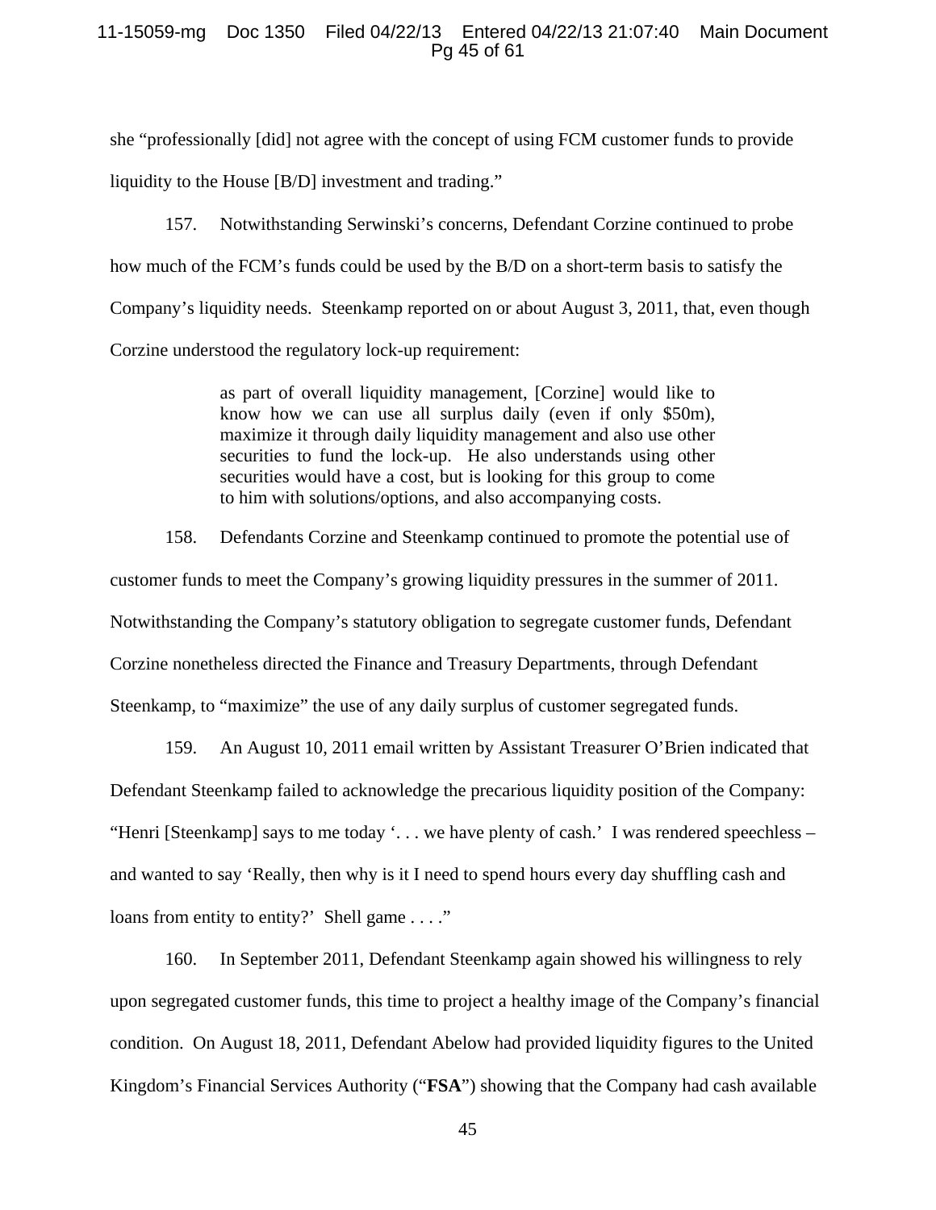she "professionally [did] not agree with the concept of using FCM customer funds to provide liquidity to the House [B/D] investment and trading."

157. Notwithstanding Serwinski's concerns, Defendant Corzine continued to probe how much of the FCM's funds could be used by the B/D on a short-term basis to satisfy the Company's liquidity needs. Steenkamp reported on or about August 3, 2011, that, even though Corzine understood the regulatory lock-up requirement:

> as part of overall liquidity management, [Corzine] would like to know how we can use all surplus daily (even if only $50m), maximize it through daily liquidity management and also use other securities to fund the lock-up. He also understands using other securities would have a cost, but is looking for this group to come to him with solutions/options, and also accompanying costs.

158. Defendants Corzine and Steenkamp continued to promote the potential use of customer funds to meet the Company's growing liquidity pressures in the summer of 2011. Notwithstanding the Company's statutory obligation to segregate customer funds, Defendant Corzine nonetheless directed the Finance and Treasury Departments, through Defendant Steenkamp, to "maximize" the use of any daily surplus of customer segregated funds.

159. An August 10, 2011 email written by Assistant Treasurer O'Brien indicated that Defendant Steenkamp failed to acknowledge the precarious liquidity position of the Company: "Henri [Steenkamp] says to me today '. . . we have plenty of cash.' I was rendered speechless – and wanted to say 'Really, then why is it I need to spend hours every day shuffling cash and loans from entity to entity?' Shell game . . . ."

160. In September 2011, Defendant Steenkamp again showed his willingness to rely upon segregated customer funds, this time to project a healthy image of the Company's financial condition. On August 18, 2011, Defendant Abelow had provided liquidity figures to the United Kingdom's Financial Services Authority ("**FSA**") showing that the Company had cash available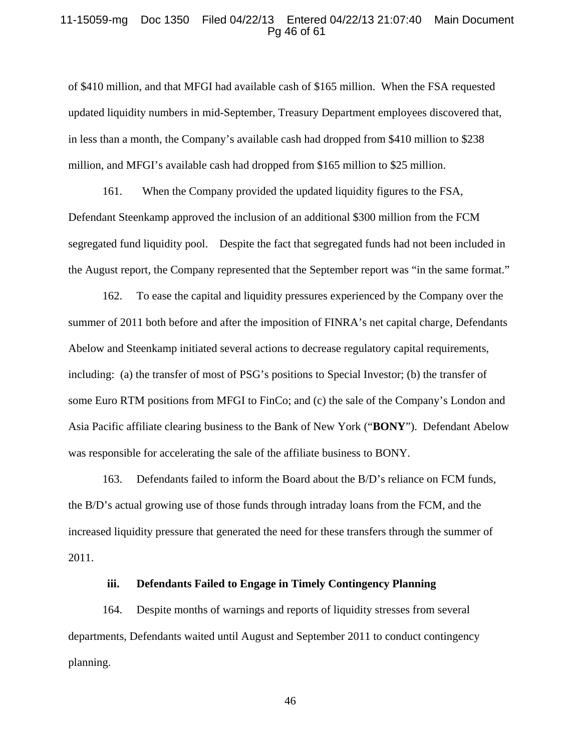of $410 million, and that MFGI had available cash of $165 million. When the FSA requested updated liquidity numbers in mid-September, Treasury Department employees discovered that, in less than a month, the Company's available cash had dropped from $410 million to $238 million, and MFGI's available cash had dropped from $165 million to $25 million.

161. When the Company provided the updated liquidity figures to the FSA, Defendant Steenkamp approved the inclusion of an additional $300 million from the FCM segregated fund liquidity pool. Despite the fact that segregated funds had not been included in the August report, the Company represented that the September report was "in the same format."

162. To ease the capital and liquidity pressures experienced by the Company over the summer of 2011 both before and after the imposition of FINRA's net capital charge, Defendants Abelow and Steenkamp initiated several actions to decrease regulatory capital requirements, including: (a) the transfer of most of PSG's positions to Special Investor; (b) the transfer of some Euro RTM positions from MFGI to FinCo; and (c) the sale of the Company's London and Asia Pacific affiliate clearing business to the Bank of New York ("**BONY**"). Defendant Abelow was responsible for accelerating the sale of the affiliate business to BONY.

163. Defendants failed to inform the Board about the B/D's reliance on FCM funds, the B/D's actual growing use of those funds through intraday loans from the FCM, and the increased liquidity pressure that generated the need for these transfers through the summer of 2011.

### iii. Defendants Failed to Engage in Timely Contingency Planning

164. Despite months of warnings and reports of liquidity stresses from several departments, Defendants waited until August and September 2011 to conduct contingency planning.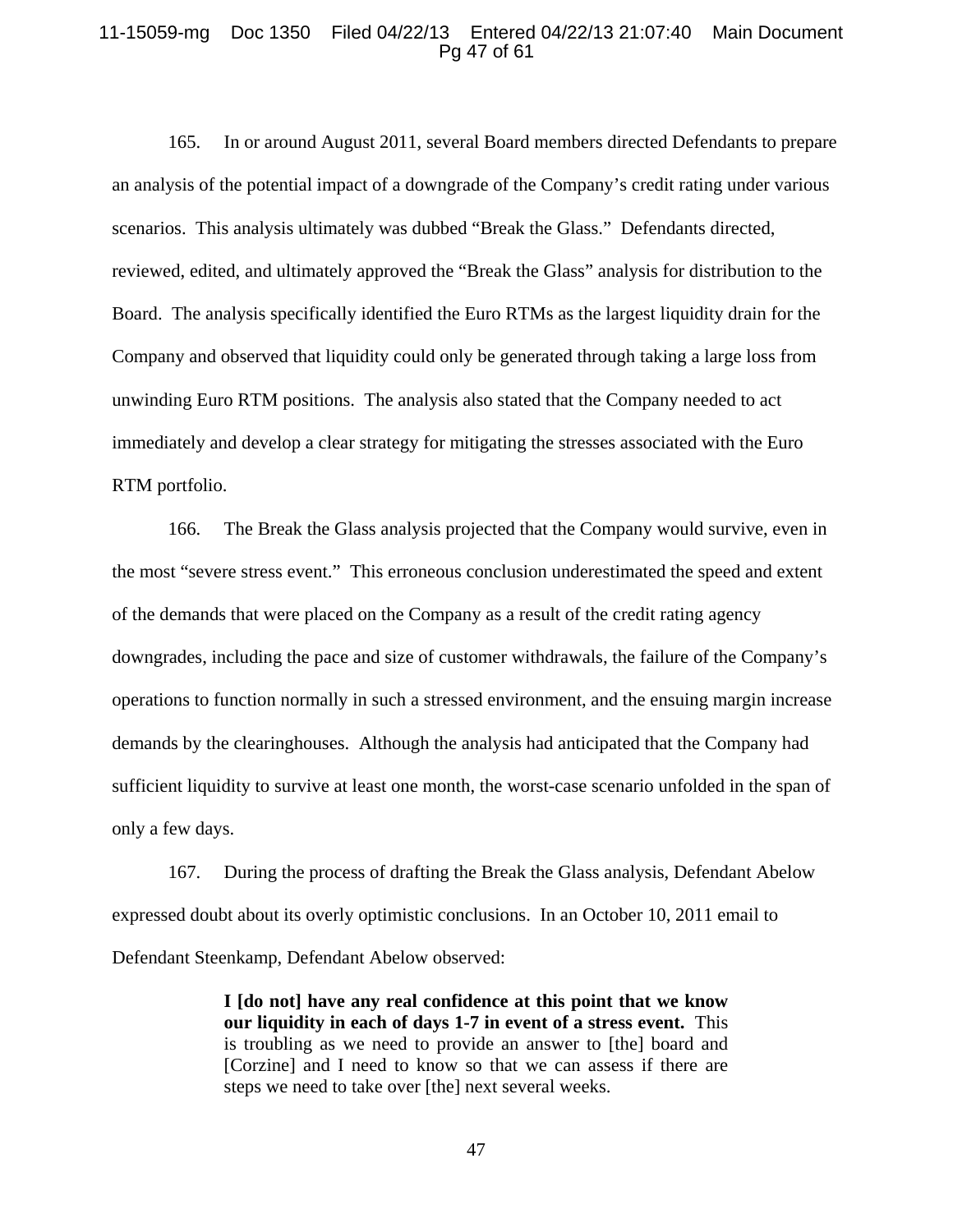165. In or around August 2011, several Board members directed Defendants to prepare an analysis of the potential impact of a downgrade of the Company's credit rating under various scenarios. This analysis ultimately was dubbed "Break the Glass." Defendants directed, reviewed, edited, and ultimately approved the "Break the Glass" analysis for distribution to the Board. The analysis specifically identified the Euro RTMs as the largest liquidity drain for the Company and observed that liquidity could only be generated through taking a large loss from unwinding Euro RTM positions. The analysis also stated that the Company needed to act immediately and develop a clear strategy for mitigating the stresses associated with the Euro RTM portfolio.

166. The Break the Glass analysis projected that the Company would survive, even in the most "severe stress event." This erroneous conclusion underestimated the speed and extent of the demands that were placed on the Company as a result of the credit rating agency downgrades, including the pace and size of customer withdrawals, the failure of the Company's operations to function normally in such a stressed environment, and the ensuing margin increase demands by the clearinghouses. Although the analysis had anticipated that the Company had sufficient liquidity to survive at least one month, the worst-case scenario unfolded in the span of only a few days.

167. During the process of drafting the Break the Glass analysis, Defendant Abelow expressed doubt about its overly optimistic conclusions. In an October 10, 2011 email to Defendant Steenkamp, Defendant Abelow observed:

> **I [do not] have any real confidence at this point that we know our liquidity in each of days 1-7 in event of a stress event.** This is troubling as we need to provide an answer to [the] board and [Corzine] and I need to know so that we can assess if there are steps we need to take over [the] next several weeks.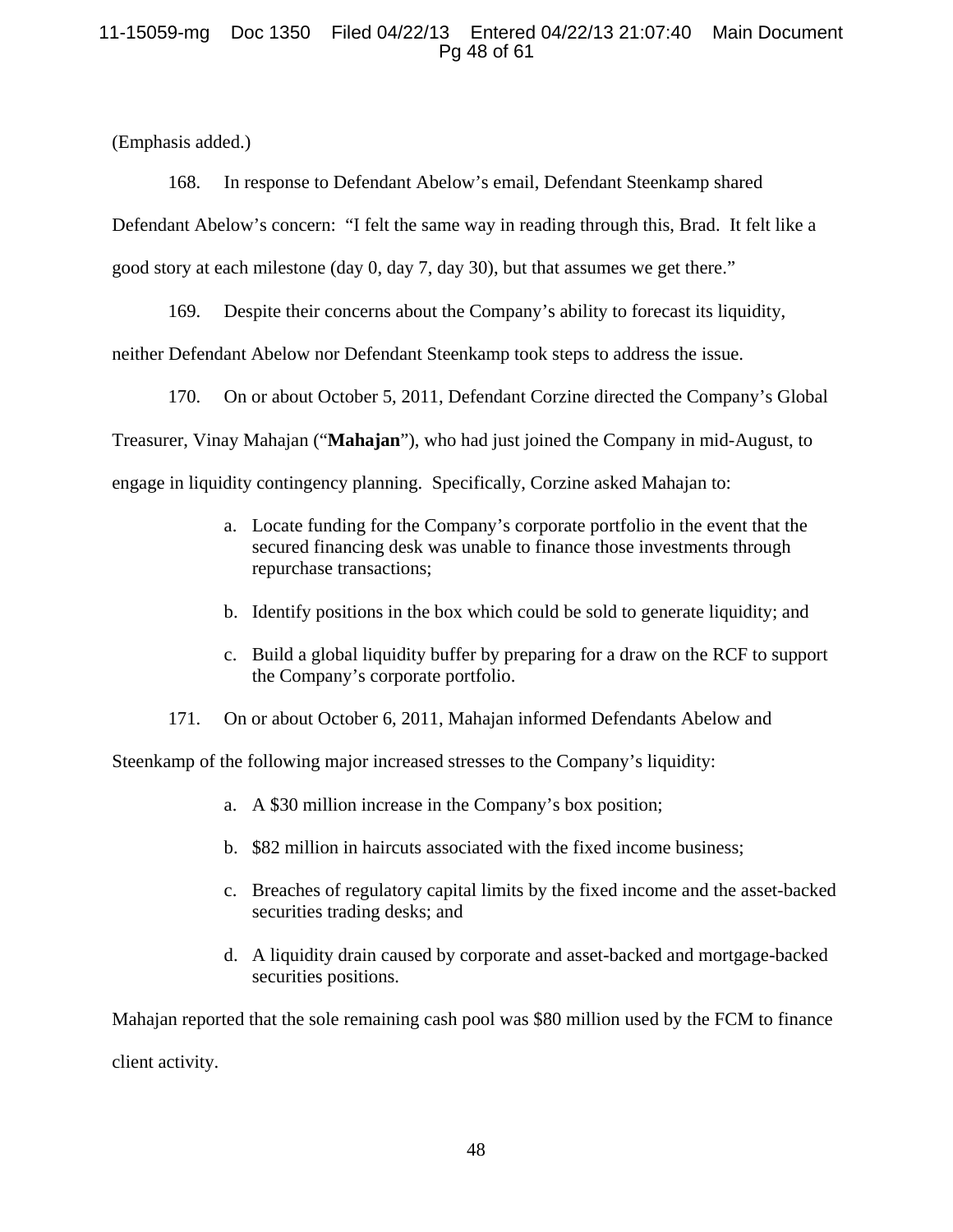(Emphasis added.)

168. In response to Defendant Abelow's email, Defendant Steenkamp shared Defendant Abelow's concern: "I felt the same way in reading through this, Brad. It felt like a good story at each milestone (day 0, day 7, day 30), but that assumes we get there."

169. Despite their concerns about the Company's ability to forecast its liquidity, neither Defendant Abelow nor Defendant Steenkamp took steps to address the issue.

170. On or about October 5, 2011, Defendant Corzine directed the Company's Global Treasurer, Vinay Mahajan ("**Mahajan**"), who had just joined the Company in mid-August, to engage in liquidity contingency planning. Specifically, Corzine asked Mahajan to:

a. Locate funding for the Company's corporate portfolio in the event that the secured financing desk was unable to finance those investments through repurchase transactions;

b. Identify positions in the box which could be sold to generate liquidity; and

c. Build a global liquidity buffer by preparing for a draw on the RCF to support the Company's corporate portfolio.

171. On or about October 6, 2011, Mahajan informed Defendants Abelow and Steenkamp of the following major increased stresses to the Company's liquidity:

a. A $30 million increase in the Company's box position;

b. $82 million in haircuts associated with the fixed income business;

c. Breaches of regulatory capital limits by the fixed income and the asset-backed securities trading desks; and

d. A liquidity drain caused by corporate and asset-backed and mortgage-backed securities positions.

Mahajan reported that the sole remaining cash pool was $80 million used by the FCM to finance client activity.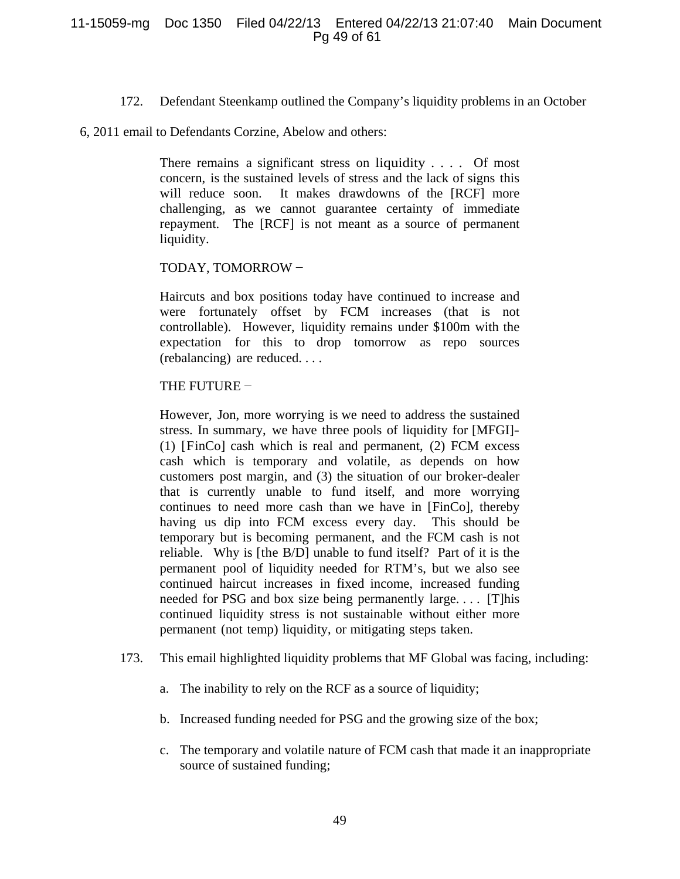172. Defendant Steenkamp outlined the Company's liquidity problems in an October 6, 2011 email to Defendants Corzine, Abelow and others:

> There remains a significant stress on liquidity . . . . Of most concern, is the sustained levels of stress and the lack of signs this will reduce soon. It makes drawdowns of the [RCF] more challenging, as we cannot guarantee certainty of immediate repayment. The [RCF] is not meant as a source of permanent liquidity.
>
> TODAY, TOMORROW –
>
> Haircuts and box positions today have continued to increase and were fortunately offset by FCM increases (that is not controllable). However, liquidity remains under $100m with the expectation for this to drop tomorrow as repo sources (rebalancing) are reduced. . . .
>
> THE FUTURE –
>
> However, Jon, more worrying is we need to address the sustained stress. In summary, we have three pools of liquidity for [MFGI]- (1) [FinCo] cash which is real and permanent, (2) FCM excess cash which is temporary and volatile, as depends on how customers post margin, and (3) the situation of our broker-dealer that is currently unable to fund itself, and more worrying continues to need more cash than we have in [FinCo], thereby having us dip into FCM excess every day. This should be temporary but is becoming permanent, and the FCM cash is not reliable. Why is [the B/D] unable to fund itself? Part of it is the permanent pool of liquidity needed for RTM's, but we also see continued haircut increases in fixed income, increased funding needed for PSG and box size being permanently large. . . . [T]his continued liquidity stress is not sustainable without either more permanent (not temp) liquidity, or mitigating steps taken.

173. This email highlighted liquidity problems that MF Global was facing, including:

a. The inability to rely on the RCF as a source of liquidity;

b. Increased funding needed for PSG and the growing size of the box;

c. The temporary and volatile nature of FCM cash that made it an inappropriate source of sustained funding;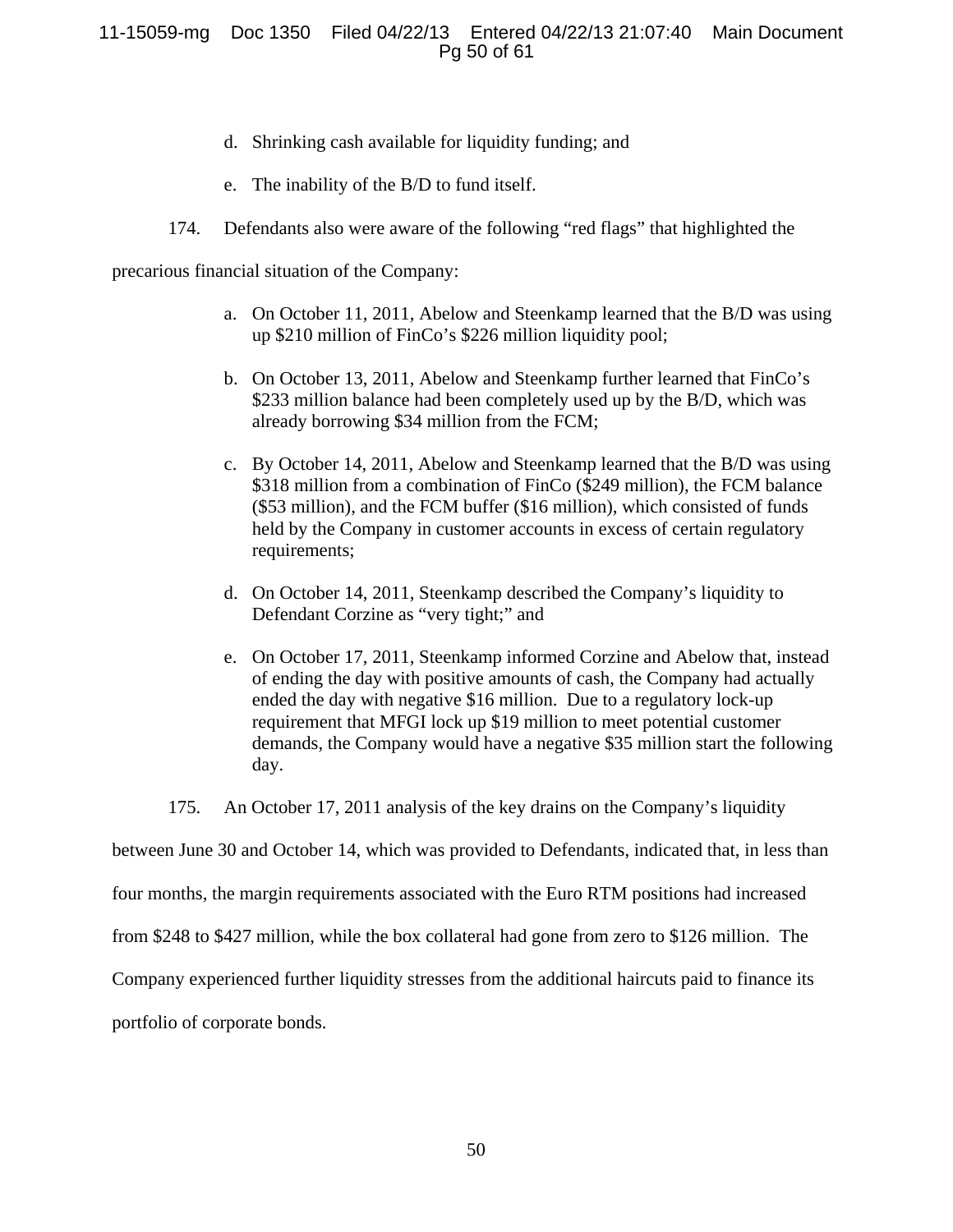d. Shrinking cash available for liquidity funding; and

e. The inability of the B/D to fund itself.

174. Defendants also were aware of the following "red flags" that highlighted the precarious financial situation of the Company:

a. On October 11, 2011, Abelow and Steenkamp learned that the B/D was using up $210 million of FinCo's $226 million liquidity pool;

b. On October 13, 2011, Abelow and Steenkamp further learned that FinCo's $233 million balance had been completely used up by the B/D, which was already borrowing $34 million from the FCM;

c. By October 14, 2011, Abelow and Steenkamp learned that the B/D was using $318 million from a combination of FinCo ($249 million), the FCM balance ($53 million), and the FCM buffer ($16 million), which consisted of funds held by the Company in customer accounts in excess of certain regulatory requirements;

d. On October 14, 2011, Steenkamp described the Company's liquidity to Defendant Corzine as "very tight;" and

e. On October 17, 2011, Steenkamp informed Corzine and Abelow that, instead of ending the day with positive amounts of cash, the Company had actually ended the day with negative $16 million. Due to a regulatory lock-up requirement that MFGI lock up $19 million to meet potential customer demands, the Company would have a negative $35 million start the following day.

175. An October 17, 2011 analysis of the key drains on the Company's liquidity between June 30 and October 14, which was provided to Defendants, indicated that, in less than four months, the margin requirements associated with the Euro RTM positions had increased from $248 to $427 million, while the box collateral had gone from zero to $126 million. The Company experienced further liquidity stresses from the additional haircuts paid to finance its portfolio of corporate bonds.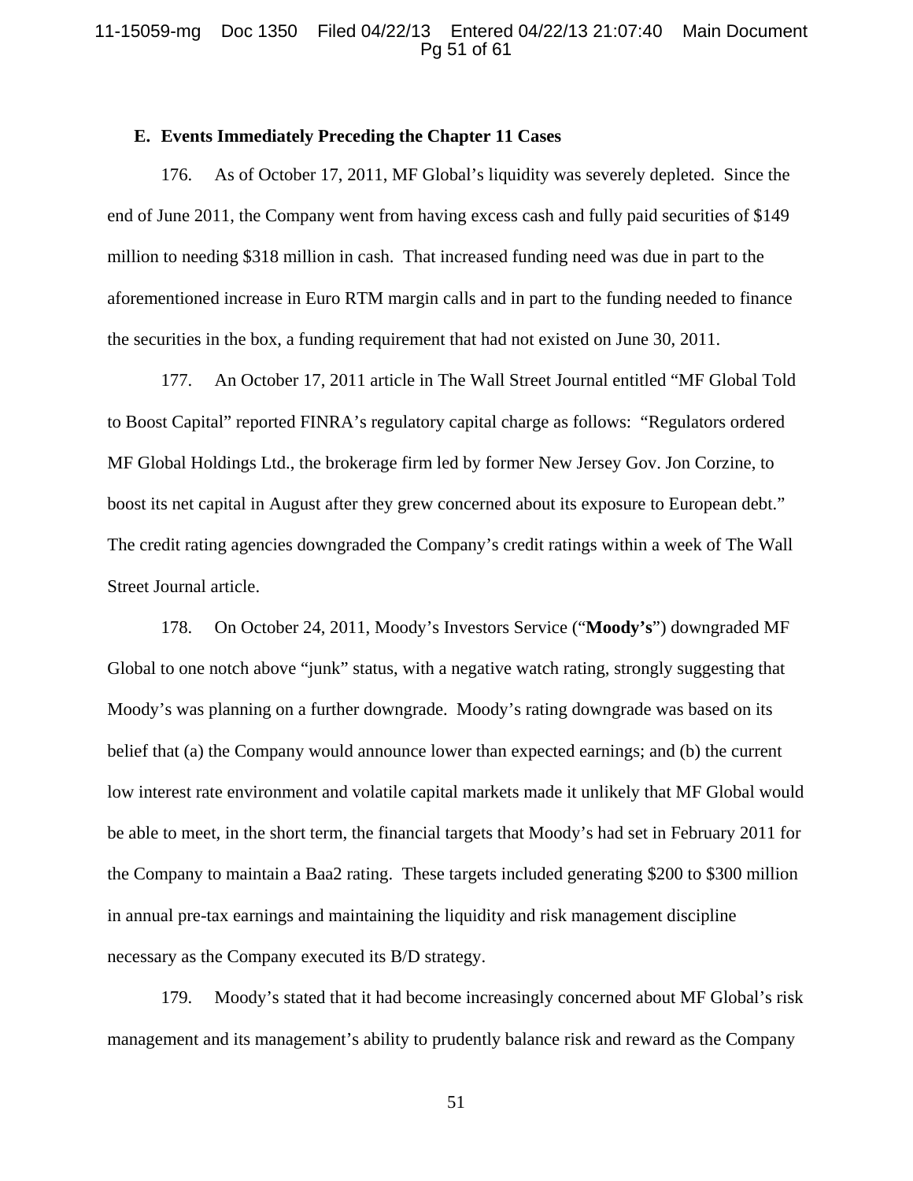### E. Events Immediately Preceding the Chapter 11 Cases

176. As of October 17, 2011, MF Global's liquidity was severely depleted. Since the end of June 2011, the Company went from having excess cash and fully paid securities of $149 million to needing $318 million in cash. That increased funding need was due in part to the aforementioned increase in Euro RTM margin calls and in part to the funding needed to finance the securities in the box, a funding requirement that had not existed on June 30, 2011.

177. An October 17, 2011 article in The Wall Street Journal entitled "MF Global Told to Boost Capital" reported FINRA's regulatory capital charge as follows: "Regulators ordered MF Global Holdings Ltd., the brokerage firm led by former New Jersey Gov. Jon Corzine, to boost its net capital in August after they grew concerned about its exposure to European debt." The credit rating agencies downgraded the Company's credit ratings within a week of The Wall Street Journal article.

178. On October 24, 2011, Moody's Investors Service ("**Moody's**") downgraded MF Global to one notch above "junk" status, with a negative watch rating, strongly suggesting that Moody's was planning on a further downgrade. Moody's rating downgrade was based on its belief that (a) the Company would announce lower than expected earnings; and (b) the current low interest rate environment and volatile capital markets made it unlikely that MF Global would be able to meet, in the short term, the financial targets that Moody's had set in February 2011 for the Company to maintain a Baa2 rating. These targets included generating $200 to $300 million in annual pre-tax earnings and maintaining the liquidity and risk management discipline necessary as the Company executed its B/D strategy.

179. Moody's stated that it had become increasingly concerned about MF Global's risk management and its management's ability to prudently balance risk and reward as the Company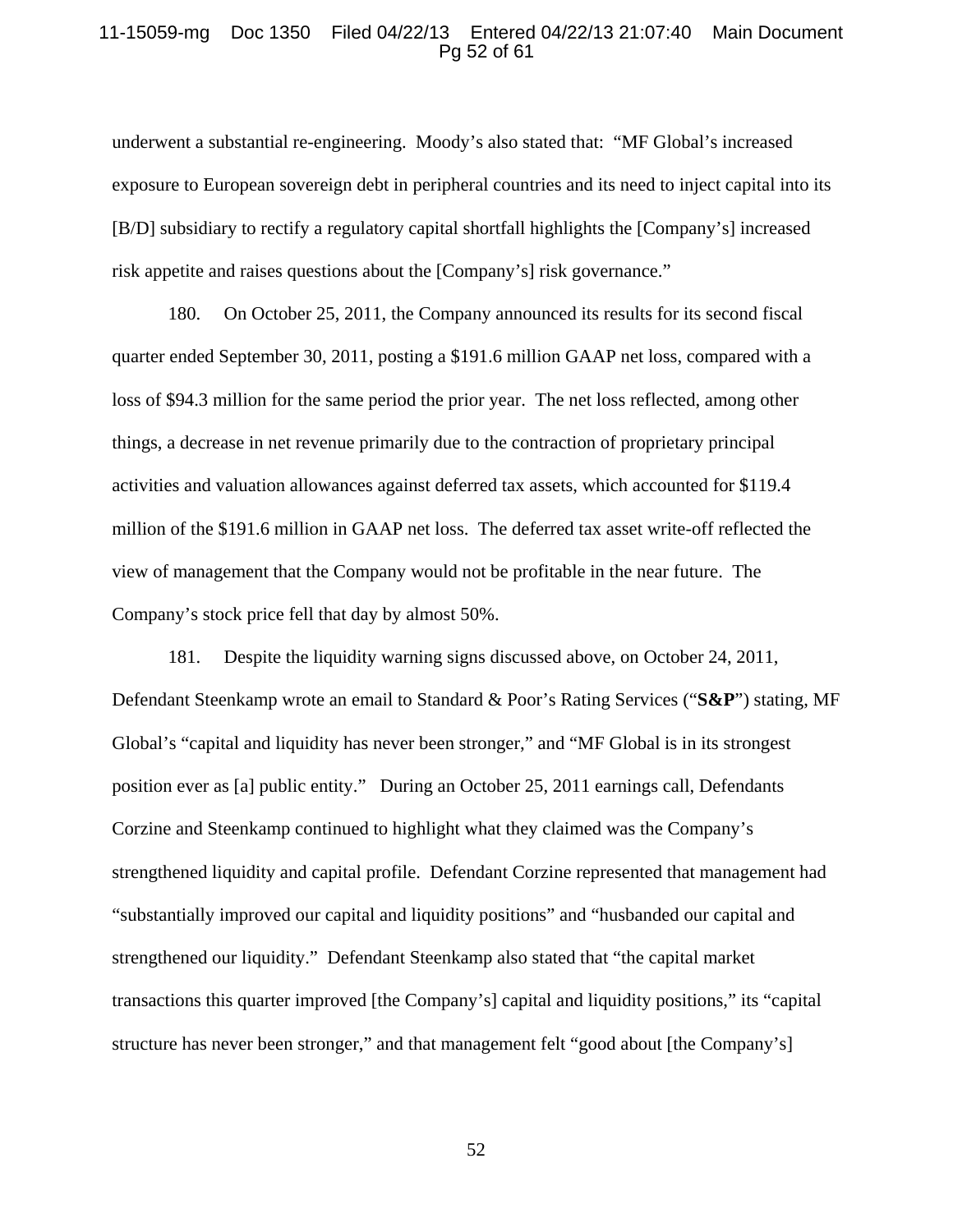underwent a substantial re-engineering. Moody's also stated that: "MF Global's increased exposure to European sovereign debt in peripheral countries and its need to inject capital into its [B/D] subsidiary to rectify a regulatory capital shortfall highlights the [Company's] increased risk appetite and raises questions about the [Company's] risk governance."

180. On October 25, 2011, the Company announced its results for its second fiscal quarter ended September 30, 2011, posting a $191.6 million GAAP net loss, compared with a loss of $94.3 million for the same period the prior year. The net loss reflected, among other things, a decrease in net revenue primarily due to the contraction of proprietary principal activities and valuation allowances against deferred tax assets, which accounted for $119.4 million of the $191.6 million in GAAP net loss. The deferred tax asset write-off reflected the view of management that the Company would not be profitable in the near future. The Company's stock price fell that day by almost 50%.

181. Despite the liquidity warning signs discussed above, on October 24, 2011, Defendant Steenkamp wrote an email to Standard & Poor's Rating Services ("**S&P**") stating, MF Global's "capital and liquidity has never been stronger," and "MF Global is in its strongest position ever as [a] public entity." During an October 25, 2011 earnings call, Defendants Corzine and Steenkamp continued to highlight what they claimed was the Company's strengthened liquidity and capital profile. Defendant Corzine represented that management had "substantially improved our capital and liquidity positions" and "husbanded our capital and strengthened our liquidity." Defendant Steenkamp also stated that "the capital market transactions this quarter improved [the Company's] capital and liquidity positions," its "capital structure has never been stronger," and that management felt "good about [the Company's]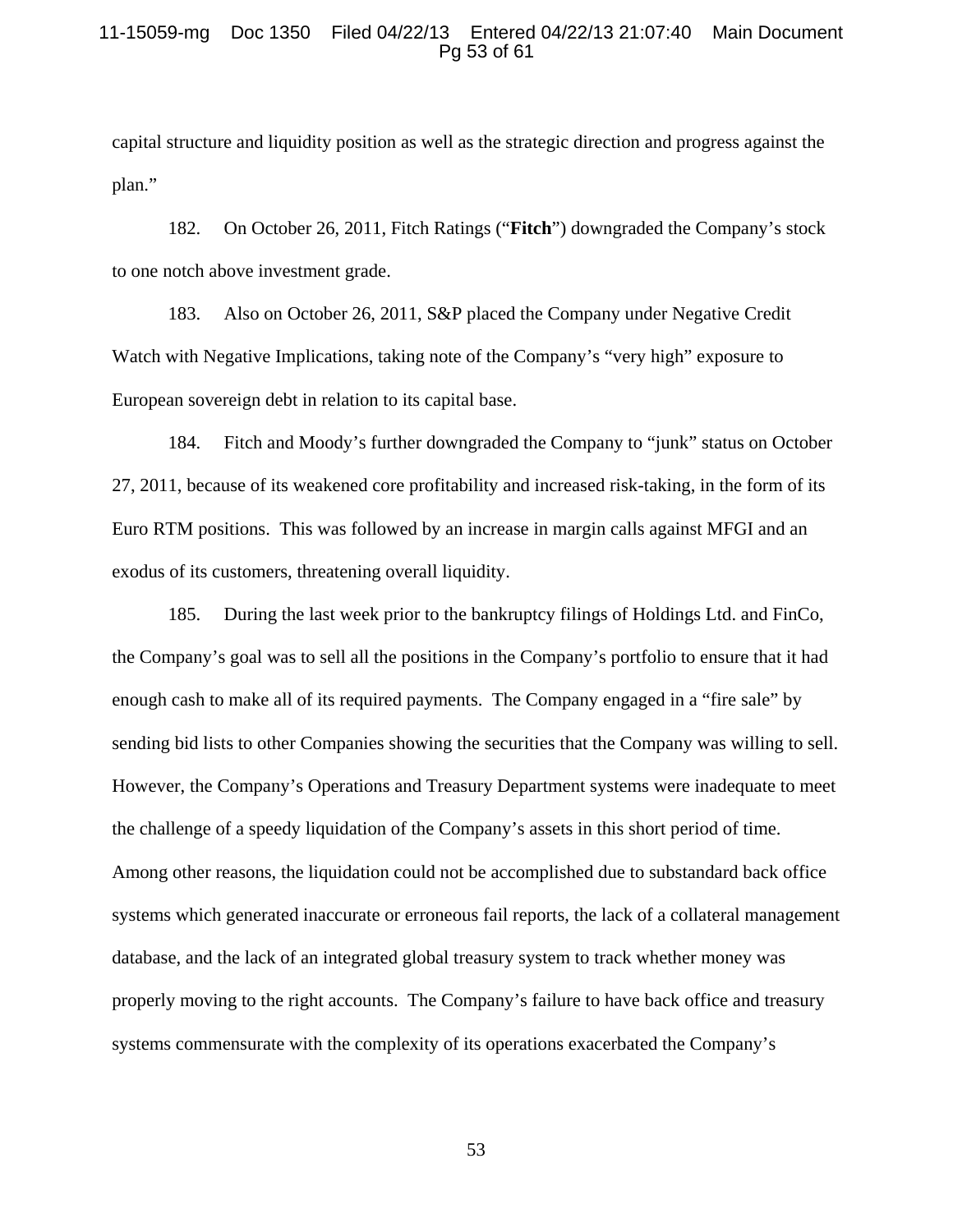capital structure and liquidity position as well as the strategic direction and progress against the plan."

182. On October 26, 2011, Fitch Ratings ("**Fitch**") downgraded the Company's stock to one notch above investment grade.

183. Also on October 26, 2011, S&P placed the Company under Negative Credit Watch with Negative Implications, taking note of the Company's "very high" exposure to European sovereign debt in relation to its capital base.

184. Fitch and Moody's further downgraded the Company to "junk" status on October 27, 2011, because of its weakened core profitability and increased risk-taking, in the form of its Euro RTM positions. This was followed by an increase in margin calls against MFGI and an exodus of its customers, threatening overall liquidity.

185. During the last week prior to the bankruptcy filings of Holdings Ltd. and FinCo, the Company's goal was to sell all the positions in the Company's portfolio to ensure that it had enough cash to make all of its required payments. The Company engaged in a "fire sale" by sending bid lists to other Companies showing the securities that the Company was willing to sell. However, the Company's Operations and Treasury Department systems were inadequate to meet the challenge of a speedy liquidation of the Company's assets in this short period of time. Among other reasons, the liquidation could not be accomplished due to substandard back office systems which generated inaccurate or erroneous fail reports, the lack of a collateral management database, and the lack of an integrated global treasury system to track whether money was properly moving to the right accounts. The Company's failure to have back office and treasury systems commensurate with the complexity of its operations exacerbated the Company's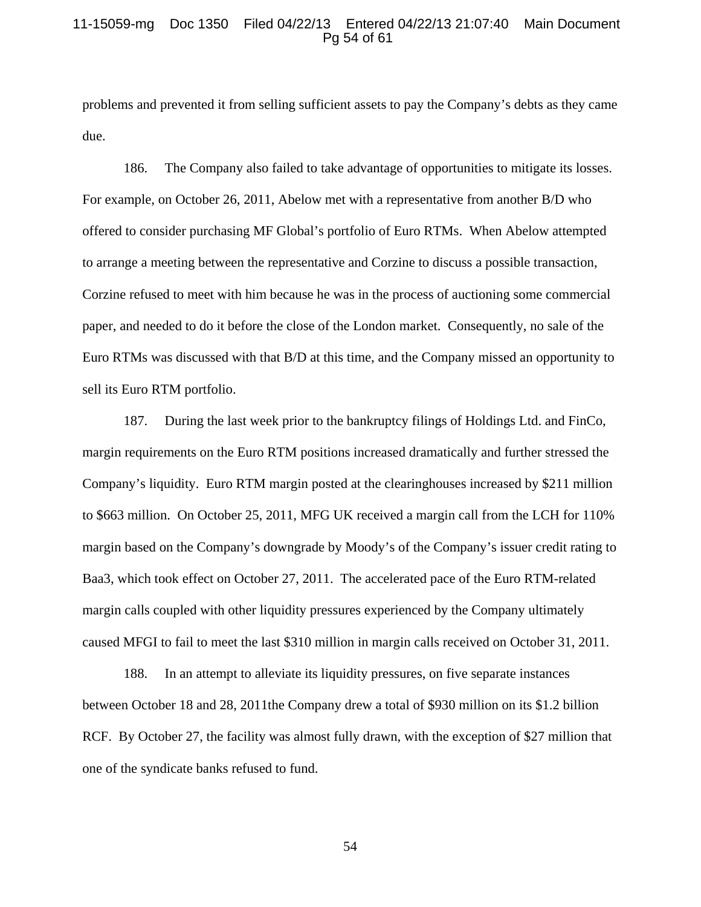problems and prevented it from selling sufficient assets to pay the Company's debts as they came due.

186. The Company also failed to take advantage of opportunities to mitigate its losses. For example, on October 26, 2011, Abelow met with a representative from another B/D who offered to consider purchasing MF Global's portfolio of Euro RTMs. When Abelow attempted to arrange a meeting between the representative and Corzine to discuss a possible transaction, Corzine refused to meet with him because he was in the process of auctioning some commercial paper, and needed to do it before the close of the London market. Consequently, no sale of the Euro RTMs was discussed with that B/D at this time, and the Company missed an opportunity to sell its Euro RTM portfolio.

187. During the last week prior to the bankruptcy filings of Holdings Ltd. and FinCo, margin requirements on the Euro RTM positions increased dramatically and further stressed the Company's liquidity. Euro RTM margin posted at the clearinghouses increased by $211 million to $663 million. On October 25, 2011, MFG UK received a margin call from the LCH for 110% margin based on the Company's downgrade by Moody's of the Company's issuer credit rating to Baa3, which took effect on October 27, 2011. The accelerated pace of the Euro RTM-related margin calls coupled with other liquidity pressures experienced by the Company ultimately caused MFGI to fail to meet the last $310 million in margin calls received on October 31, 2011.

188. In an attempt to alleviate its liquidity pressures, on five separate instances between October 18 and 28, 2011the Company drew a total of $930 million on its $1.2 billion RCF. By October 27, the facility was almost fully drawn, with the exception of $27 million that one of the syndicate banks refused to fund.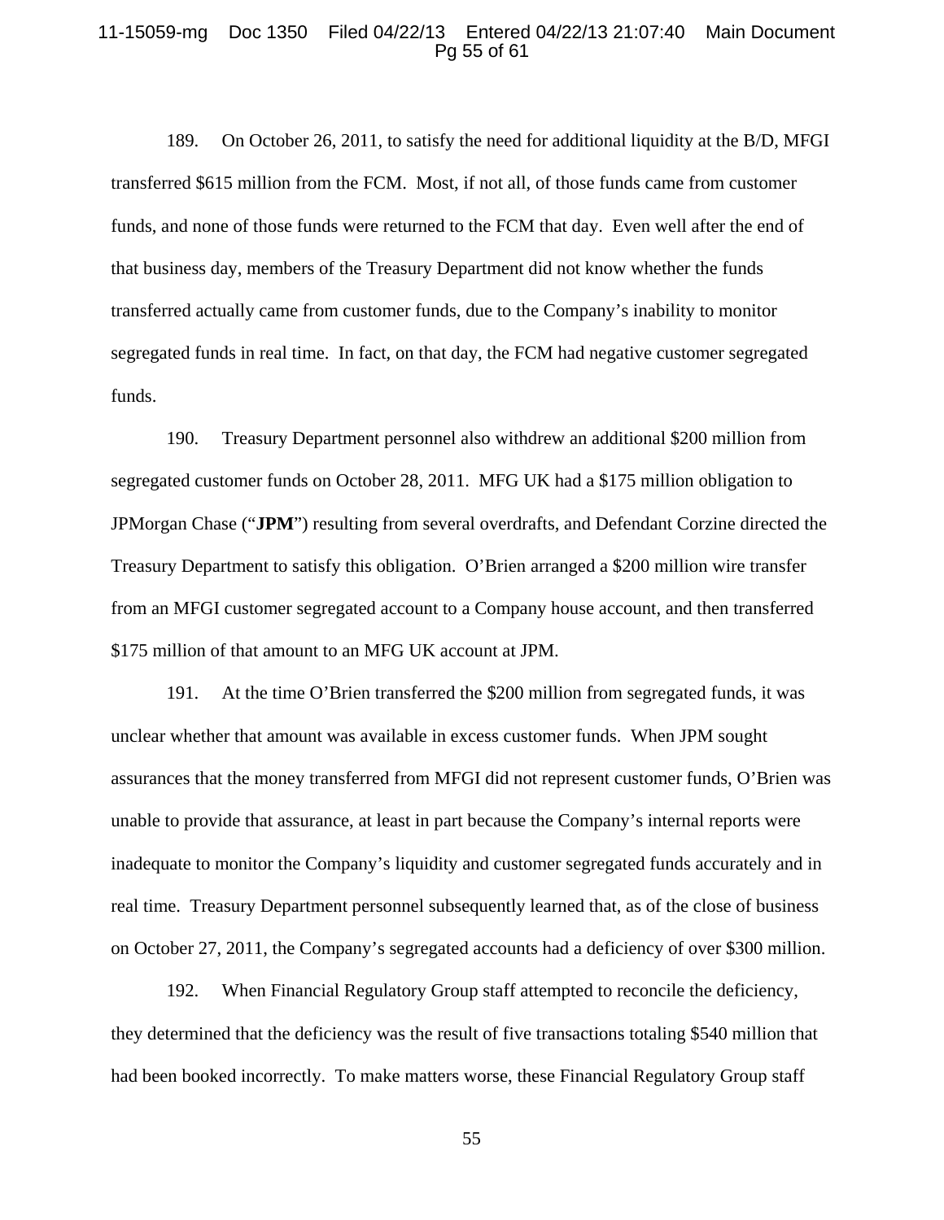189. On October 26, 2011, to satisfy the need for additional liquidity at the B/D, MFGI transferred $615 million from the FCM. Most, if not all, of those funds came from customer funds, and none of those funds were returned to the FCM that day. Even well after the end of that business day, members of the Treasury Department did not know whether the funds transferred actually came from customer funds, due to the Company's inability to monitor segregated funds in real time. In fact, on that day, the FCM had negative customer segregated funds.

190. Treasury Department personnel also withdrew an additional $200 million from segregated customer funds on October 28, 2011. MFG UK had a $175 million obligation to JPMorgan Chase ("**JPM**") resulting from several overdrafts, and Defendant Corzine directed the Treasury Department to satisfy this obligation. O'Brien arranged a $200 million wire transfer from an MFGI customer segregated account to a Company house account, and then transferred $175 million of that amount to an MFG UK account at JPM.

191. At the time O'Brien transferred the $200 million from segregated funds, it was unclear whether that amount was available in excess customer funds. When JPM sought assurances that the money transferred from MFGI did not represent customer funds, O'Brien was unable to provide that assurance, at least in part because the Company's internal reports were inadequate to monitor the Company's liquidity and customer segregated funds accurately and in real time. Treasury Department personnel subsequently learned that, as of the close of business on October 27, 2011, the Company's segregated accounts had a deficiency of over $300 million.

192. When Financial Regulatory Group staff attempted to reconcile the deficiency, they determined that the deficiency was the result of five transactions totaling $540 million that had been booked incorrectly. To make matters worse, these Financial Regulatory Group staff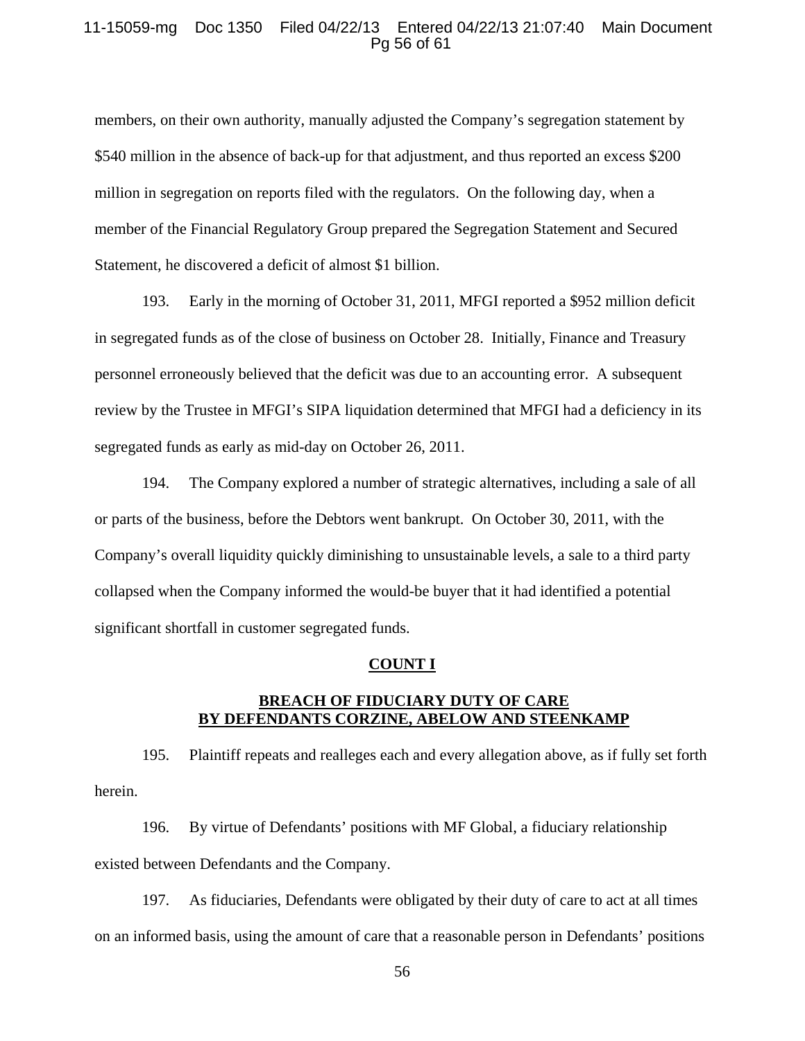members, on their own authority, manually adjusted the Company's segregation statement by $540 million in the absence of back-up for that adjustment, and thus reported an excess $200 million in segregation on reports filed with the regulators. On the following day, when a member of the Financial Regulatory Group prepared the Segregation Statement and Secured Statement, he discovered a deficit of almost $1 billion.

193. Early in the morning of October 31, 2011, MFGI reported a $952 million deficit in segregated funds as of the close of business on October 28. Initially, Finance and Treasury personnel erroneously believed that the deficit was due to an accounting error. A subsequent review by the Trustee in MFGI's SIPA liquidation determined that MFGI had a deficiency in its segregated funds as early as mid-day on October 26, 2011.

194. The Company explored a number of strategic alternatives, including a sale of all or parts of the business, before the Debtors went bankrupt. On October 30, 2011, with the Company's overall liquidity quickly diminishing to unsustainable levels, a sale to a third party collapsed when the Company informed the would-be buyer that it had identified a potential significant shortfall in customer segregated funds.

## COUNT I

## BREACH OF FIDUCIARY DUTY OF CARE BY DEFENDANTS CORZINE, ABELOW AND STEENKAMP

195. Plaintiff repeats and realleges each and every allegation above, as if fully set forth herein.

196. By virtue of Defendants' positions with MF Global, a fiduciary relationship existed between Defendants and the Company.

197. As fiduciaries, Defendants were obligated by their duty of care to act at all times on an informed basis, using the amount of care that a reasonable person in Defendants' positions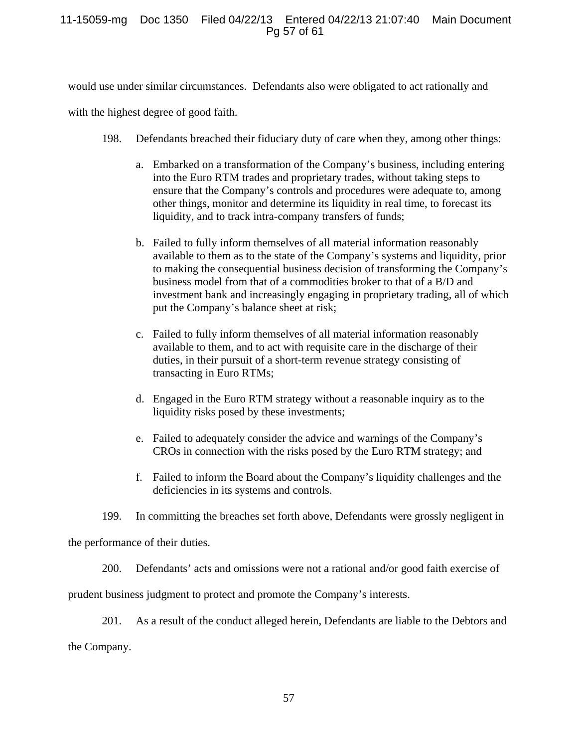would use under similar circumstances. Defendants also were obligated to act rationally and with the highest degree of good faith.

198. Defendants breached their fiduciary duty of care when they, among other things:

a. Embarked on a transformation of the Company's business, including entering into the Euro RTM trades and proprietary trades, without taking steps to ensure that the Company's controls and procedures were adequate to, among other things, monitor and determine its liquidity in real time, to forecast its liquidity, and to track intra-company transfers of funds;

b. Failed to fully inform themselves of all material information reasonably available to them as to the state of the Company's systems and liquidity, prior to making the consequential business decision of transforming the Company's business model from that of a commodities broker to that of a B/D and investment bank and increasingly engaging in proprietary trading, all of which put the Company's balance sheet at risk;

c. Failed to fully inform themselves of all material information reasonably available to them, and to act with requisite care in the discharge of their duties, in their pursuit of a short-term revenue strategy consisting of transacting in Euro RTMs;

d. Engaged in the Euro RTM strategy without a reasonable inquiry as to the liquidity risks posed by these investments;

e. Failed to adequately consider the advice and warnings of the Company's CROs in connection with the risks posed by the Euro RTM strategy; and

f. Failed to inform the Board about the Company's liquidity challenges and the deficiencies in its systems and controls.

199. In committing the breaches set forth above, Defendants were grossly negligent in the performance of their duties.

200. Defendants' acts and omissions were not a rational and/or good faith exercise of prudent business judgment to protect and promote the Company's interests.

201. As a result of the conduct alleged herein, Defendants are liable to the Debtors and the Company.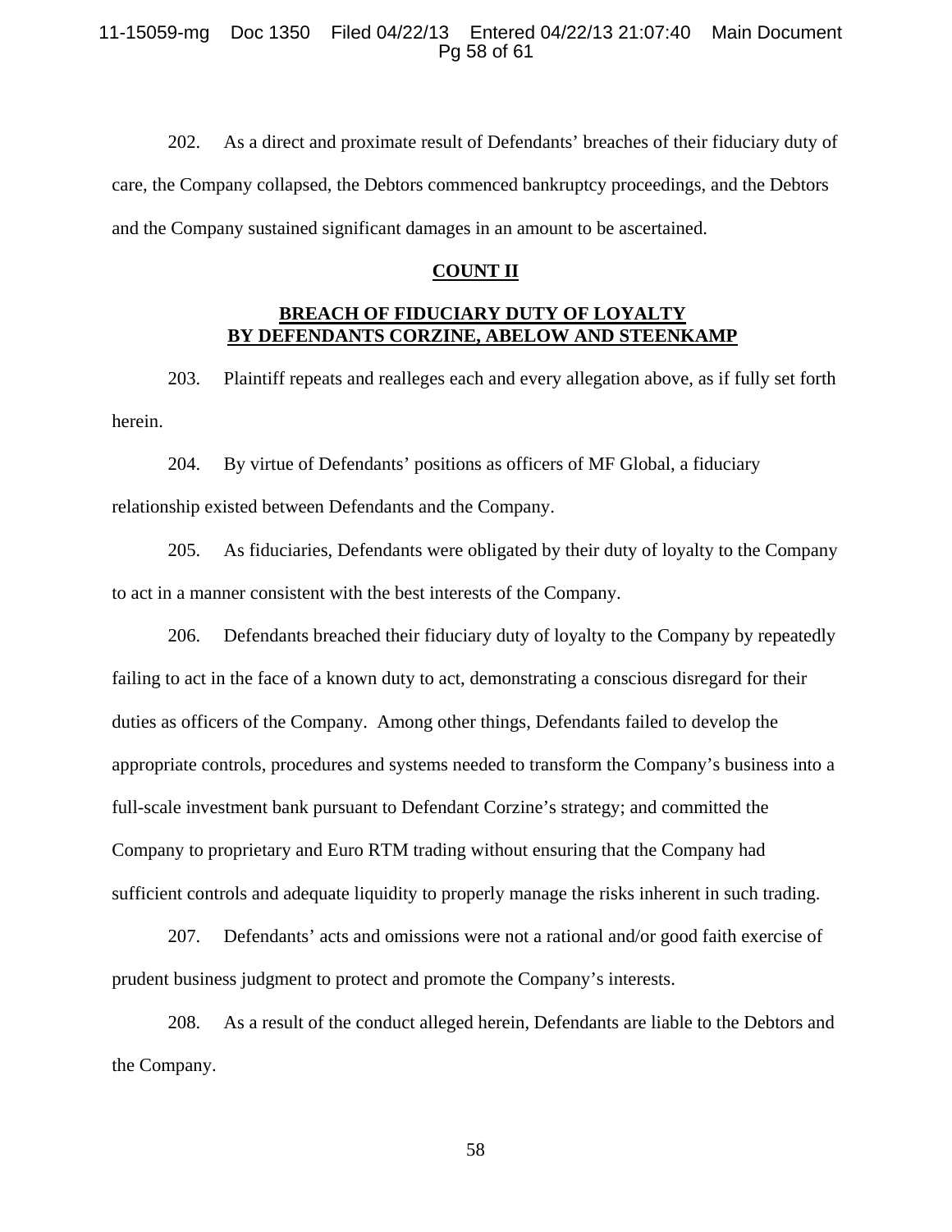202. As a direct and proximate result of Defendants' breaches of their fiduciary duty of care, the Company collapsed, the Debtors commenced bankruptcy proceedings, and the Debtors and the Company sustained significant damages in an amount to be ascertained.

## COUNT II

## BREACH OF FIDUCIARY DUTY OF LOYALTY BY DEFENDANTS CORZINE, ABELOW AND STEENKAMP

203. Plaintiff repeats and realleges each and every allegation above, as if fully set forth herein.

204. By virtue of Defendants' positions as officers of MF Global, a fiduciary relationship existed between Defendants and the Company.

205. As fiduciaries, Defendants were obligated by their duty of loyalty to the Company to act in a manner consistent with the best interests of the Company.

206. Defendants breached their fiduciary duty of loyalty to the Company by repeatedly failing to act in the face of a known duty to act, demonstrating a conscious disregard for their duties as officers of the Company. Among other things, Defendants failed to develop the appropriate controls, procedures and systems needed to transform the Company's business into a full-scale investment bank pursuant to Defendant Corzine's strategy; and committed the Company to proprietary and Euro RTM trading without ensuring that the Company had sufficient controls and adequate liquidity to properly manage the risks inherent in such trading.

207. Defendants' acts and omissions were not a rational and/or good faith exercise of prudent business judgment to protect and promote the Company's interests.

208. As a result of the conduct alleged herein, Defendants are liable to the Debtors and the Company.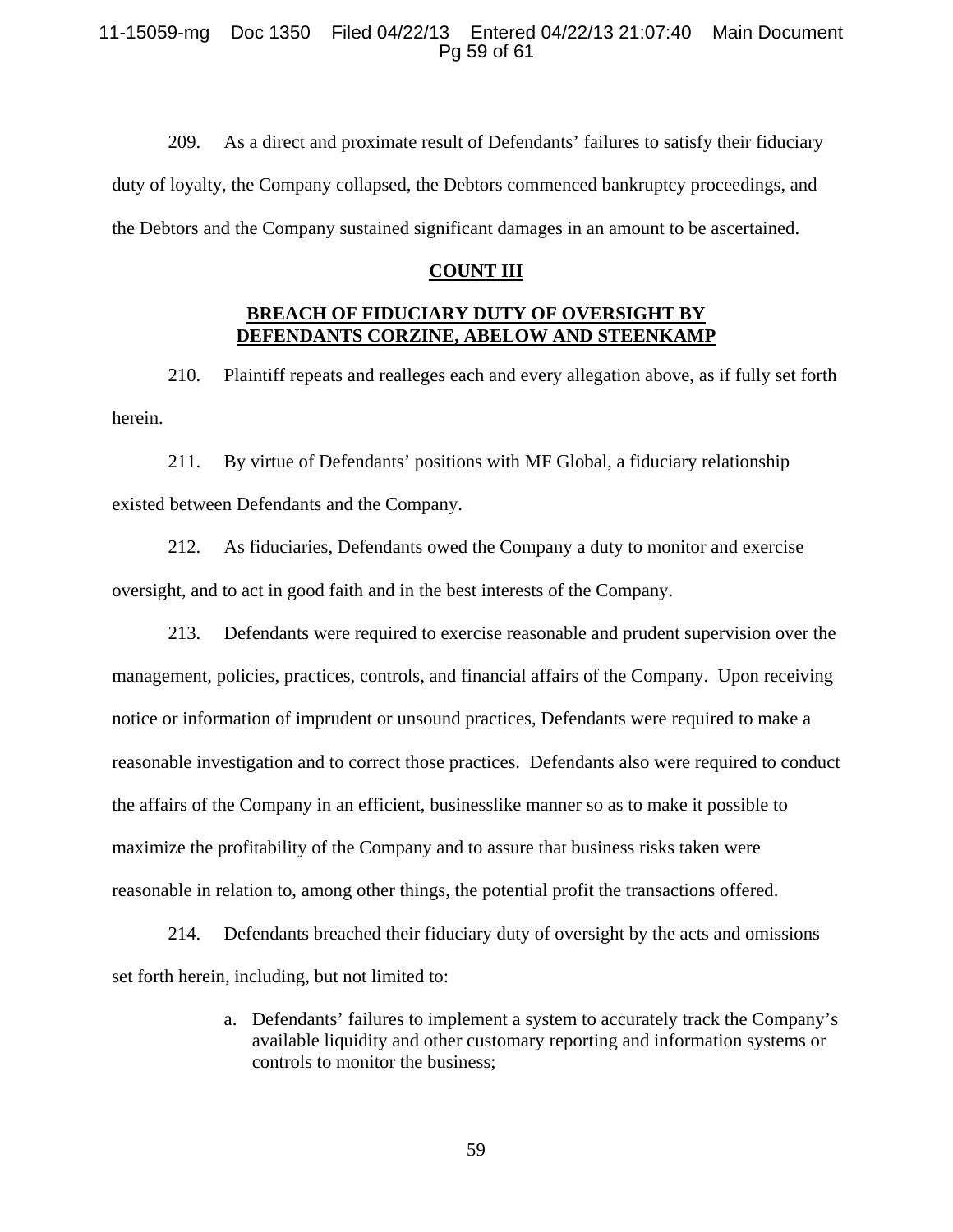209. As a direct and proximate result of Defendants' failures to satisfy their fiduciary duty of loyalty, the Company collapsed, the Debtors commenced bankruptcy proceedings, and the Debtors and the Company sustained significant damages in an amount to be ascertained.

## COUNT III

## BREACH OF FIDUCIARY DUTY OF OVERSIGHT BY DEFENDANTS CORZINE, ABELOW AND STEENKAMP

210. Plaintiff repeats and realleges each and every allegation above, as if fully set forth herein.

211. By virtue of Defendants' positions with MF Global, a fiduciary relationship existed between Defendants and the Company.

212. As fiduciaries, Defendants owed the Company a duty to monitor and exercise oversight, and to act in good faith and in the best interests of the Company.

213. Defendants were required to exercise reasonable and prudent supervision over the management, policies, practices, controls, and financial affairs of the Company. Upon receiving notice or information of imprudent or unsound practices, Defendants were required to make a reasonable investigation and to correct those practices. Defendants also were required to conduct the affairs of the Company in an efficient, businesslike manner so as to make it possible to maximize the profitability of the Company and to assure that business risks taken were reasonable in relation to, among other things, the potential profit the transactions offered.

214. Defendants breached their fiduciary duty of oversight by the acts and omissions set forth herein, including, but not limited to:

a. Defendants' failures to implement a system to accurately track the Company's available liquidity and other customary reporting and information systems or controls to monitor the business;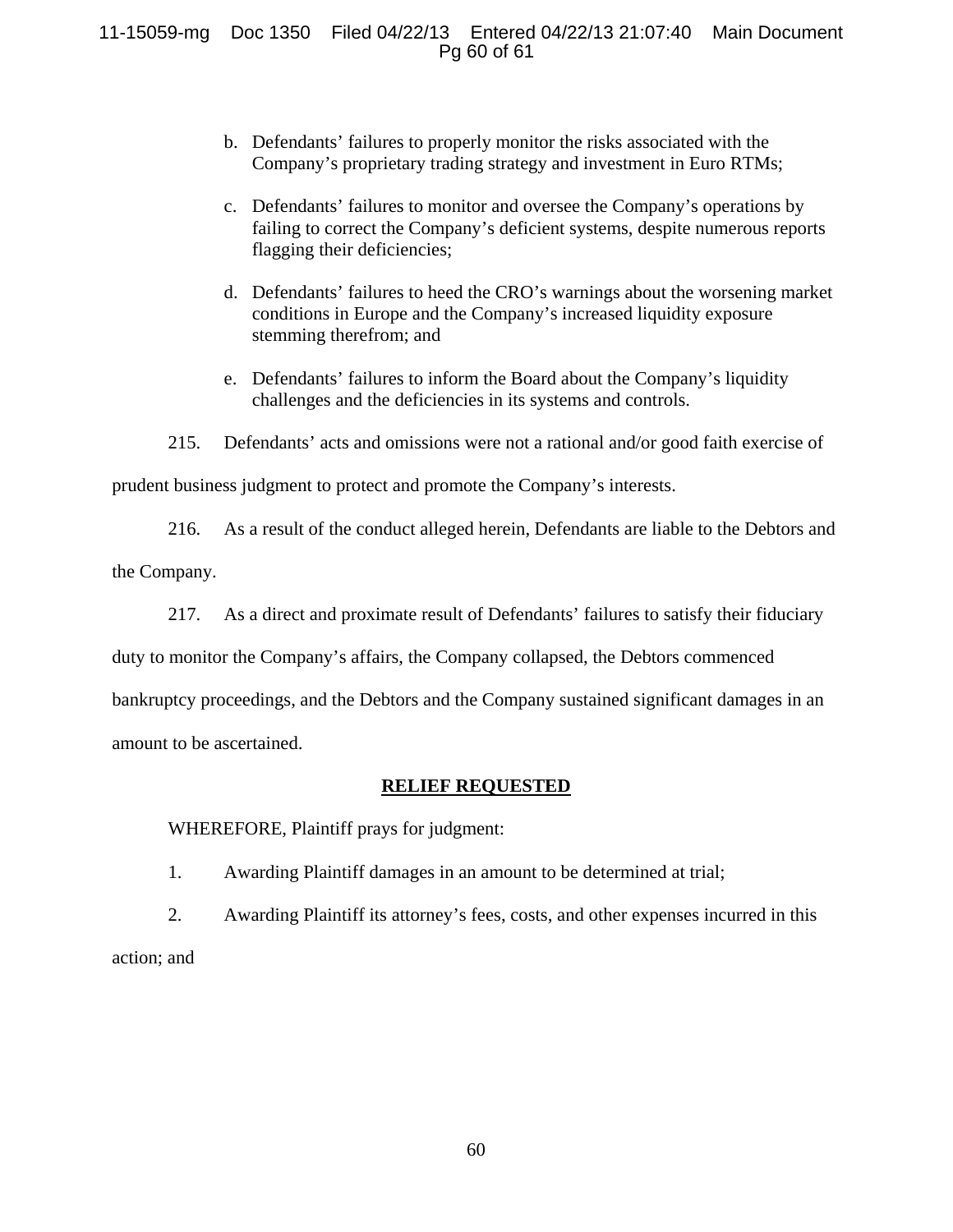b. Defendants' failures to properly monitor the risks associated with the Company's proprietary trading strategy and investment in Euro RTMs;

c. Defendants' failures to monitor and oversee the Company's operations by failing to correct the Company's deficient systems, despite numerous reports flagging their deficiencies;

d. Defendants' failures to heed the CRO's warnings about the worsening market conditions in Europe and the Company's increased liquidity exposure stemming therefrom; and

e. Defendants' failures to inform the Board about the Company's liquidity challenges and the deficiencies in its systems and controls.

215. Defendants' acts and omissions were not a rational and/or good faith exercise of prudent business judgment to protect and promote the Company's interests.

216. As a result of the conduct alleged herein, Defendants are liable to the Debtors and the Company.

217. As a direct and proximate result of Defendants' failures to satisfy their fiduciary duty to monitor the Company's affairs, the Company collapsed, the Debtors commenced bankruptcy proceedings, and the Debtors and the Company sustained significant damages in an amount to be ascertained.

## **RELIEF REQUESTED**

WHEREFORE, Plaintiff prays for judgment:

1. Awarding Plaintiff damages in an amount to be determined at trial;

2. Awarding Plaintiff its attorney's fees, costs, and other expenses incurred in this action; and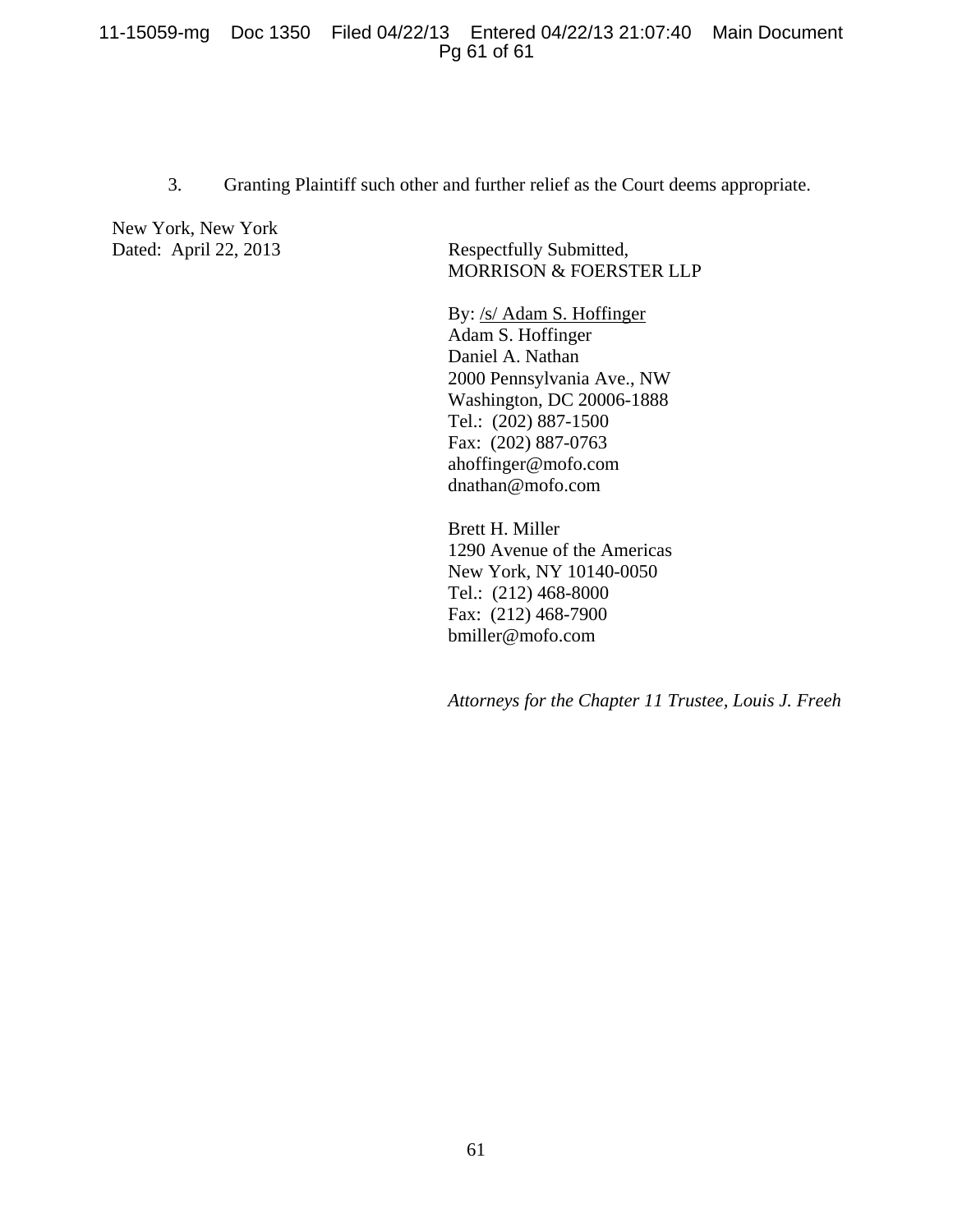3. Granting Plaintiff such other and further relief as the Court deems appropriate.

New York, New York
Dated: April 22, 2013

Respectfully Submitted,
MORRISON & FOERSTER LLP

By: /s/ Adam S. Hoffinger
Adam S. Hoffinger
Daniel A. Nathan
2000 Pennsylvania Ave., NW
Washington, DC 20006-1888
Tel.: (202) 887-1500
Fax: (202) 887-0763
ahoffinger@mofo.com
dnathan@mofo.com

Brett H. Miller
1290 Avenue of the Americas
New York, NY 10140-0050
Tel.: (212) 468-8000
Fax: (212) 468-7900
bmiller@mofo.com

*Attorneys for the Chapter 11 Trustee, Louis J. Freeh*